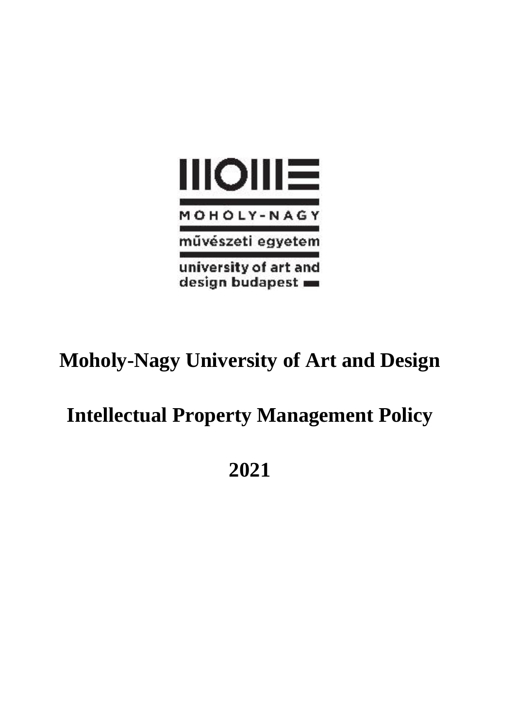MOHOLY-NAGY

művészeti egyetem

university of art and design budapest

# Moholy-Nagy University of Art and Design

# Intellectual Property Management Policy

# 2021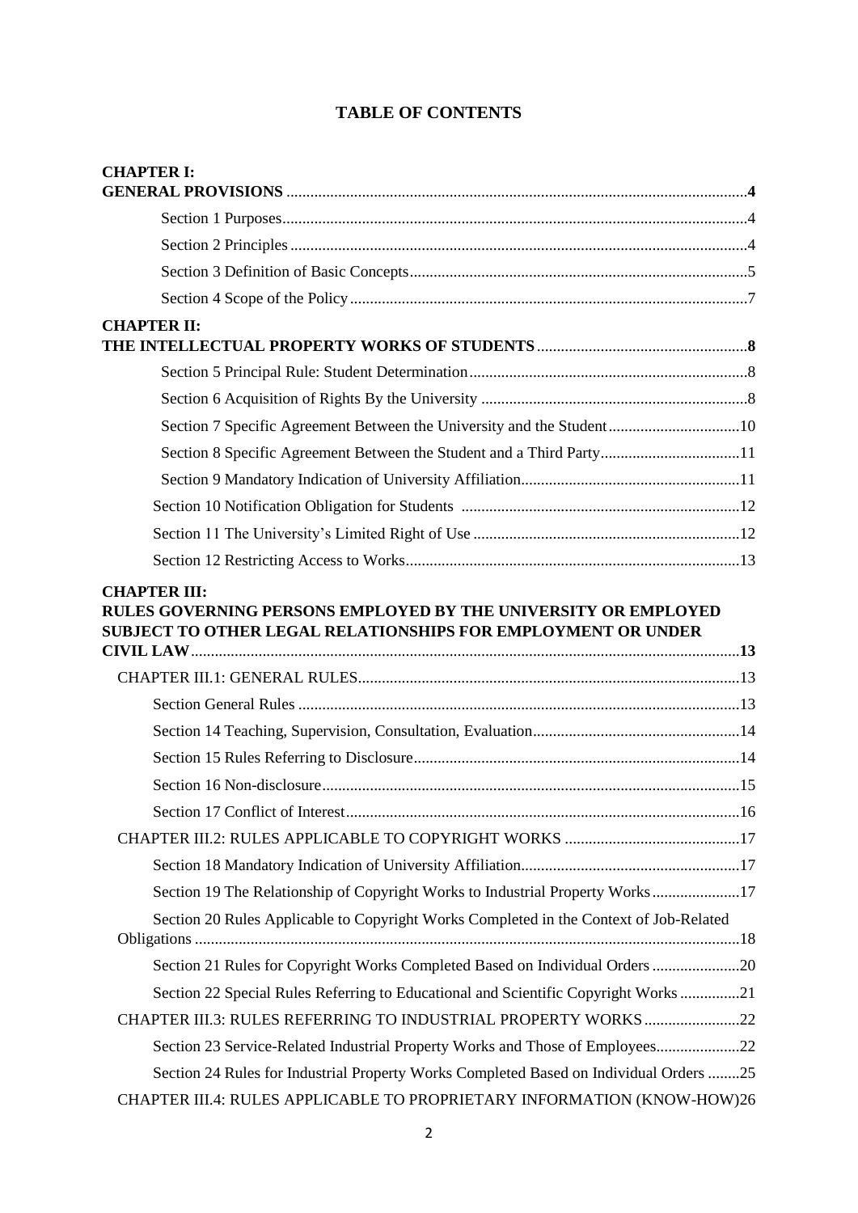# TABLE OF CONTENTS

**CHAPTER I:**
**GENERAL PROVISIONS** ....................................................................................................................4

- Section 1 Purposes....................................................................................................................4
- Section 2 Principles ..................................................................................................................4
- Section 3 Definition of Basic Concepts....................................................................................5
- Section 4 Scope of the Policy ...................................................................................................7

**CHAPTER II:**
**THE INTELLECTUAL PROPERTY WORKS OF STUDENTS** ....................................................8

- Section 5 Principal Rule: Student Determination.....................................................................8
- Section 6 Acquisition of Rights By the University ...................................................................8
- Section 7 Specific Agreement Between the University and the Student.................................10
- Section 8 Specific Agreement Between the Student and a Third Party...................................11
- Section 9 Mandatory Indication of University Affiliation.......................................................11
- Section 10 Notification Obligation for Students ......................................................................12
- Section 11 The University's Limited Right of Use ...................................................................12
- Section 12 Restricting Access to Works...................................................................................13

**CHAPTER III:**
**RULES GOVERNING PERSONS EMPLOYED BY THE UNIVERSITY OR EMPLOYED SUBJECT TO OTHER LEGAL RELATIONSHIPS FOR EMPLOYMENT OR UNDER CIVIL LAW**..........................................................................................................................................13

- CHAPTER III.1: GENERAL RULES...............................................................................................13
  - Section General Rules ..............................................................................................................13
  - Section 14 Teaching, Supervision, Consultation, Evaluation....................................................14
  - Section 15 Rules Referring to Disclosure.................................................................................14
  - Section 16 Non-disclosure.........................................................................................................15
  - Section 17 Conflict of Interest...................................................................................................16
- CHAPTER III.2: RULES APPLICABLE TO COPYRIGHT WORKS ............................................17
  - Section 18 Mandatory Indication of University Affiliation.......................................................17
  - Section 19 The Relationship of Copyright Works to Industrial Property Works......................17
  - Section 20 Rules Applicable to Copyright Works Completed in the Context of Job-Related Obligations ........................................................................................................................................18
  - Section 21 Rules for Copyright Works Completed Based on Individual Orders ......................20
  - Section 22 Special Rules Referring to Educational and Scientific Copyright Works ...............21
- CHAPTER III.3: RULES REFERRING TO INDUSTRIAL PROPERTY WORKS........................22
  - Section 23 Service-Related Industrial Property Works and Those of Employees.....................22
  - Section 24 Rules for Industrial Property Works Completed Based on Individual Orders ........25
- CHAPTER III.4: RULES APPLICABLE TO PROPRIETARY INFORMATION (KNOW-HOW)26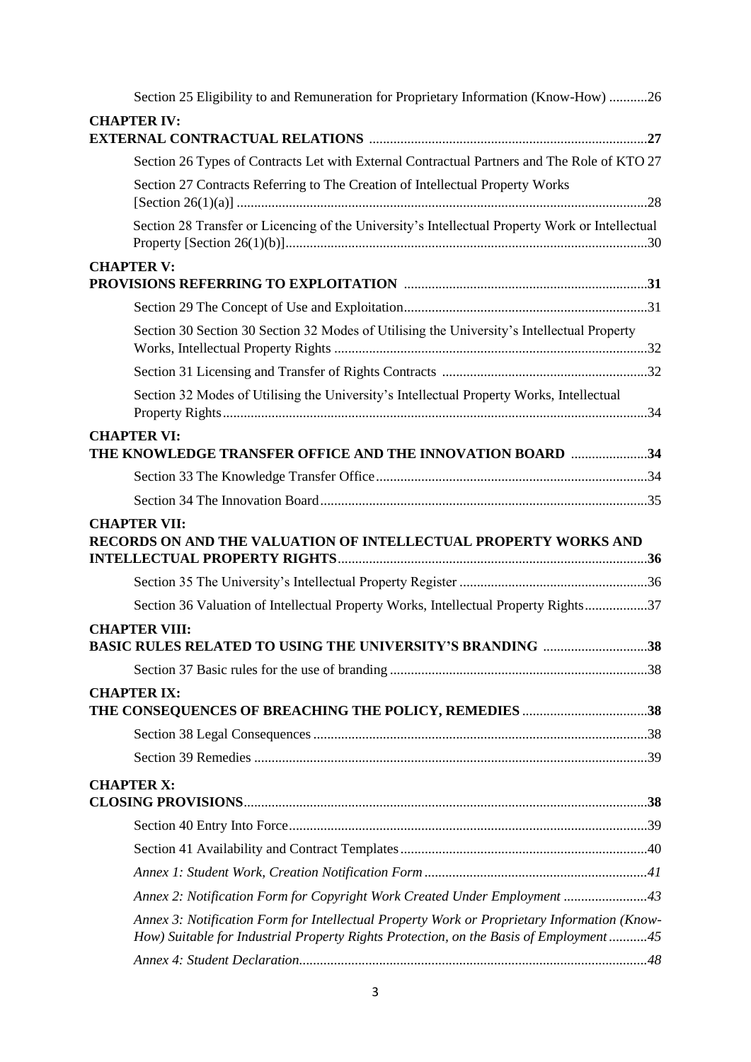Section 25 Eligibility to and Remuneration for Proprietary Information (Know-How) ...........26

**CHAPTER IV:**
**EXTERNAL CONTRACTUAL RELATIONS** ...............................................................................**27**

Section 26 Types of Contracts Let with External Contractual Partners and The Role of KTO 27

Section 27 Contracts Referring to The Creation of Intellectual Property Works [Section 26(1)(a)] ......................................................................................................................28

Section 28 Transfer or Licencing of the University's Intellectual Property Work or Intellectual Property [Section 26(1)(b)]........................................................................................................30

**CHAPTER V:**
**PROVISIONS REFERRING TO EXPLOITATION** .....................................................................**31**

Section 29 The Concept of Use and Exploitation......................................................................31

Section 30 Section 30 Section 32 Modes of Utilising the University's Intellectual Property Works, Intellectual Property Rights ..........................................................................................32

Section 31 Licensing and Transfer of Rights Contracts ...........................................................32

Section 32 Modes of Utilising the University's Intellectual Property Works, Intellectual Property Rights..........................................................................................................................34

**CHAPTER VI:**
**THE KNOWLEDGE TRANSFER OFFICE AND THE INNOVATION BOARD** ......................**34**

Section 33 The Knowledge Transfer Office..............................................................................34

Section 34 The Innovation Board..............................................................................................35

**CHAPTER VII:**
**RECORDS ON AND THE VALUATION OF INTELLECTUAL PROPERTY WORKS AND INTELLECTUAL PROPERTY RIGHTS**.........................................................................................**36**

Section 35 The University's Intellectual Property Register ......................................................36

Section 36 Valuation of Intellectual Property Works, Intellectual Property Rights..................37

**CHAPTER VIII:**
**BASIC RULES RELATED TO USING THE UNIVERSITY'S BRANDING** .............................**38**

Section 37 Basic rules for the use of branding..........................................................................38

**CHAPTER IX:**
**THE CONSEQUENCES OF BREACHING THE POLICY, REMEDIES** ....................................**38**

Section 38 Legal Consequences ................................................................................................38

Section 39 Remedies .................................................................................................................39

**CHAPTER X:**
**CLOSING PROVISIONS**...................................................................................................................**38**

Section 40 Entry Into Force.......................................................................................................39

Section 41 Availability and Contract Templates.......................................................................40

*Annex 1: Student Work, Creation Notification Form ................................................................41*

*Annex 2: Notification Form for Copyright Work Created Under Employment ........................43*

*Annex 3: Notification Form for Intellectual Property Work or Proprietary Information (Know-How) Suitable for Industrial Property Rights Protection, on the Basis of Employment ...........45*

*Annex 4: Student Declaration....................................................................................................48*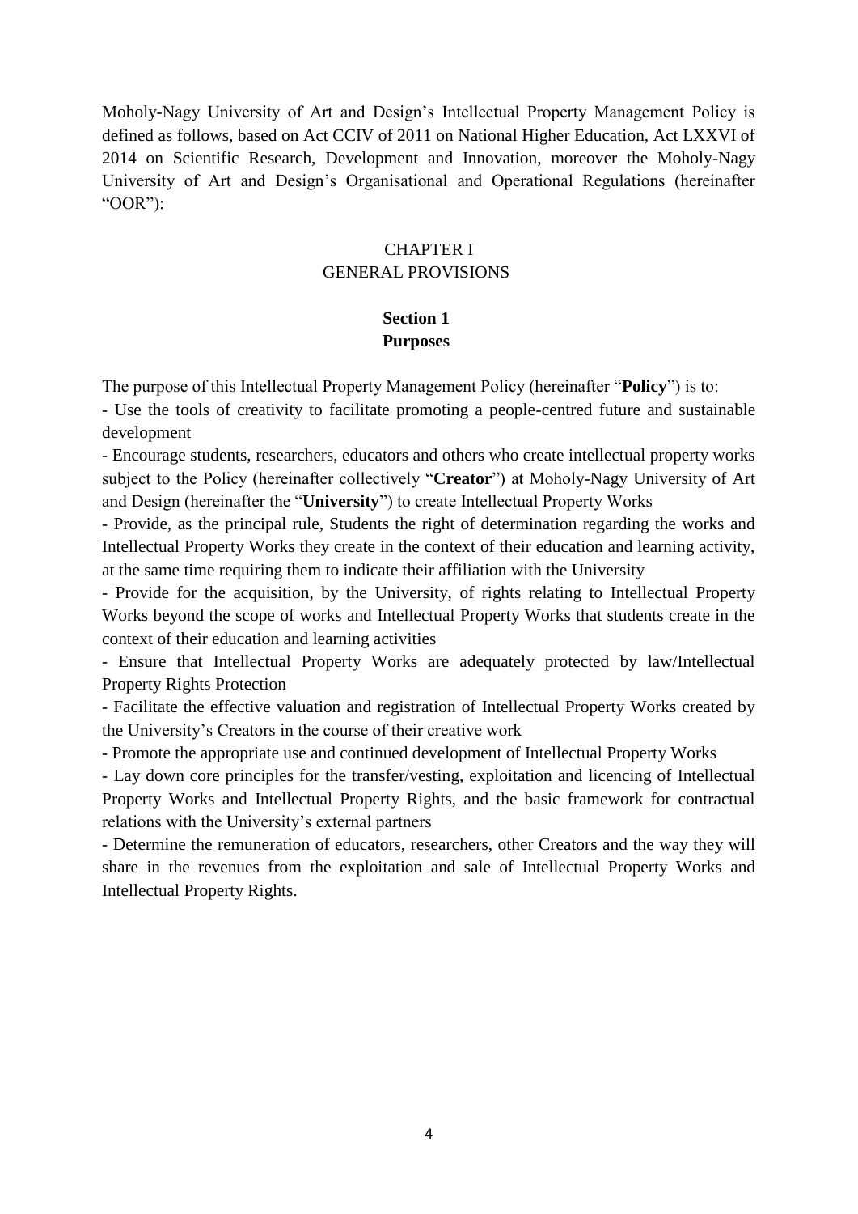Moholy-Nagy University of Art and Design's Intellectual Property Management Policy is defined as follows, based on Act CCIV of 2011 on National Higher Education, Act LXXVI of 2014 on Scientific Research, Development and Innovation, moreover the Moholy-Nagy University of Art and Design's Organisational and Operational Regulations (hereinafter "OOR"):

# CHAPTER I
# GENERAL PROVISIONS

## Section 1
## Purposes

The purpose of this Intellectual Property Management Policy (hereinafter "**Policy**") is to:

- Use the tools of creativity to facilitate promoting a people-centred future and sustainable development
- Encourage students, researchers, educators and others who create intellectual property works subject to the Policy (hereinafter collectively "**Creator**") at Moholy-Nagy University of Art and Design (hereinafter the "**University**") to create Intellectual Property Works
- Provide, as the principal rule, Students the right of determination regarding the works and Intellectual Property Works they create in the context of their education and learning activity, at the same time requiring them to indicate their affiliation with the University
- Provide for the acquisition, by the University, of rights relating to Intellectual Property Works beyond the scope of works and Intellectual Property Works that students create in the context of their education and learning activities
- Ensure that Intellectual Property Works are adequately protected by law/Intellectual Property Rights Protection
- Facilitate the effective valuation and registration of Intellectual Property Works created by the University's Creators in the course of their creative work
- Promote the appropriate use and continued development of Intellectual Property Works
- Lay down core principles for the transfer/vesting, exploitation and licencing of Intellectual Property Works and Intellectual Property Rights, and the basic framework for contractual relations with the University's external partners
- Determine the remuneration of educators, researchers, other Creators and the way they will share in the revenues from the exploitation and sale of Intellectual Property Works and Intellectual Property Rights.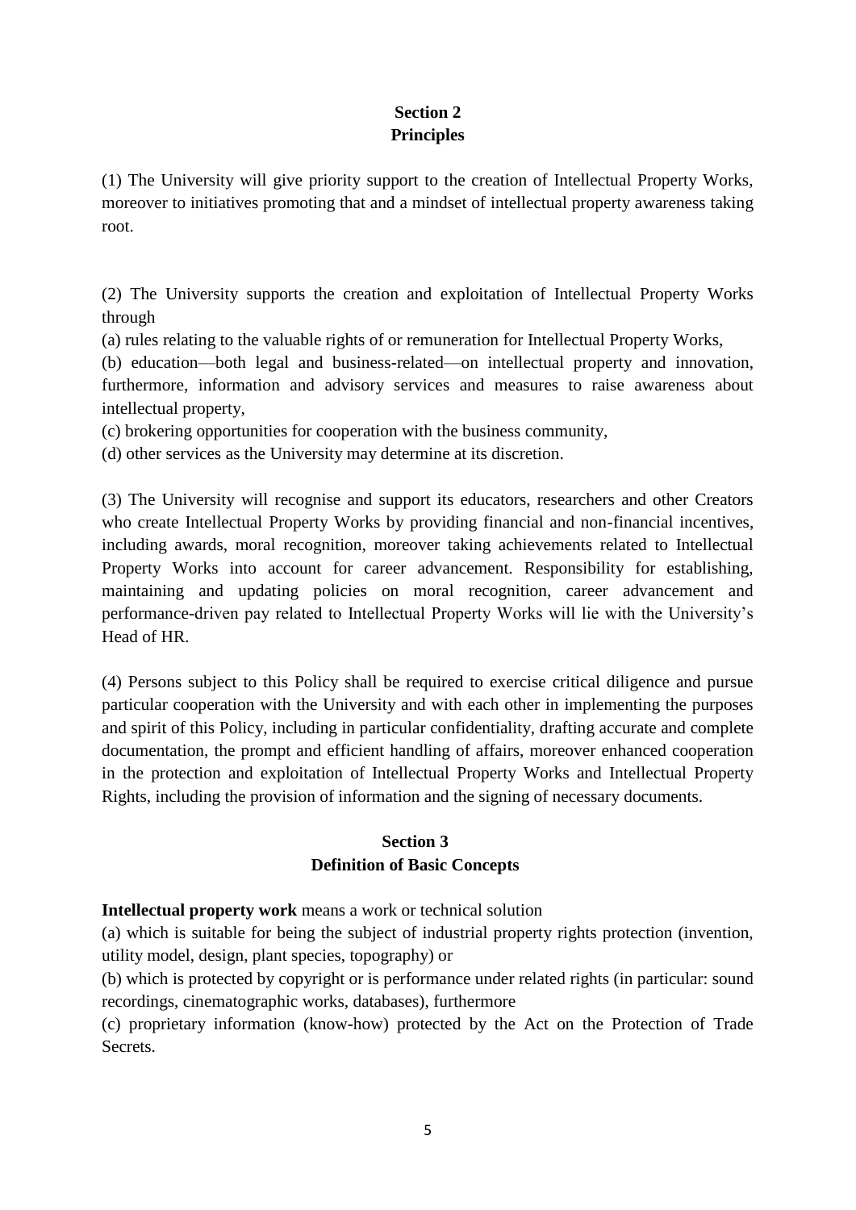## Section 2
## Principles

(1) The University will give priority support to the creation of Intellectual Property Works, moreover to initiatives promoting that and a mindset of intellectual property awareness taking root.

(2) The University supports the creation and exploitation of Intellectual Property Works through

(a) rules relating to the valuable rights of or remuneration for Intellectual Property Works,

(b) education—both legal and business-related—on intellectual property and innovation, furthermore, information and advisory services and measures to raise awareness about intellectual property,

(c) brokering opportunities for cooperation with the business community,

(d) other services as the University may determine at its discretion.

(3) The University will recognise and support its educators, researchers and other Creators who create Intellectual Property Works by providing financial and non-financial incentives, including awards, moral recognition, moreover taking achievements related to Intellectual Property Works into account for career advancement. Responsibility for establishing, maintaining and updating policies on moral recognition, career advancement and performance-driven pay related to Intellectual Property Works will lie with the University's Head of HR.

(4) Persons subject to this Policy shall be required to exercise critical diligence and pursue particular cooperation with the University and with each other in implementing the purposes and spirit of this Policy, including in particular confidentiality, drafting accurate and complete documentation, the prompt and efficient handling of affairs, moreover enhanced cooperation in the protection and exploitation of Intellectual Property Works and Intellectual Property Rights, including the provision of information and the signing of necessary documents.

## Section 3
## Definition of Basic Concepts

**Intellectual property work** means a work or technical solution

(a) which is suitable for being the subject of industrial property rights protection (invention, utility model, design, plant species, topography) or

(b) which is protected by copyright or is performance under related rights (in particular: sound recordings, cinematographic works, databases), furthermore

(c) proprietary information (know-how) protected by the Act on the Protection of Trade Secrets.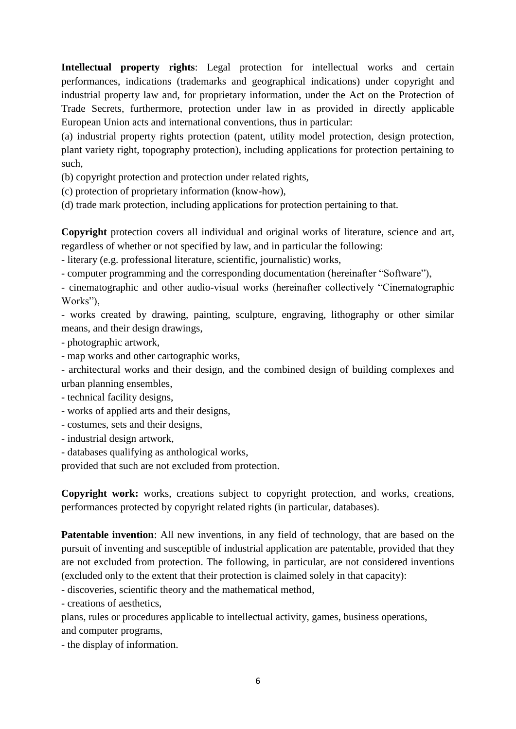**Intellectual property rights**: Legal protection for intellectual works and certain performances, indications (trademarks and geographical indications) under copyright and industrial property law and, for proprietary information, under the Act on the Protection of Trade Secrets, furthermore, protection under law in as provided in directly applicable European Union acts and international conventions, thus in particular:

(a) industrial property rights protection (patent, utility model protection, design protection, plant variety right, topography protection), including applications for protection pertaining to such,

(b) copyright protection and protection under related rights,

(c) protection of proprietary information (know-how),

(d) trade mark protection, including applications for protection pertaining to that.

**Copyright** protection covers all individual and original works of literature, science and art, regardless of whether or not specified by law, and in particular the following:

- literary (e.g. professional literature, scientific, journalistic) works,
- computer programming and the corresponding documentation (hereinafter "Software"),
- cinematographic and other audio-visual works (hereinafter collectively "Cinematographic Works"),
- works created by drawing, painting, sculpture, engraving, lithography or other similar means, and their design drawings,
- photographic artwork,
- map works and other cartographic works,
- architectural works and their design, and the combined design of building complexes and urban planning ensembles,
- technical facility designs,
- works of applied arts and their designs,
- costumes, sets and their designs,
- industrial design artwork,
- databases qualifying as anthological works,

provided that such are not excluded from protection.

**Copyright work:** works, creations subject to copyright protection, and works, creations, performances protected by copyright related rights (in particular, databases).

**Patentable invention**: All new inventions, in any field of technology, that are based on the pursuit of inventing and susceptible of industrial application are patentable, provided that they are not excluded from protection. The following, in particular, are not considered inventions (excluded only to the extent that their protection is claimed solely in that capacity):

- discoveries, scientific theory and the mathematical method,
- creations of aesthetics,

plans, rules or procedures applicable to intellectual activity, games, business operations, and computer programs,

- the display of information.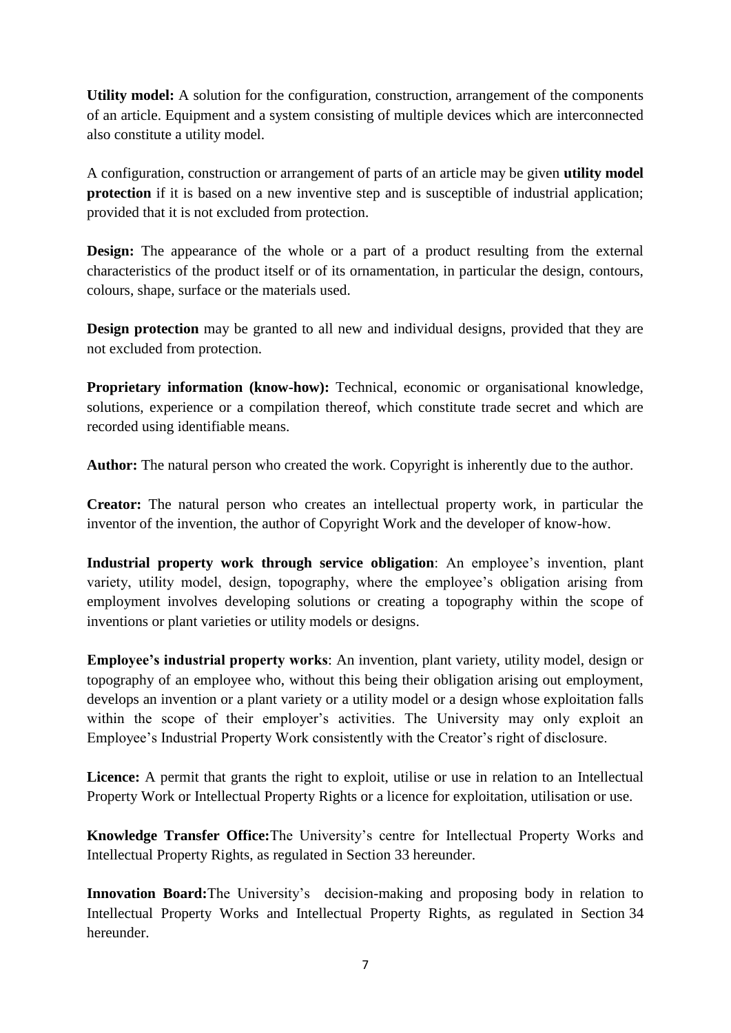**Utility model:** A solution for the configuration, construction, arrangement of the components of an article. Equipment and a system consisting of multiple devices which are interconnected also constitute a utility model.

A configuration, construction or arrangement of parts of an article may be given **utility model protection** if it is based on a new inventive step and is susceptible of industrial application; provided that it is not excluded from protection.

**Design:** The appearance of the whole or a part of a product resulting from the external characteristics of the product itself or of its ornamentation, in particular the design, contours, colours, shape, surface or the materials used.

**Design protection** may be granted to all new and individual designs, provided that they are not excluded from protection.

**Proprietary information (know-how):** Technical, economic or organisational knowledge, solutions, experience or a compilation thereof, which constitute trade secret and which are recorded using identifiable means.

**Author:** The natural person who created the work. Copyright is inherently due to the author.

**Creator:** The natural person who creates an intellectual property work, in particular the inventor of the invention, the author of Copyright Work and the developer of know-how.

**Industrial property work through service obligation**: An employee's invention, plant variety, utility model, design, topography, where the employee's obligation arising from employment involves developing solutions or creating a topography within the scope of inventions or plant varieties or utility models or designs.

**Employee's industrial property works**: An invention, plant variety, utility model, design or topography of an employee who, without this being their obligation arising out employment, develops an invention or a plant variety or a utility model or a design whose exploitation falls within the scope of their employer's activities. The University may only exploit an Employee's Industrial Property Work consistently with the Creator's right of disclosure.

**Licence:** A permit that grants the right to exploit, utilise or use in relation to an Intellectual Property Work or Intellectual Property Rights or a licence for exploitation, utilisation or use.

**Knowledge Transfer Office:** The University's centre for Intellectual Property Works and Intellectual Property Rights, as regulated in Section 33 hereunder.

**Innovation Board:** The University's decision-making and proposing body in relation to Intellectual Property Works and Intellectual Property Rights, as regulated in Section 34 hereunder.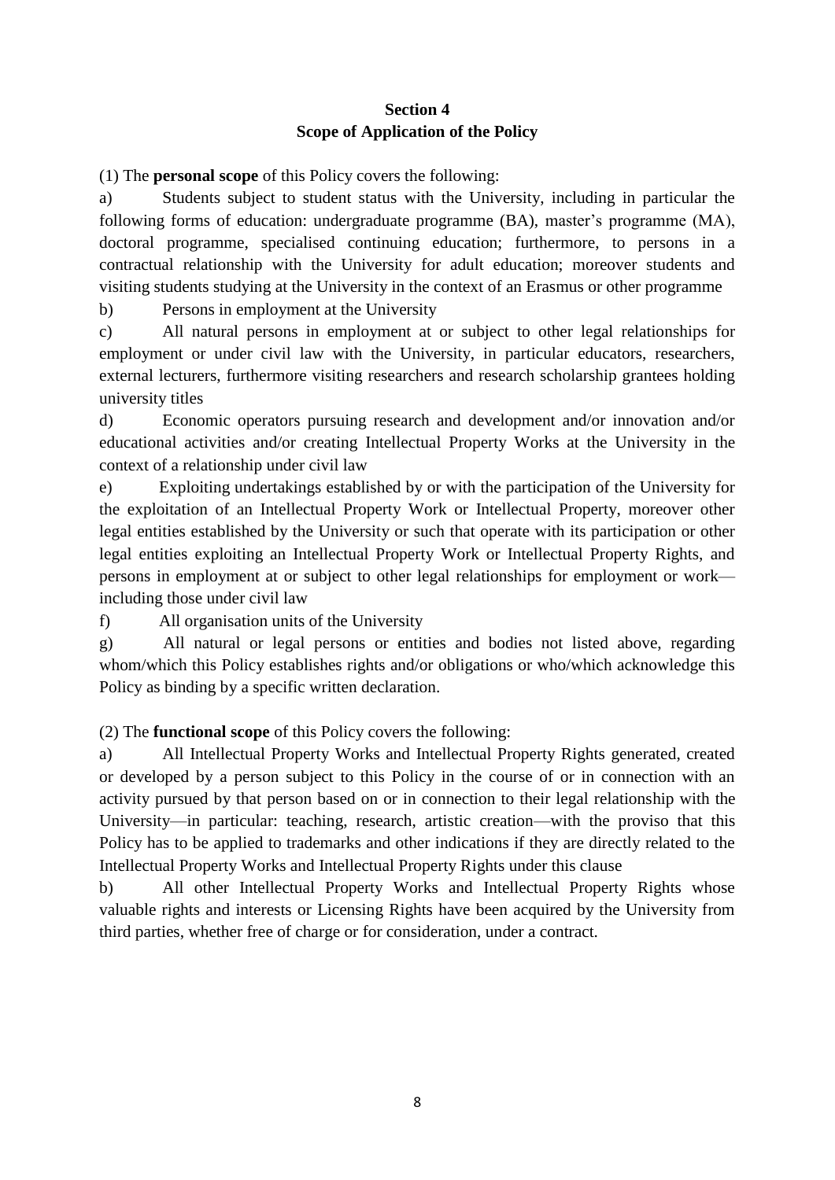## Section 4
## Scope of Application of the Policy

(1) The **personal scope** of this Policy covers the following:

a) Students subject to student status with the University, including in particular the following forms of education: undergraduate programme (BA), master's programme (MA), doctoral programme, specialised continuing education; furthermore, to persons in a contractual relationship with the University for adult education; moreover students and visiting students studying at the University in the context of an Erasmus or other programme

b) Persons in employment at the University

c) All natural persons in employment at or subject to other legal relationships for employment or under civil law with the University, in particular educators, researchers, external lecturers, furthermore visiting researchers and research scholarship grantees holding university titles

d) Economic operators pursuing research and development and/or innovation and/or educational activities and/or creating Intellectual Property Works at the University in the context of a relationship under civil law

e) Exploiting undertakings established by or with the participation of the University for the exploitation of an Intellectual Property Work or Intellectual Property, moreover other legal entities established by the University or such that operate with its participation or other legal entities exploiting an Intellectual Property Work or Intellectual Property Rights, and persons in employment at or subject to other legal relationships for employment or work—including those under civil law

f) All organisation units of the University

g) All natural or legal persons or entities and bodies not listed above, regarding whom/which this Policy establishes rights and/or obligations or who/which acknowledge this Policy as binding by a specific written declaration.

(2) The **functional scope** of this Policy covers the following:

a) All Intellectual Property Works and Intellectual Property Rights generated, created or developed by a person subject to this Policy in the course of or in connection with an activity pursued by that person based on or in connection to their legal relationship with the University—in particular: teaching, research, artistic creation—with the proviso that this Policy has to be applied to trademarks and other indications if they are directly related to the Intellectual Property Works and Intellectual Property Rights under this clause

b) All other Intellectual Property Works and Intellectual Property Rights whose valuable rights and interests or Licensing Rights have been acquired by the University from third parties, whether free of charge or for consideration, under a contract.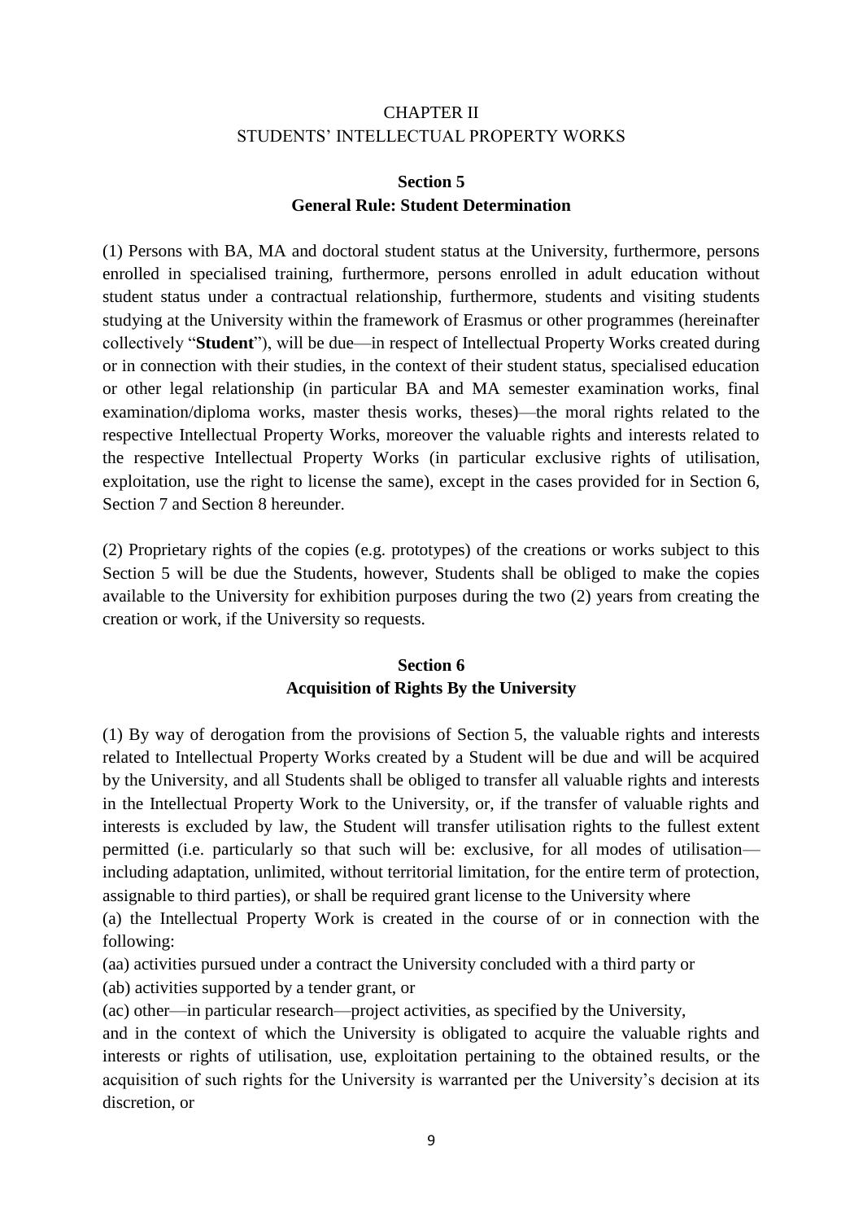## CHAPTER II
## STUDENTS' INTELLECTUAL PROPERTY WORKS

### Section 5
### General Rule: Student Determination

(1) Persons with BA, MA and doctoral student status at the University, furthermore, persons enrolled in specialised training, furthermore, persons enrolled in adult education without student status under a contractual relationship, furthermore, students and visiting students studying at the University within the framework of Erasmus or other programmes (hereinafter collectively "**Student**"), will be due—in respect of Intellectual Property Works created during or in connection with their studies, in the context of their student status, specialised education or other legal relationship (in particular BA and MA semester examination works, final examination/diploma works, master thesis works, theses)—the moral rights related to the respective Intellectual Property Works, moreover the valuable rights and interests related to the respective Intellectual Property Works (in particular exclusive rights of utilisation, exploitation, use the right to license the same), except in the cases provided for in Section 6, Section 7 and Section 8 hereunder.

(2) Proprietary rights of the copies (e.g. prototypes) of the creations or works subject to this Section 5 will be due the Students, however, Students shall be obliged to make the copies available to the University for exhibition purposes during the two (2) years from creating the creation or work, if the University so requests.

### Section 6
### Acquisition of Rights By the University

(1) By way of derogation from the provisions of Section 5, the valuable rights and interests related to Intellectual Property Works created by a Student will be due and will be acquired by the University, and all Students shall be obliged to transfer all valuable rights and interests in the Intellectual Property Work to the University, or, if the transfer of valuable rights and interests is excluded by law, the Student will transfer utilisation rights to the fullest extent permitted (i.e. particularly so that such will be: exclusive, for all modes of utilisation—including adaptation, unlimited, without territorial limitation, for the entire term of protection, assignable to third parties), or shall be required grant license to the University where

(a) the Intellectual Property Work is created in the course of or in connection with the following:

(aa) activities pursued under a contract the University concluded with a third party or

(ab) activities supported by a tender grant, or

(ac) other—in particular research—project activities, as specified by the University,

and in the context of which the University is obligated to acquire the valuable rights and interests or rights of utilisation, use, exploitation pertaining to the obtained results, or the acquisition of such rights for the University is warranted per the University's decision at its discretion, or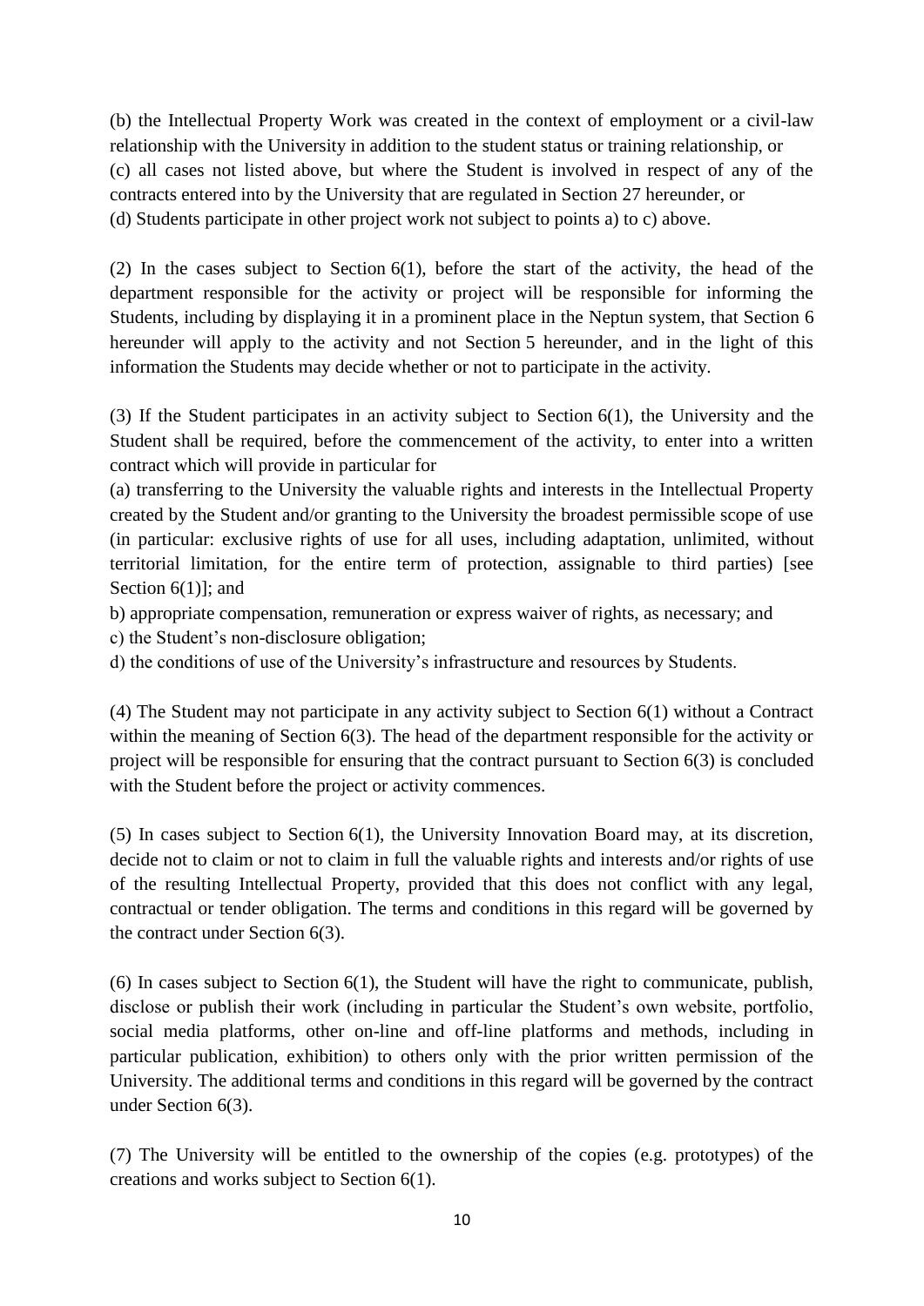(b) the Intellectual Property Work was created in the context of employment or a civil-law relationship with the University in addition to the student status or training relationship, or

(c) all cases not listed above, but where the Student is involved in respect of any of the contracts entered into by the University that are regulated in Section 27 hereunder, or

(d) Students participate in other project work not subject to points a) to c) above.

(2) In the cases subject to Section 6(1), before the start of the activity, the head of the department responsible for the activity or project will be responsible for informing the Students, including by displaying it in a prominent place in the Neptun system, that Section 6 hereunder will apply to the activity and not Section 5 hereunder, and in the light of this information the Students may decide whether or not to participate in the activity.

(3) If the Student participates in an activity subject to Section 6(1), the University and the Student shall be required, before the commencement of the activity, to enter into a written contract which will provide in particular for

(a) transferring to the University the valuable rights and interests in the Intellectual Property created by the Student and/or granting to the University the broadest permissible scope of use (in particular: exclusive rights of use for all uses, including adaptation, unlimited, without territorial limitation, for the entire term of protection, assignable to third parties) [see Section 6(1)]; and

b) appropriate compensation, remuneration or express waiver of rights, as necessary; and

c) the Student's non-disclosure obligation;

d) the conditions of use of the University's infrastructure and resources by Students.

(4) The Student may not participate in any activity subject to Section 6(1) without a Contract within the meaning of Section 6(3). The head of the department responsible for the activity or project will be responsible for ensuring that the contract pursuant to Section 6(3) is concluded with the Student before the project or activity commences.

(5) In cases subject to Section 6(1), the University Innovation Board may, at its discretion, decide not to claim or not to claim in full the valuable rights and interests and/or rights of use of the resulting Intellectual Property, provided that this does not conflict with any legal, contractual or tender obligation. The terms and conditions in this regard will be governed by the contract under Section 6(3).

(6) In cases subject to Section 6(1), the Student will have the right to communicate, publish, disclose or publish their work (including in particular the Student's own website, portfolio, social media platforms, other on-line and off-line platforms and methods, including in particular publication, exhibition) to others only with the prior written permission of the University. The additional terms and conditions in this regard will be governed by the contract under Section 6(3).

(7) The University will be entitled to the ownership of the copies (e.g. prototypes) of the creations and works subject to Section 6(1).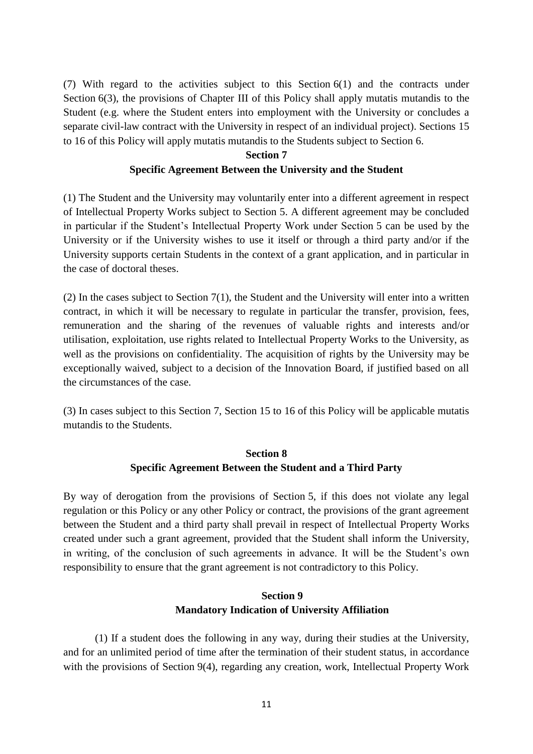(7) With regard to the activities subject to this Section 6(1) and the contracts under Section 6(3), the provisions of Chapter III of this Policy shall apply mutatis mutandis to the Student (e.g. where the Student enters into employment with the University or concludes a separate civil-law contract with the University in respect of an individual project). Sections 15 to 16 of this Policy will apply mutatis mutandis to the Students subject to Section 6.

## Section 7
## Specific Agreement Between the University and the Student

(1) The Student and the University may voluntarily enter into a different agreement in respect of Intellectual Property Works subject to Section 5. A different agreement may be concluded in particular if the Student's Intellectual Property Work under Section 5 can be used by the University or if the University wishes to use it itself or through a third party and/or if the University supports certain Students in the context of a grant application, and in particular in the case of doctoral theses.

(2) In the cases subject to Section 7(1), the Student and the University will enter into a written contract, in which it will be necessary to regulate in particular the transfer, provision, fees, remuneration and the sharing of the revenues of valuable rights and interests and/or utilisation, exploitation, use rights related to Intellectual Property Works to the University, as well as the provisions on confidentiality. The acquisition of rights by the University may be exceptionally waived, subject to a decision of the Innovation Board, if justified based on all the circumstances of the case.

(3) In cases subject to this Section 7, Section 15 to 16 of this Policy will be applicable mutatis mutandis to the Students.

## Section 8
## Specific Agreement Between the Student and a Third Party

By way of derogation from the provisions of Section 5, if this does not violate any legal regulation or this Policy or any other Policy or contract, the provisions of the grant agreement between the Student and a third party shall prevail in respect of Intellectual Property Works created under such a grant agreement, provided that the Student shall inform the University, in writing, of the conclusion of such agreements in advance. It will be the Student's own responsibility to ensure that the grant agreement is not contradictory to this Policy.

## Section 9
## Mandatory Indication of University Affiliation

(1) If a student does the following in any way, during their studies at the University, and for an unlimited period of time after the termination of their student status, in accordance with the provisions of Section 9(4), regarding any creation, work, Intellectual Property Work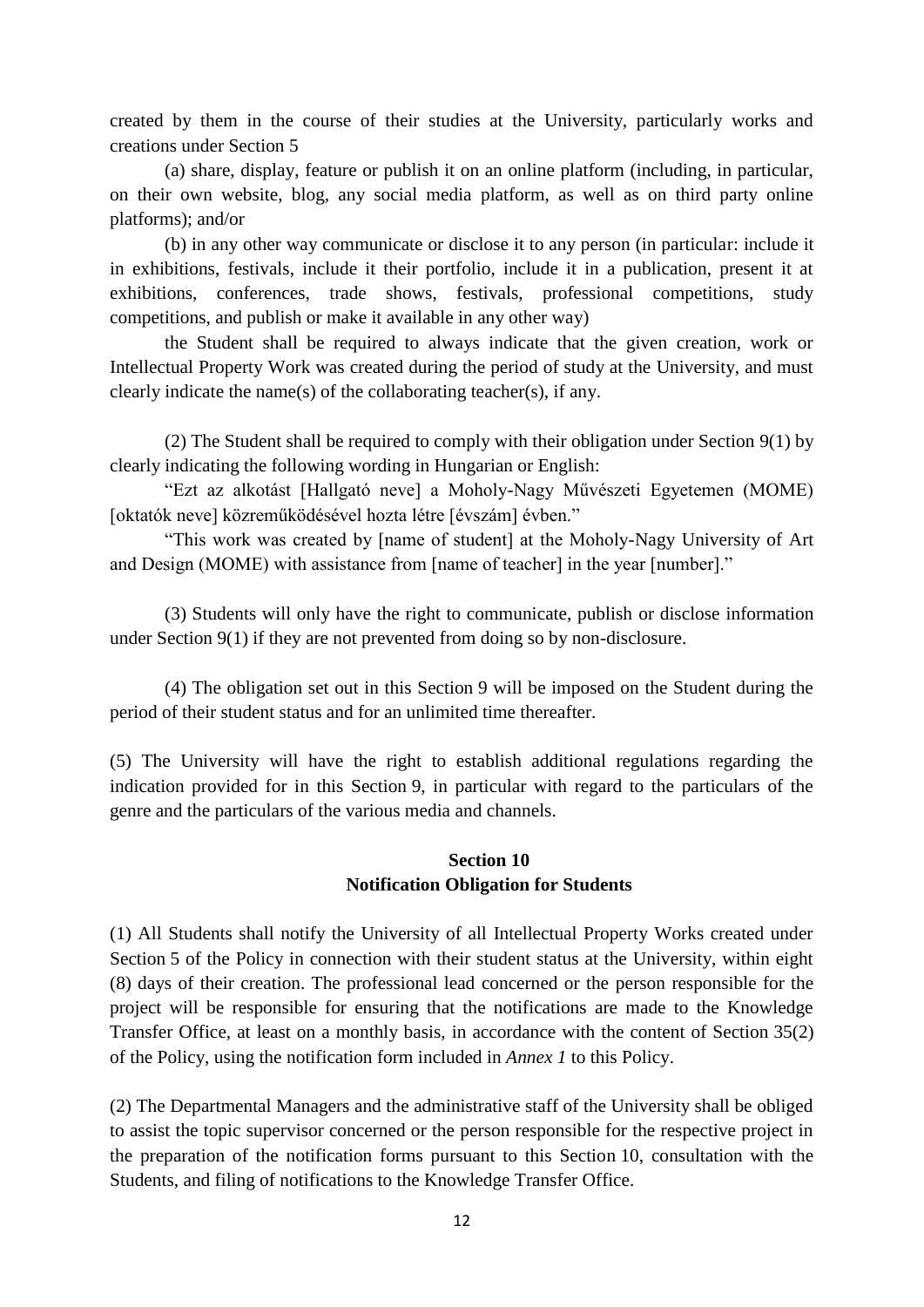created by them in the course of their studies at the University, particularly works and creations under Section 5

(a) share, display, feature or publish it on an online platform (including, in particular, on their own website, blog, any social media platform, as well as on third party online platforms); and/or

(b) in any other way communicate or disclose it to any person (in particular: include it in exhibitions, festivals, include it their portfolio, include it in a publication, present it at exhibitions, conferences, trade shows, festivals, professional competitions, study competitions, and publish or make it available in any other way)

the Student shall be required to always indicate that the given creation, work or Intellectual Property Work was created during the period of study at the University, and must clearly indicate the name(s) of the collaborating teacher(s), if any.

(2) The Student shall be required to comply with their obligation under Section 9(1) by clearly indicating the following wording in Hungarian or English:

"Ezt az alkotást [Hallgató neve] a Moholy-Nagy Művészeti Egyetemen (MOME) [oktatók neve] közreműködésével hozta létre [évszám] évben."

"This work was created by [name of student] at the Moholy-Nagy University of Art and Design (MOME) with assistance from [name of teacher] in the year [number]."

(3) Students will only have the right to communicate, publish or disclose information under Section 9(1) if they are not prevented from doing so by non-disclosure.

(4) The obligation set out in this Section 9 will be imposed on the Student during the period of their student status and for an unlimited time thereafter.

(5) The University will have the right to establish additional regulations regarding the indication provided for in this Section 9, in particular with regard to the particulars of the genre and the particulars of the various media and channels.

## Section 10
## Notification Obligation for Students

(1) All Students shall notify the University of all Intellectual Property Works created under Section 5 of the Policy in connection with their student status at the University, within eight (8) days of their creation. The professional lead concerned or the person responsible for the project will be responsible for ensuring that the notifications are made to the Knowledge Transfer Office, at least on a monthly basis, in accordance with the content of Section 35(2) of the Policy, using the notification form included in *Annex 1* to this Policy.

(2) The Departmental Managers and the administrative staff of the University shall be obliged to assist the topic supervisor concerned or the person responsible for the respective project in the preparation of the notification forms pursuant to this Section 10, consultation with the Students, and filing of notifications to the Knowledge Transfer Office.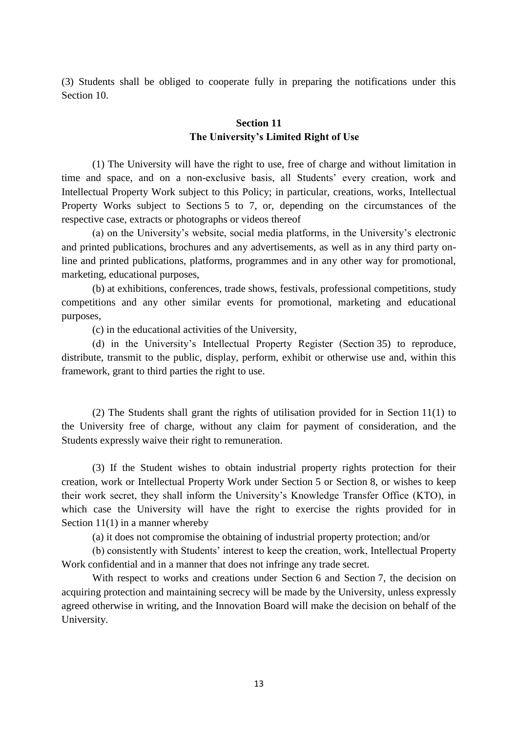(3) Students shall be obliged to cooperate fully in preparing the notifications under this Section 10.

## Section 11
## The University's Limited Right of Use

(1) The University will have the right to use, free of charge and without limitation in time and space, and on a non-exclusive basis, all Students' every creation, work and Intellectual Property Work subject to this Policy; in particular, creations, works, Intellectual Property Works subject to Sections 5 to 7, or, depending on the circumstances of the respective case, extracts or photographs or videos thereof

(a) on the University's website, social media platforms, in the University's electronic and printed publications, brochures and any advertisements, as well as in any third party on-line and printed publications, platforms, programmes and in any other way for promotional, marketing, educational purposes,

(b) at exhibitions, conferences, trade shows, festivals, professional competitions, study competitions and any other similar events for promotional, marketing and educational purposes,

(c) in the educational activities of the University,

(d) in the University's Intellectual Property Register (Section 35) to reproduce, distribute, transmit to the public, display, perform, exhibit or otherwise use and, within this framework, grant to third parties the right to use.

(2) The Students shall grant the rights of utilisation provided for in Section 11(1) to the University free of charge, without any claim for payment of consideration, and the Students expressly waive their right to remuneration.

(3) If the Student wishes to obtain industrial property rights protection for their creation, work or Intellectual Property Work under Section 5 or Section 8, or wishes to keep their work secret, they shall inform the University's Knowledge Transfer Office (KTO), in which case the University will have the right to exercise the rights provided for in Section 11(1) in a manner whereby

(a) it does not compromise the obtaining of industrial property protection; and/or

(b) consistently with Students' interest to keep the creation, work, Intellectual Property Work confidential and in a manner that does not infringe any trade secret.

With respect to works and creations under Section 6 and Section 7, the decision on acquiring protection and maintaining secrecy will be made by the University, unless expressly agreed otherwise in writing, and the Innovation Board will make the decision on behalf of the University.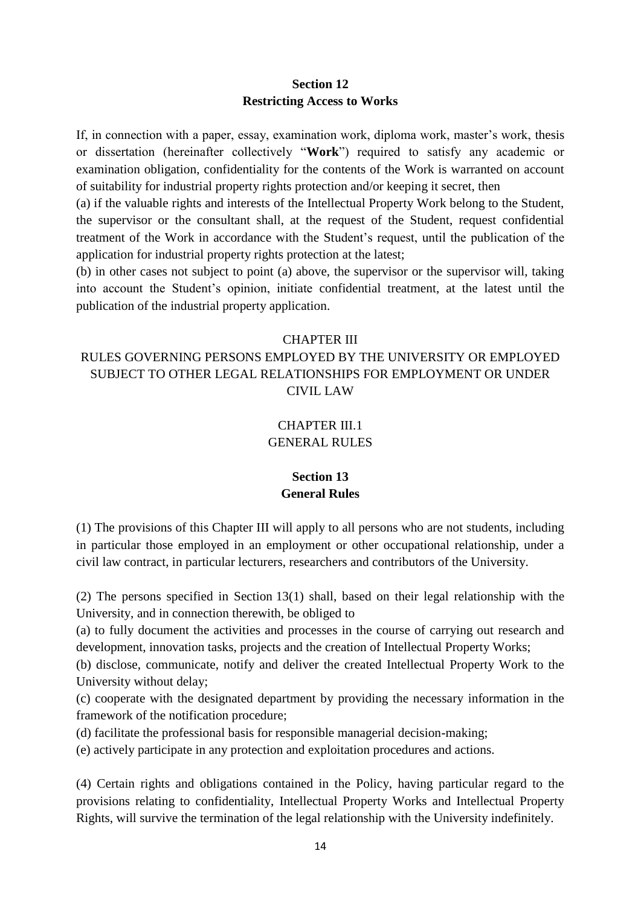## Section 12
## Restricting Access to Works

If, in connection with a paper, essay, examination work, diploma work, master's work, thesis or dissertation (hereinafter collectively "**Work**") required to satisfy any academic or examination obligation, confidentiality for the contents of the Work is warranted on account of suitability for industrial property rights protection and/or keeping it secret, then

(a) if the valuable rights and interests of the Intellectual Property Work belong to the Student, the supervisor or the consultant shall, at the request of the Student, request confidential treatment of the Work in accordance with the Student's request, until the publication of the application for industrial property rights protection at the latest;

(b) in other cases not subject to point (a) above, the supervisor or the supervisor will, taking into account the Student's opinion, initiate confidential treatment, at the latest until the publication of the industrial property application.

# CHAPTER III
# RULES GOVERNING PERSONS EMPLOYED BY THE UNIVERSITY OR EMPLOYED SUBJECT TO OTHER LEGAL RELATIONSHIPS FOR EMPLOYMENT OR UNDER CIVIL LAW

## CHAPTER III.1
## GENERAL RULES

### Section 13
### General Rules

(1) The provisions of this Chapter III will apply to all persons who are not students, including in particular those employed in an employment or other occupational relationship, under a civil law contract, in particular lecturers, researchers and contributors of the University.

(2) The persons specified in Section 13(1) shall, based on their legal relationship with the University, and in connection therewith, be obliged to

(a) to fully document the activities and processes in the course of carrying out research and development, innovation tasks, projects and the creation of Intellectual Property Works;

(b) disclose, communicate, notify and deliver the created Intellectual Property Work to the University without delay;

(c) cooperate with the designated department by providing the necessary information in the framework of the notification procedure;

(d) facilitate the professional basis for responsible managerial decision-making;

(e) actively participate in any protection and exploitation procedures and actions.

(4) Certain rights and obligations contained in the Policy, having particular regard to the provisions relating to confidentiality, Intellectual Property Works and Intellectual Property Rights, will survive the termination of the legal relationship with the University indefinitely.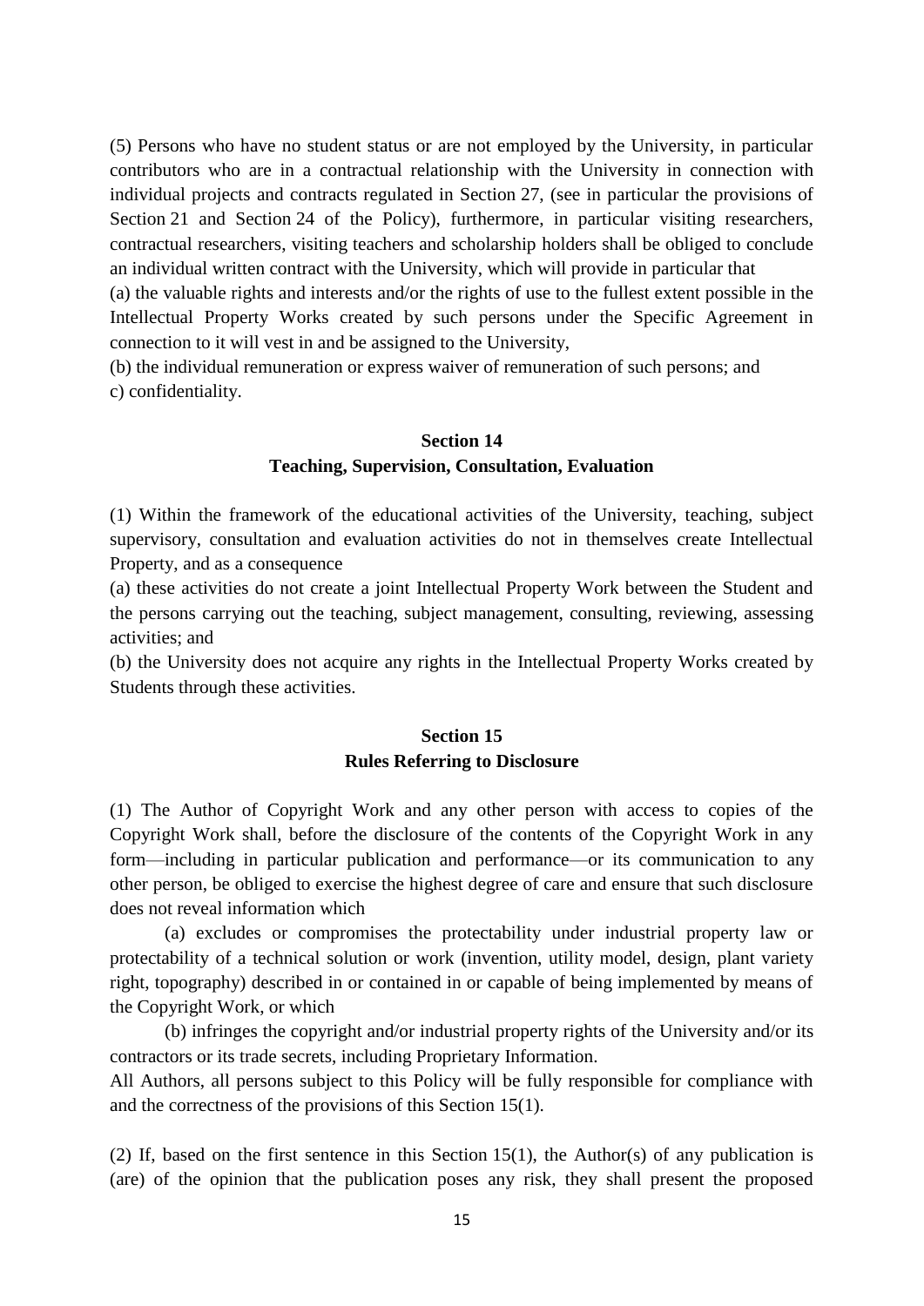(5) Persons who have no student status or are not employed by the University, in particular contributors who are in a contractual relationship with the University in connection with individual projects and contracts regulated in Section 27, (see in particular the provisions of Section 21 and Section 24 of the Policy), furthermore, in particular visiting researchers, contractual researchers, visiting teachers and scholarship holders shall be obliged to conclude an individual written contract with the University, which will provide in particular that

(a) the valuable rights and interests and/or the rights of use to the fullest extent possible in the Intellectual Property Works created by such persons under the Specific Agreement in connection to it will vest in and be assigned to the University,

(b) the individual remuneration or express waiver of remuneration of such persons; and

c) confidentiality.

## Section 14
## Teaching, Supervision, Consultation, Evaluation

(1) Within the framework of the educational activities of the University, teaching, subject supervisory, consultation and evaluation activities do not in themselves create Intellectual Property, and as a consequence

(a) these activities do not create a joint Intellectual Property Work between the Student and the persons carrying out the teaching, subject management, consulting, reviewing, assessing activities; and

(b) the University does not acquire any rights in the Intellectual Property Works created by Students through these activities.

## Section 15
## Rules Referring to Disclosure

(1) The Author of Copyright Work and any other person with access to copies of the Copyright Work shall, before the disclosure of the contents of the Copyright Work in any form—including in particular publication and performance—or its communication to any other person, be obliged to exercise the highest degree of care and ensure that such disclosure does not reveal information which

(a) excludes or compromises the protectability under industrial property law or protectability of a technical solution or work (invention, utility model, design, plant variety right, topography) described in or contained in or capable of being implemented by means of the Copyright Work, or which

(b) infringes the copyright and/or industrial property rights of the University and/or its contractors or its trade secrets, including Proprietary Information.

All Authors, all persons subject to this Policy will be fully responsible for compliance with and the correctness of the provisions of this Section 15(1).

(2) If, based on the first sentence in this Section 15(1), the Author(s) of any publication is (are) of the opinion that the publication poses any risk, they shall present the proposed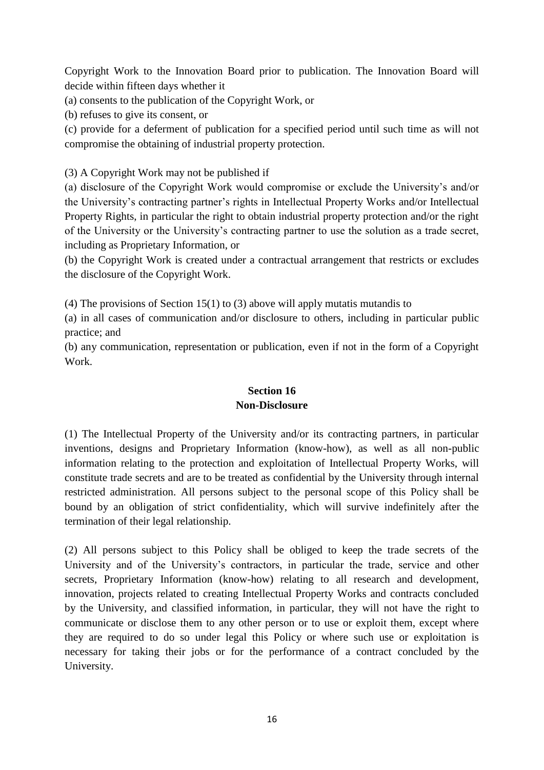Copyright Work to the Innovation Board prior to publication. The Innovation Board will decide within fifteen days whether it

(a) consents to the publication of the Copyright Work, or

(b) refuses to give its consent, or

(c) provide for a deferment of publication for a specified period until such time as will not compromise the obtaining of industrial property protection.

(3) A Copyright Work may not be published if

(a) disclosure of the Copyright Work would compromise or exclude the University's and/or the University's contracting partner's rights in Intellectual Property Works and/or Intellectual Property Rights, in particular the right to obtain industrial property protection and/or the right of the University or the University's contracting partner to use the solution as a trade secret, including as Proprietary Information, or

(b) the Copyright Work is created under a contractual arrangement that restricts or excludes the disclosure of the Copyright Work.

(4) The provisions of Section 15(1) to (3) above will apply mutatis mutandis to

(a) in all cases of communication and/or disclosure to others, including in particular public practice; and

(b) any communication, representation or publication, even if not in the form of a Copyright Work.

## Section 16
## Non-Disclosure

(1) The Intellectual Property of the University and/or its contracting partners, in particular inventions, designs and Proprietary Information (know-how), as well as all non-public information relating to the protection and exploitation of Intellectual Property Works, will constitute trade secrets and are to be treated as confidential by the University through internal restricted administration. All persons subject to the personal scope of this Policy shall be bound by an obligation of strict confidentiality, which will survive indefinitely after the termination of their legal relationship.

(2) All persons subject to this Policy shall be obliged to keep the trade secrets of the University and of the University's contractors, in particular the trade, service and other secrets, Proprietary Information (know-how) relating to all research and development, innovation, projects related to creating Intellectual Property Works and contracts concluded by the University, and classified information, in particular, they will not have the right to communicate or disclose them to any other person or to use or exploit them, except where they are required to do so under legal this Policy or where such use or exploitation is necessary for taking their jobs or for the performance of a contract concluded by the University.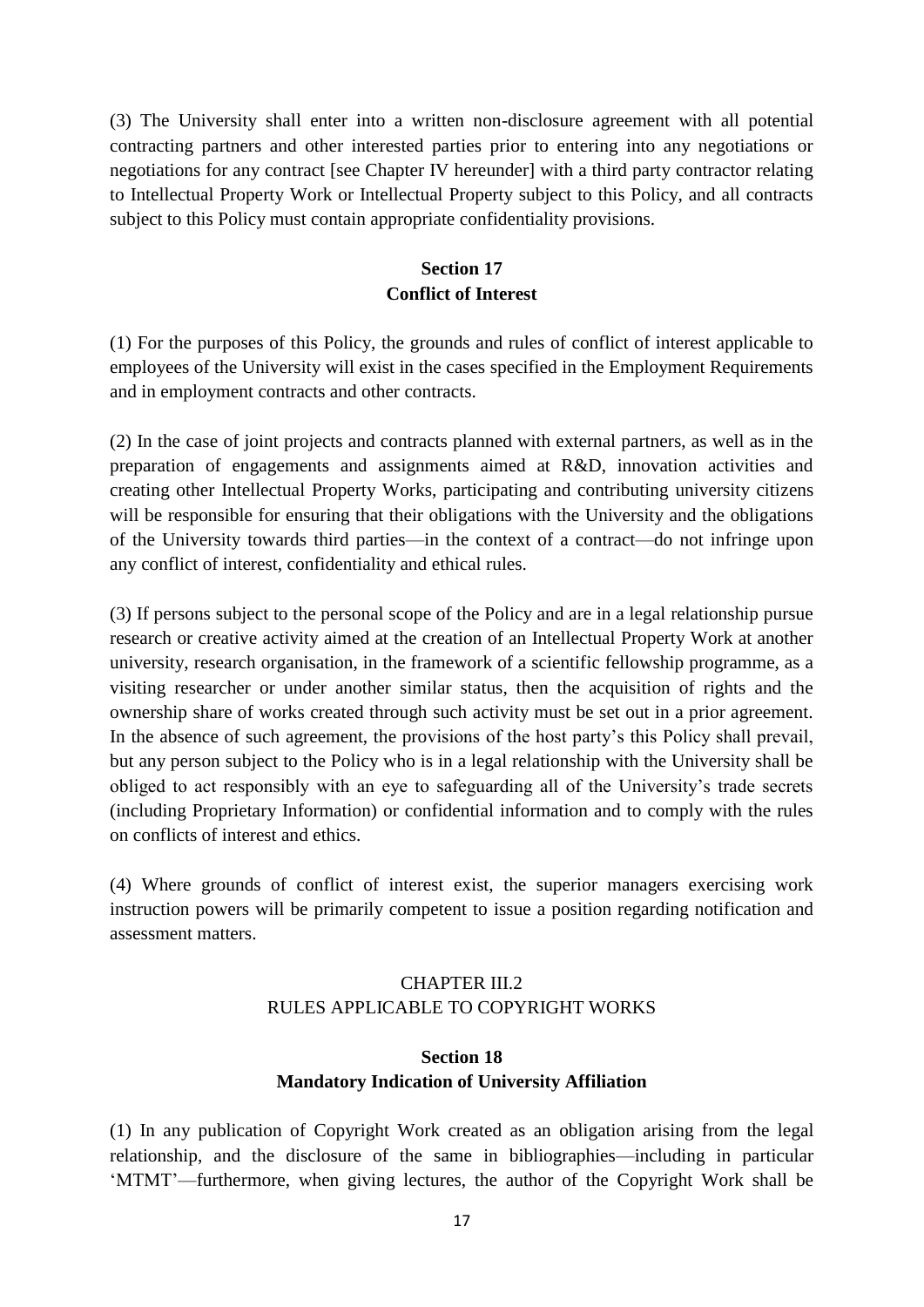(3) The University shall enter into a written non-disclosure agreement with all potential contracting partners and other interested parties prior to entering into any negotiations or negotiations for any contract [see Chapter IV hereunder] with a third party contractor relating to Intellectual Property Work or Intellectual Property subject to this Policy, and all contracts subject to this Policy must contain appropriate confidentiality provisions.

### Section 17
### Conflict of Interest

(1) For the purposes of this Policy, the grounds and rules of conflict of interest applicable to employees of the University will exist in the cases specified in the Employment Requirements and in employment contracts and other contracts.

(2) In the case of joint projects and contracts planned with external partners, as well as in the preparation of engagements and assignments aimed at R&D, innovation activities and creating other Intellectual Property Works, participating and contributing university citizens will be responsible for ensuring that their obligations with the University and the obligations of the University towards third parties—in the context of a contract—do not infringe upon any conflict of interest, confidentiality and ethical rules.

(3) If persons subject to the personal scope of the Policy and are in a legal relationship pursue research or creative activity aimed at the creation of an Intellectual Property Work at another university, research organisation, in the framework of a scientific fellowship programme, as a visiting researcher or under another similar status, then the acquisition of rights and the ownership share of works created through such activity must be set out in a prior agreement. In the absence of such agreement, the provisions of the host party's this Policy shall prevail, but any person subject to the Policy who is in a legal relationship with the University shall be obliged to act responsibly with an eye to safeguarding all of the University's trade secrets (including Proprietary Information) or confidential information and to comply with the rules on conflicts of interest and ethics.

(4) Where grounds of conflict of interest exist, the superior managers exercising work instruction powers will be primarily competent to issue a position regarding notification and assessment matters.

## CHAPTER III.2
## RULES APPLICABLE TO COPYRIGHT WORKS

### Section 18
### Mandatory Indication of University Affiliation

(1) In any publication of Copyright Work created as an obligation arising from the legal relationship, and the disclosure of the same in bibliographies—including in particular 'MTMT'—furthermore, when giving lectures, the author of the Copyright Work shall be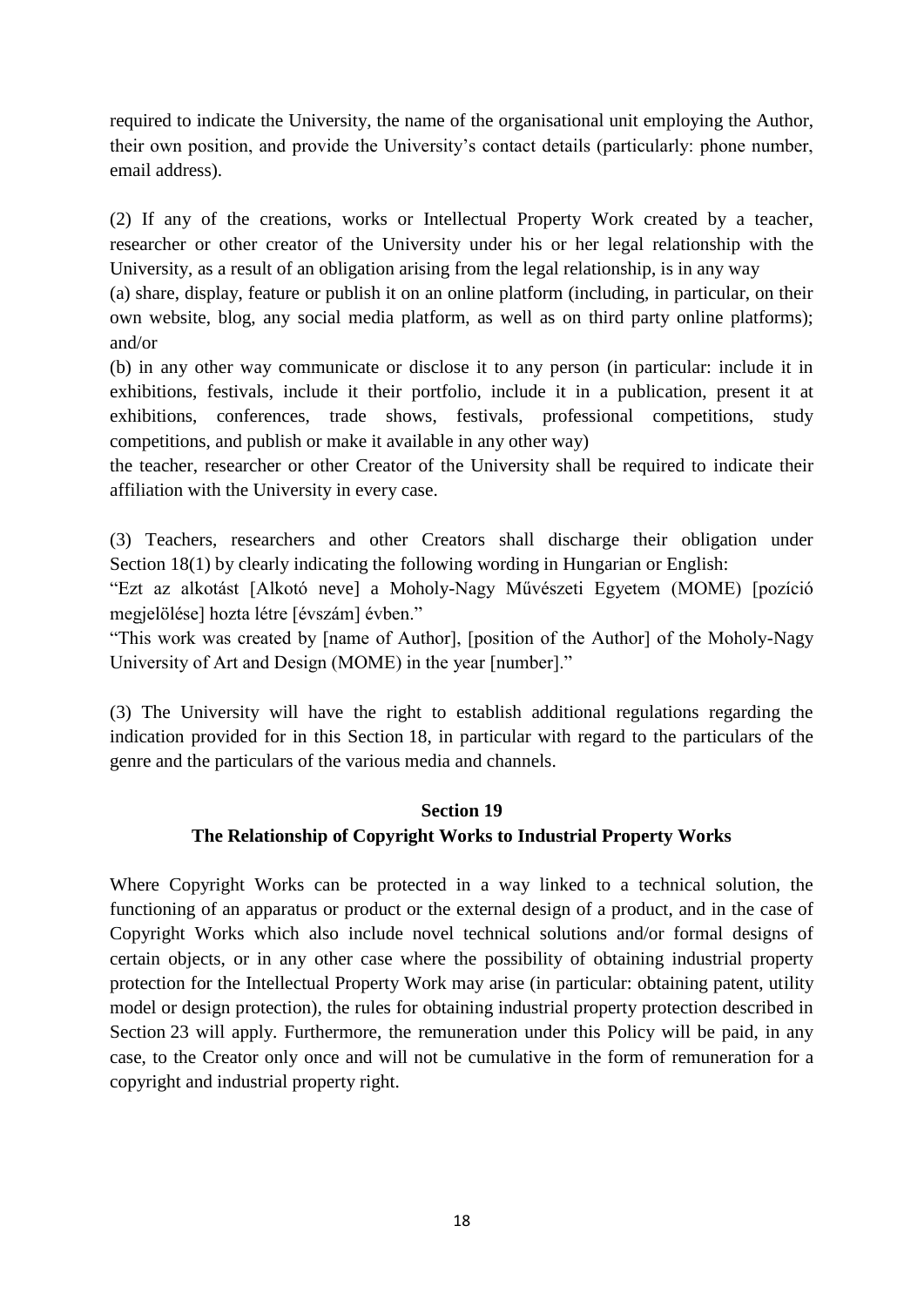required to indicate the University, the name of the organisational unit employing the Author, their own position, and provide the University's contact details (particularly: phone number, email address).

(2) If any of the creations, works or Intellectual Property Work created by a teacher, researcher or other creator of the University under his or her legal relationship with the University, as a result of an obligation arising from the legal relationship, is in any way

(a) share, display, feature or publish it on an online platform (including, in particular, on their own website, blog, any social media platform, as well as on third party online platforms); and/or

(b) in any other way communicate or disclose it to any person (in particular: include it in exhibitions, festivals, include it their portfolio, include it in a publication, present it at exhibitions, conferences, trade shows, festivals, professional competitions, study competitions, and publish or make it available in any other way)

the teacher, researcher or other Creator of the University shall be required to indicate their affiliation with the University in every case.

(3) Teachers, researchers and other Creators shall discharge their obligation under Section 18(1) by clearly indicating the following wording in Hungarian or English:

"Ezt az alkotást [Alkotó neve] a Moholy-Nagy Művészeti Egyetem (MOME) [pozíció megjelölése] hozta létre [évszám] évben."

"This work was created by [name of Author], [position of the Author] of the Moholy-Nagy University of Art and Design (MOME) in the year [number]."

(3) The University will have the right to establish additional regulations regarding the indication provided for in this Section 18, in particular with regard to the particulars of the genre and the particulars of the various media and channels.

## Section 19
## The Relationship of Copyright Works to Industrial Property Works

Where Copyright Works can be protected in a way linked to a technical solution, the functioning of an apparatus or product or the external design of a product, and in the case of Copyright Works which also include novel technical solutions and/or formal designs of certain objects, or in any other case where the possibility of obtaining industrial property protection for the Intellectual Property Work may arise (in particular: obtaining patent, utility model or design protection), the rules for obtaining industrial property protection described in Section 23 will apply. Furthermore, the remuneration under this Policy will be paid, in any case, to the Creator only once and will not be cumulative in the form of remuneration for a copyright and industrial property right.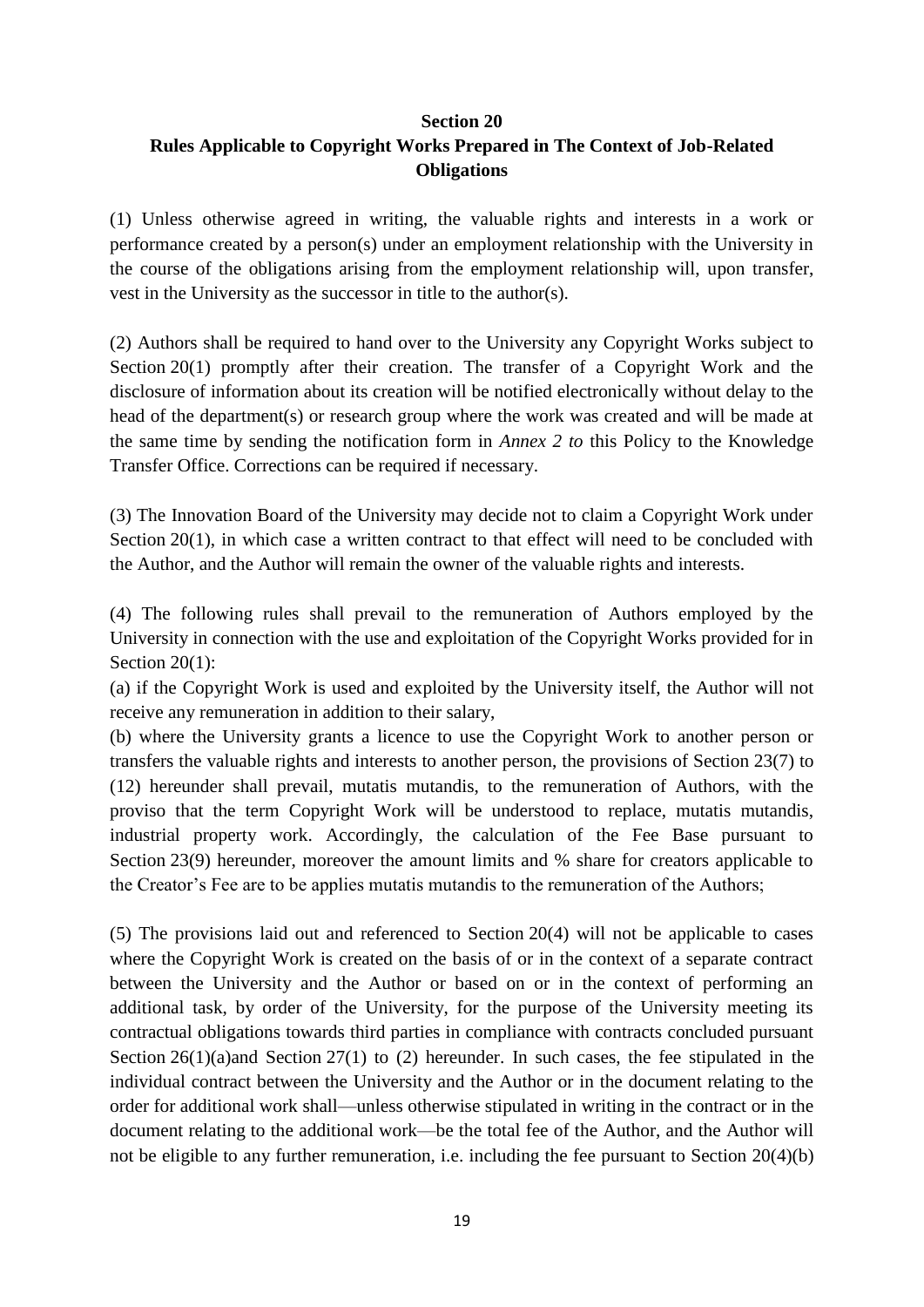## Section 20
## Rules Applicable to Copyright Works Prepared in The Context of Job-Related Obligations

(1) Unless otherwise agreed in writing, the valuable rights and interests in a work or performance created by a person(s) under an employment relationship with the University in the course of the obligations arising from the employment relationship will, upon transfer, vest in the University as the successor in title to the author(s).

(2) Authors shall be required to hand over to the University any Copyright Works subject to Section 20(1) promptly after their creation. The transfer of a Copyright Work and the disclosure of information about its creation will be notified electronically without delay to the head of the department(s) or research group where the work was created and will be made at the same time by sending the notification form in *Annex 2 to* this Policy to the Knowledge Transfer Office. Corrections can be required if necessary.

(3) The Innovation Board of the University may decide not to claim a Copyright Work under Section 20(1), in which case a written contract to that effect will need to be concluded with the Author, and the Author will remain the owner of the valuable rights and interests.

(4) The following rules shall prevail to the remuneration of Authors employed by the University in connection with the use and exploitation of the Copyright Works provided for in Section 20(1):

(a) if the Copyright Work is used and exploited by the University itself, the Author will not receive any remuneration in addition to their salary,

(b) where the University grants a licence to use the Copyright Work to another person or transfers the valuable rights and interests to another person, the provisions of Section 23(7) to (12) hereunder shall prevail, mutatis mutandis, to the remuneration of Authors, with the proviso that the term Copyright Work will be understood to replace, mutatis mutandis, industrial property work. Accordingly, the calculation of the Fee Base pursuant to Section 23(9) hereunder, moreover the amount limits and % share for creators applicable to the Creator's Fee are to be applies mutatis mutandis to the remuneration of the Authors;

(5) The provisions laid out and referenced to Section 20(4) will not be applicable to cases where the Copyright Work is created on the basis of or in the context of a separate contract between the University and the Author or based on or in the context of performing an additional task, by order of the University, for the purpose of the University meeting its contractual obligations towards third parties in compliance with contracts concluded pursuant Section 26(1)(a)and Section 27(1) to (2) hereunder. In such cases, the fee stipulated in the individual contract between the University and the Author or in the document relating to the order for additional work shall—unless otherwise stipulated in writing in the contract or in the document relating to the additional work—be the total fee of the Author, and the Author will not be eligible to any further remuneration, i.e. including the fee pursuant to Section 20(4)(b)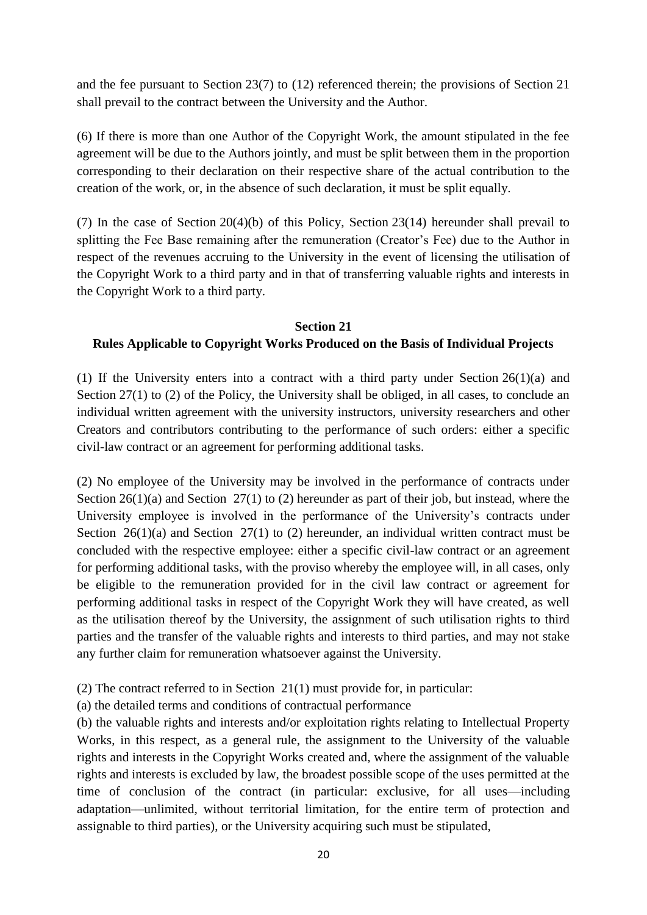and the fee pursuant to Section 23(7) to (12) referenced therein; the provisions of Section 21 shall prevail to the contract between the University and the Author.

(6) If there is more than one Author of the Copyright Work, the amount stipulated in the fee agreement will be due to the Authors jointly, and must be split between them in the proportion corresponding to their declaration on their respective share of the actual contribution to the creation of the work, or, in the absence of such declaration, it must be split equally.

(7) In the case of Section 20(4)(b) of this Policy, Section 23(14) hereunder shall prevail to splitting the Fee Base remaining after the remuneration (Creator's Fee) due to the Author in respect of the revenues accruing to the University in the event of licensing the utilisation of the Copyright Work to a third party and in that of transferring valuable rights and interests in the Copyright Work to a third party.

## Section 21
## Rules Applicable to Copyright Works Produced on the Basis of Individual Projects

(1) If the University enters into a contract with a third party under Section 26(1)(a) and Section 27(1) to (2) of the Policy, the University shall be obliged, in all cases, to conclude an individual written agreement with the university instructors, university researchers and other Creators and contributors contributing to the performance of such orders: either a specific civil-law contract or an agreement for performing additional tasks.

(2) No employee of the University may be involved in the performance of contracts under Section 26(1)(a) and Section 27(1) to (2) hereunder as part of their job, but instead, where the University employee is involved in the performance of the University's contracts under Section 26(1)(a) and Section 27(1) to (2) hereunder, an individual written contract must be concluded with the respective employee: either a specific civil-law contract or an agreement for performing additional tasks, with the proviso whereby the employee will, in all cases, only be eligible to the remuneration provided for in the civil law contract or agreement for performing additional tasks in respect of the Copyright Work they will have created, as well as the utilisation thereof by the University, the assignment of such utilisation rights to third parties and the transfer of the valuable rights and interests to third parties, and may not stake any further claim for remuneration whatsoever against the University.

(2) The contract referred to in Section 21(1) must provide for, in particular:

(a) the detailed terms and conditions of contractual performance

(b) the valuable rights and interests and/or exploitation rights relating to Intellectual Property Works, in this respect, as a general rule, the assignment to the University of the valuable rights and interests in the Copyright Works created and, where the assignment of the valuable rights and interests is excluded by law, the broadest possible scope of the uses permitted at the time of conclusion of the contract (in particular: exclusive, for all uses—including adaptation—unlimited, without territorial limitation, for the entire term of protection and assignable to third parties), or the University acquiring such must be stipulated,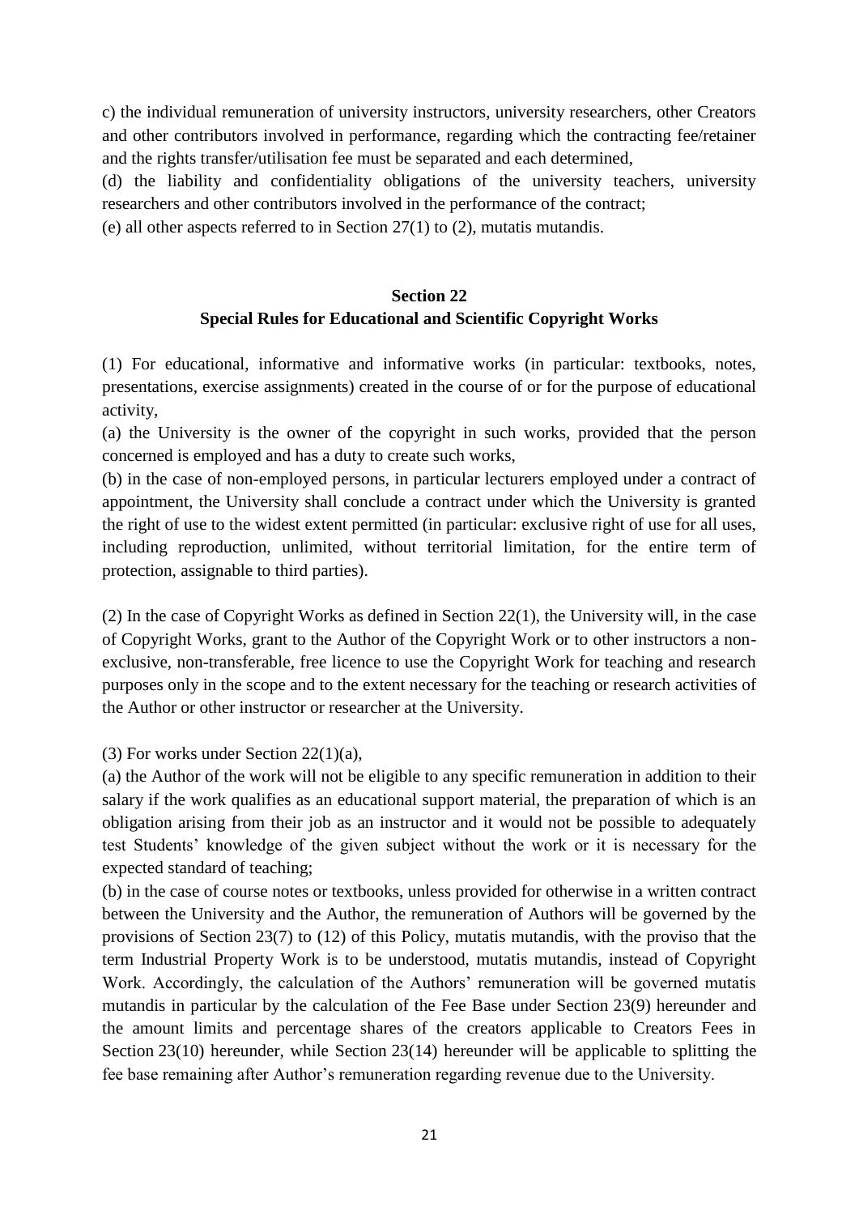c) the individual remuneration of university instructors, university researchers, other Creators and other contributors involved in performance, regarding which the contracting fee/retainer and the rights transfer/utilisation fee must be separated and each determined,

(d) the liability and confidentiality obligations of the university teachers, university researchers and other contributors involved in the performance of the contract;

(e) all other aspects referred to in Section 27(1) to (2), mutatis mutandis.

## Section 22
## Special Rules for Educational and Scientific Copyright Works

(1) For educational, informative and informative works (in particular: textbooks, notes, presentations, exercise assignments) created in the course of or for the purpose of educational activity,

(a) the University is the owner of the copyright in such works, provided that the person concerned is employed and has a duty to create such works,

(b) in the case of non-employed persons, in particular lecturers employed under a contract of appointment, the University shall conclude a contract under which the University is granted the right of use to the widest extent permitted (in particular: exclusive right of use for all uses, including reproduction, unlimited, without territorial limitation, for the entire term of protection, assignable to third parties).

(2) In the case of Copyright Works as defined in Section 22(1), the University will, in the case of Copyright Works, grant to the Author of the Copyright Work or to other instructors a non-exclusive, non-transferable, free licence to use the Copyright Work for teaching and research purposes only in the scope and to the extent necessary for the teaching or research activities of the Author or other instructor or researcher at the University.

(3) For works under Section 22(1)(a),

(a) the Author of the work will not be eligible to any specific remuneration in addition to their salary if the work qualifies as an educational support material, the preparation of which is an obligation arising from their job as an instructor and it would not be possible to adequately test Students' knowledge of the given subject without the work or it is necessary for the expected standard of teaching;

(b) in the case of course notes or textbooks, unless provided for otherwise in a written contract between the University and the Author, the remuneration of Authors will be governed by the provisions of Section 23(7) to (12) of this Policy, mutatis mutandis, with the proviso that the term Industrial Property Work is to be understood, mutatis mutandis, instead of Copyright Work. Accordingly, the calculation of the Authors' remuneration will be governed mutatis mutandis in particular by the calculation of the Fee Base under Section 23(9) hereunder and the amount limits and percentage shares of the creators applicable to Creators Fees in Section 23(10) hereunder, while Section 23(14) hereunder will be applicable to splitting the fee base remaining after Author's remuneration regarding revenue due to the University.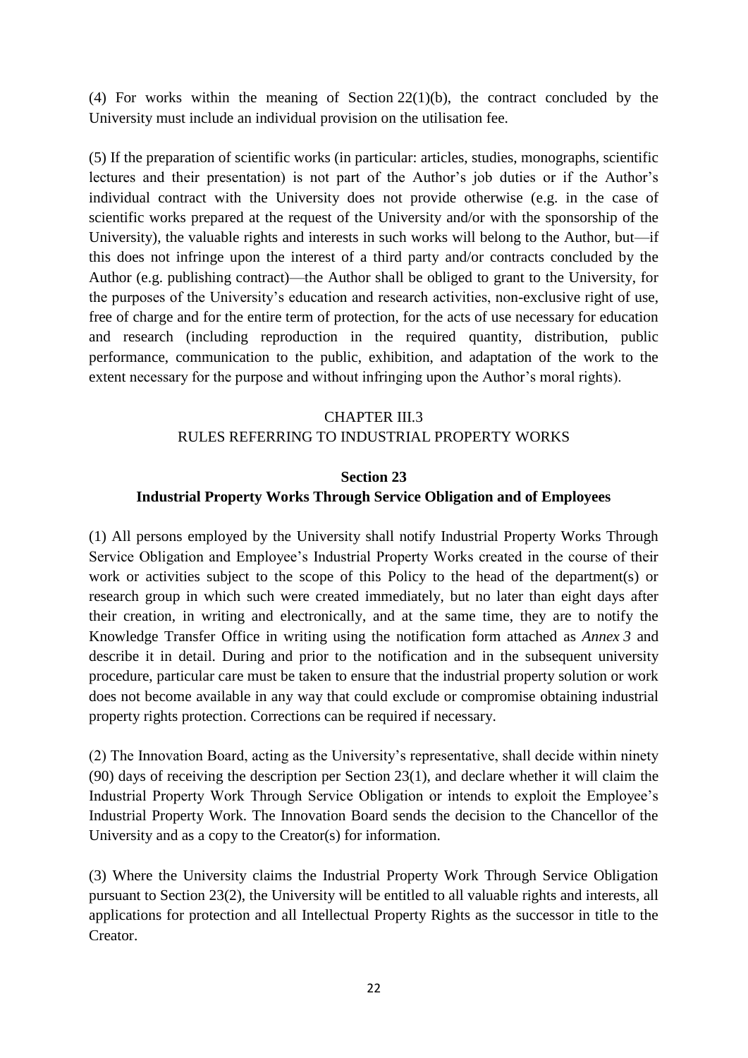(4) For works within the meaning of Section 22(1)(b), the contract concluded by the University must include an individual provision on the utilisation fee.

(5) If the preparation of scientific works (in particular: articles, studies, monographs, scientific lectures and their presentation) is not part of the Author's job duties or if the Author's individual contract with the University does not provide otherwise (e.g. in the case of scientific works prepared at the request of the University and/or with the sponsorship of the University), the valuable rights and interests in such works will belong to the Author, but—if this does not infringe upon the interest of a third party and/or contracts concluded by the Author (e.g. publishing contract)—the Author shall be obliged to grant to the University, for the purposes of the University's education and research activities, non-exclusive right of use, free of charge and for the entire term of protection, for the acts of use necessary for education and research (including reproduction in the required quantity, distribution, public performance, communication to the public, exhibition, and adaptation of the work to the extent necessary for the purpose and without infringing upon the Author's moral rights).

## CHAPTER III.3
## RULES REFERRING TO INDUSTRIAL PROPERTY WORKS

### Section 23
### Industrial Property Works Through Service Obligation and of Employees

(1) All persons employed by the University shall notify Industrial Property Works Through Service Obligation and Employee's Industrial Property Works created in the course of their work or activities subject to the scope of this Policy to the head of the department(s) or research group in which such were created immediately, but no later than eight days after their creation, in writing and electronically, and at the same time, they are to notify the Knowledge Transfer Office in writing using the notification form attached as *Annex 3* and describe it in detail. During and prior to the notification and in the subsequent university procedure, particular care must be taken to ensure that the industrial property solution or work does not become available in any way that could exclude or compromise obtaining industrial property rights protection. Corrections can be required if necessary.

(2) The Innovation Board, acting as the University's representative, shall decide within ninety (90) days of receiving the description per Section 23(1), and declare whether it will claim the Industrial Property Work Through Service Obligation or intends to exploit the Employee's Industrial Property Work. The Innovation Board sends the decision to the Chancellor of the University and as a copy to the Creator(s) for information.

(3) Where the University claims the Industrial Property Work Through Service Obligation pursuant to Section 23(2), the University will be entitled to all valuable rights and interests, all applications for protection and all Intellectual Property Rights as the successor in title to the Creator.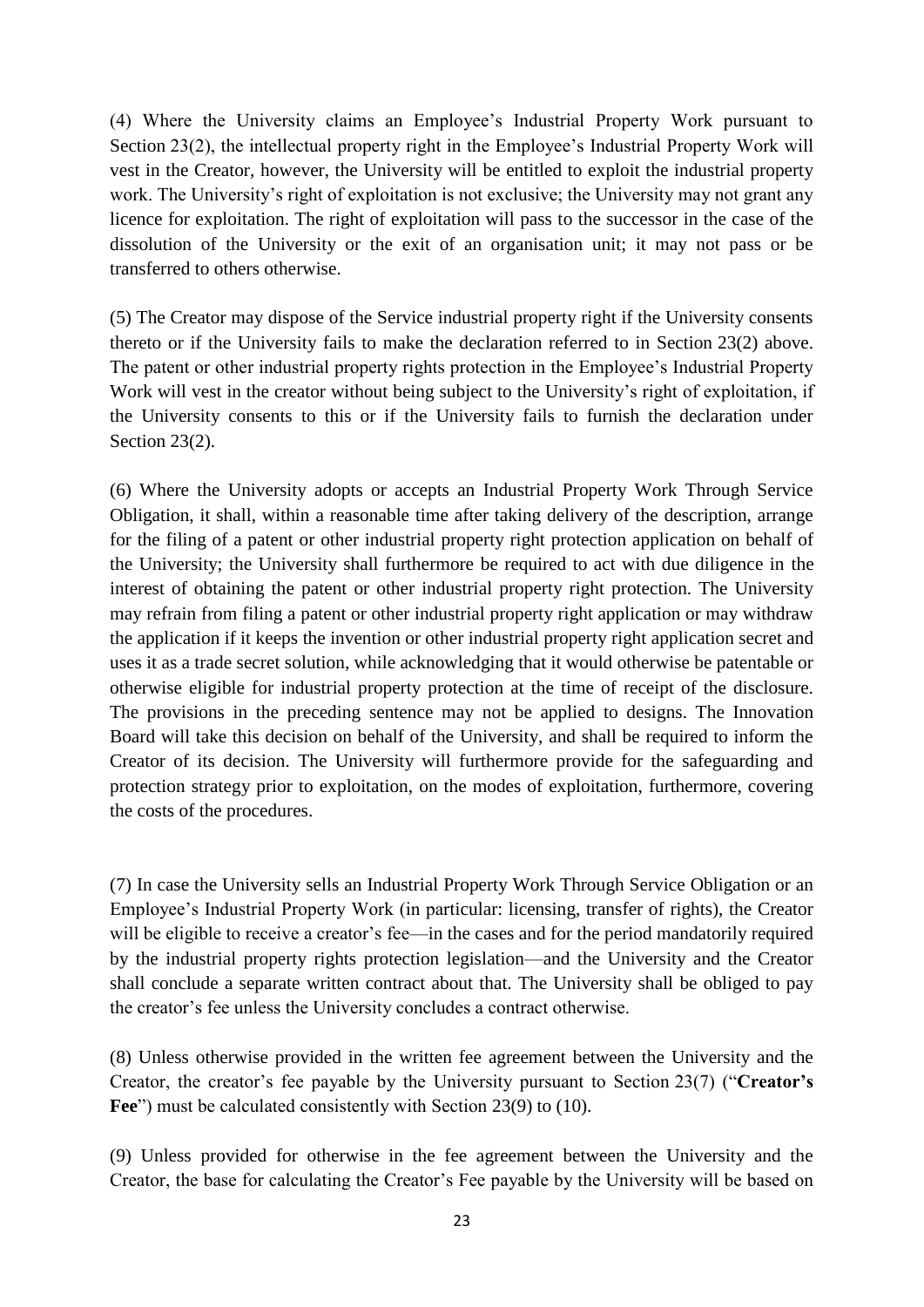(4) Where the University claims an Employee's Industrial Property Work pursuant to Section 23(2), the intellectual property right in the Employee's Industrial Property Work will vest in the Creator, however, the University will be entitled to exploit the industrial property work. The University's right of exploitation is not exclusive; the University may not grant any licence for exploitation. The right of exploitation will pass to the successor in the case of the dissolution of the University or the exit of an organisation unit; it may not pass or be transferred to others otherwise.

(5) The Creator may dispose of the Service industrial property right if the University consents thereto or if the University fails to make the declaration referred to in Section 23(2) above. The patent or other industrial property rights protection in the Employee's Industrial Property Work will vest in the creator without being subject to the University's right of exploitation, if the University consents to this or if the University fails to furnish the declaration under Section 23(2).

(6) Where the University adopts or accepts an Industrial Property Work Through Service Obligation, it shall, within a reasonable time after taking delivery of the description, arrange for the filing of a patent or other industrial property right protection application on behalf of the University; the University shall furthermore be required to act with due diligence in the interest of obtaining the patent or other industrial property right protection. The University may refrain from filing a patent or other industrial property right application or may withdraw the application if it keeps the invention or other industrial property right application secret and uses it as a trade secret solution, while acknowledging that it would otherwise be patentable or otherwise eligible for industrial property protection at the time of receipt of the disclosure. The provisions in the preceding sentence may not be applied to designs. The Innovation Board will take this decision on behalf of the University, and shall be required to inform the Creator of its decision. The University will furthermore provide for the safeguarding and protection strategy prior to exploitation, on the modes of exploitation, furthermore, covering the costs of the procedures.

(7) In case the University sells an Industrial Property Work Through Service Obligation or an Employee's Industrial Property Work (in particular: licensing, transfer of rights), the Creator will be eligible to receive a creator's fee—in the cases and for the period mandatorily required by the industrial property rights protection legislation—and the University and the Creator shall conclude a separate written contract about that. The University shall be obliged to pay the creator's fee unless the University concludes a contract otherwise.

(8) Unless otherwise provided in the written fee agreement between the University and the Creator, the creator's fee payable by the University pursuant to Section 23(7) ("**Creator's Fee**") must be calculated consistently with Section 23(9) to (10).

(9) Unless provided for otherwise in the fee agreement between the University and the Creator, the base for calculating the Creator's Fee payable by the University will be based on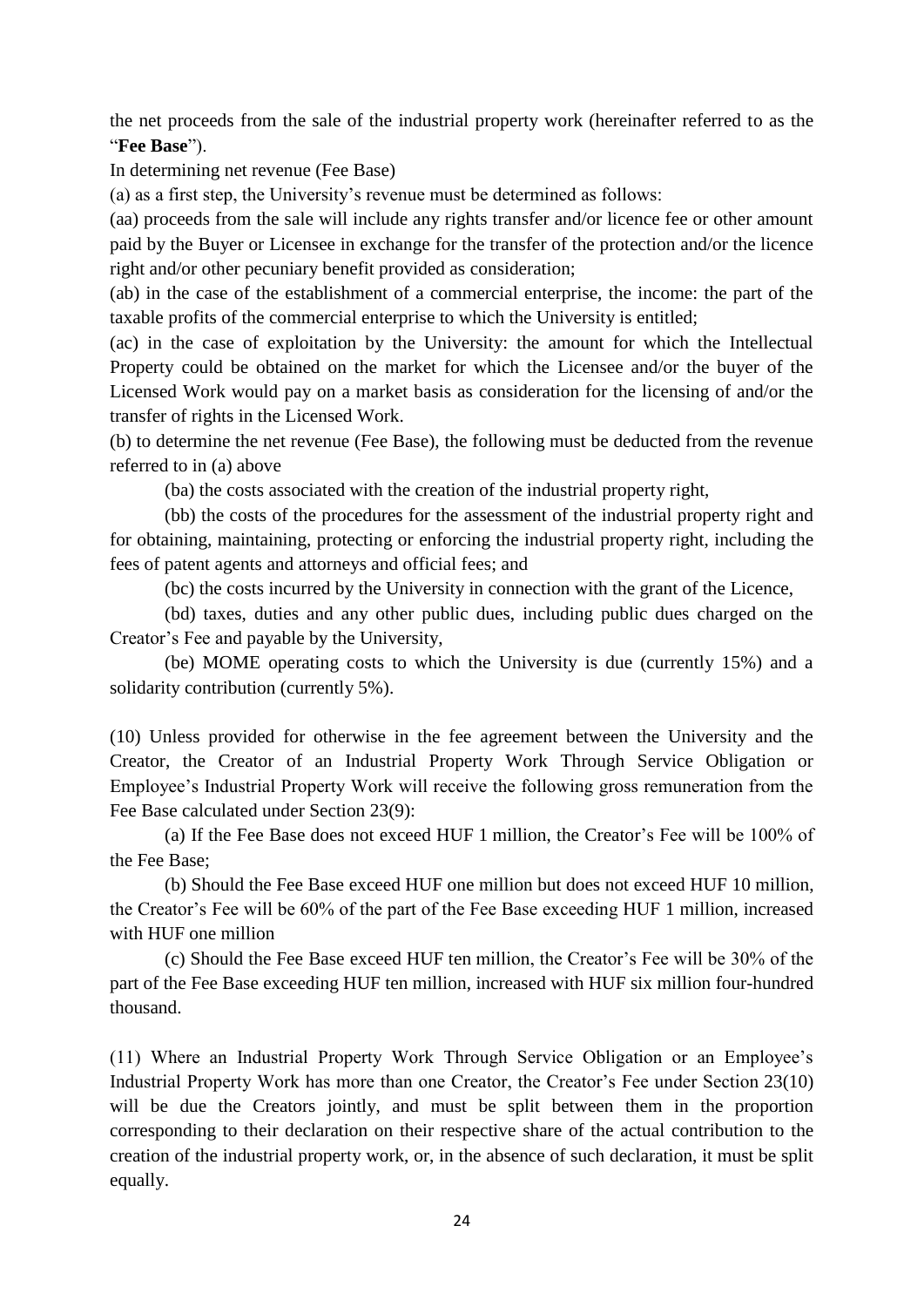the net proceeds from the sale of the industrial property work (hereinafter referred to as the "**Fee Base**").

In determining net revenue (Fee Base)

(a) as a first step, the University's revenue must be determined as follows:

(aa) proceeds from the sale will include any rights transfer and/or licence fee or other amount paid by the Buyer or Licensee in exchange for the transfer of the protection and/or the licence right and/or other pecuniary benefit provided as consideration;

(ab) in the case of the establishment of a commercial enterprise, the income: the part of the taxable profits of the commercial enterprise to which the University is entitled;

(ac) in the case of exploitation by the University: the amount for which the Intellectual Property could be obtained on the market for which the Licensee and/or the buyer of the Licensed Work would pay on a market basis as consideration for the licensing of and/or the transfer of rights in the Licensed Work.

(b) to determine the net revenue (Fee Base), the following must be deducted from the revenue referred to in (a) above

(ba) the costs associated with the creation of the industrial property right,

(bb) the costs of the procedures for the assessment of the industrial property right and for obtaining, maintaining, protecting or enforcing the industrial property right, including the fees of patent agents and attorneys and official fees; and

(bc) the costs incurred by the University in connection with the grant of the Licence,

(bd) taxes, duties and any other public dues, including public dues charged on the Creator's Fee and payable by the University,

(be) MOME operating costs to which the University is due (currently 15%) and a solidarity contribution (currently 5%).

(10) Unless provided for otherwise in the fee agreement between the University and the Creator, the Creator of an Industrial Property Work Through Service Obligation or Employee's Industrial Property Work will receive the following gross remuneration from the Fee Base calculated under Section 23(9):

(a) If the Fee Base does not exceed HUF 1 million, the Creator's Fee will be 100% of the Fee Base;

(b) Should the Fee Base exceed HUF one million but does not exceed HUF 10 million, the Creator's Fee will be 60% of the part of the Fee Base exceeding HUF 1 million, increased with HUF one million

(c) Should the Fee Base exceed HUF ten million, the Creator's Fee will be 30% of the part of the Fee Base exceeding HUF ten million, increased with HUF six million four-hundred thousand.

(11) Where an Industrial Property Work Through Service Obligation or an Employee's Industrial Property Work has more than one Creator, the Creator's Fee under Section 23(10) will be due the Creators jointly, and must be split between them in the proportion corresponding to their declaration on their respective share of the actual contribution to the creation of the industrial property work, or, in the absence of such declaration, it must be split equally.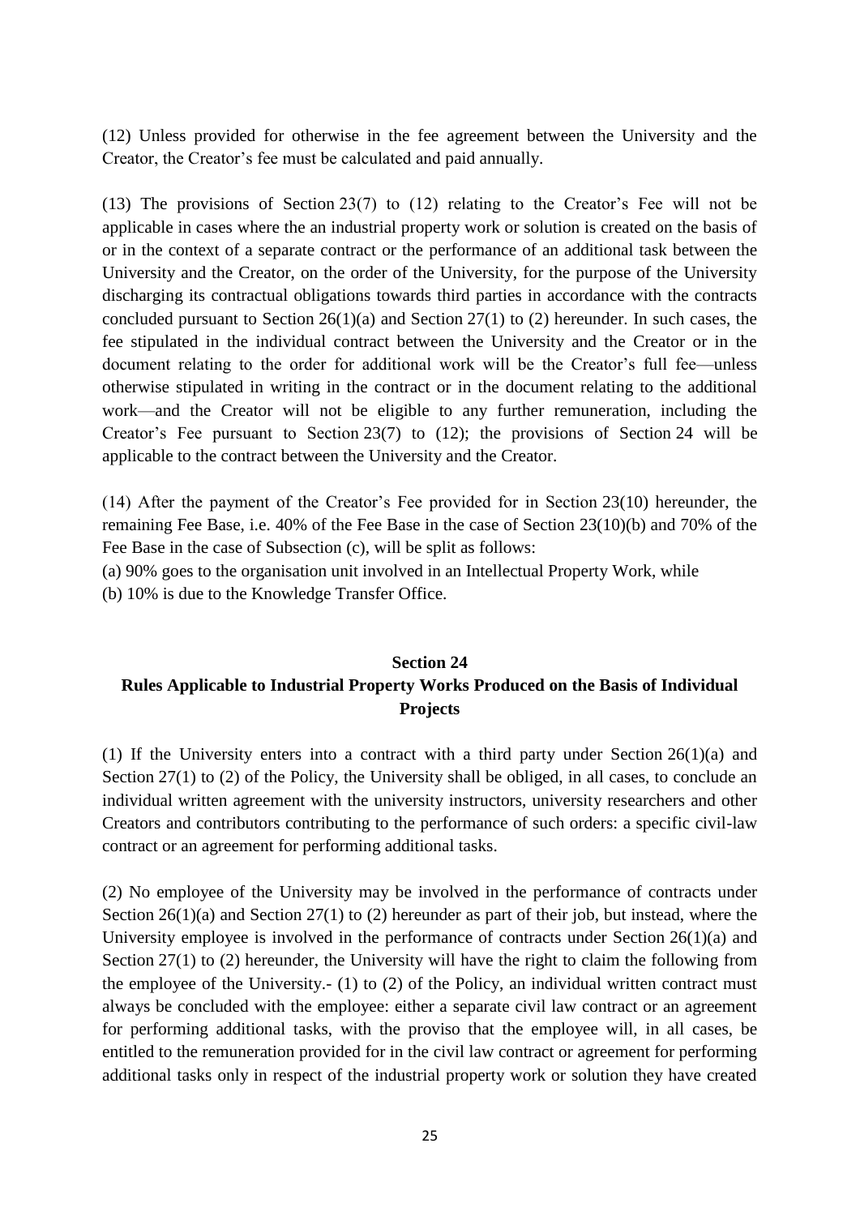(12) Unless provided for otherwise in the fee agreement between the University and the Creator, the Creator's fee must be calculated and paid annually.

(13) The provisions of Section 23(7) to (12) relating to the Creator's Fee will not be applicable in cases where the an industrial property work or solution is created on the basis of or in the context of a separate contract or the performance of an additional task between the University and the Creator, on the order of the University, for the purpose of the University discharging its contractual obligations towards third parties in accordance with the contracts concluded pursuant to Section 26(1)(a) and Section 27(1) to (2) hereunder. In such cases, the fee stipulated in the individual contract between the University and the Creator or in the document relating to the order for additional work will be the Creator's full fee—unless otherwise stipulated in writing in the contract or in the document relating to the additional work—and the Creator will not be eligible to any further remuneration, including the Creator's Fee pursuant to Section 23(7) to (12); the provisions of Section 24 will be applicable to the contract between the University and the Creator.

(14) After the payment of the Creator's Fee provided for in Section 23(10) hereunder, the remaining Fee Base, i.e. 40% of the Fee Base in the case of Section 23(10)(b) and 70% of the Fee Base in the case of Subsection (c), will be split as follows:
(a) 90% goes to the organisation unit involved in an Intellectual Property Work, while
(b) 10% is due to the Knowledge Transfer Office.

## Section 24
## Rules Applicable to Industrial Property Works Produced on the Basis of Individual Projects

(1) If the University enters into a contract with a third party under Section 26(1)(a) and Section 27(1) to (2) of the Policy, the University shall be obliged, in all cases, to conclude an individual written agreement with the university instructors, university researchers and other Creators and contributors contributing to the performance of such orders: a specific civil-law contract or an agreement for performing additional tasks.

(2) No employee of the University may be involved in the performance of contracts under Section 26(1)(a) and Section 27(1) to (2) hereunder as part of their job, but instead, where the University employee is involved in the performance of contracts under Section 26(1)(a) and Section 27(1) to (2) hereunder, the University will have the right to claim the following from the employee of the University.- (1) to (2) of the Policy, an individual written contract must always be concluded with the employee: either a separate civil law contract or an agreement for performing additional tasks, with the proviso that the employee will, in all cases, be entitled to the remuneration provided for in the civil law contract or agreement for performing additional tasks only in respect of the industrial property work or solution they have created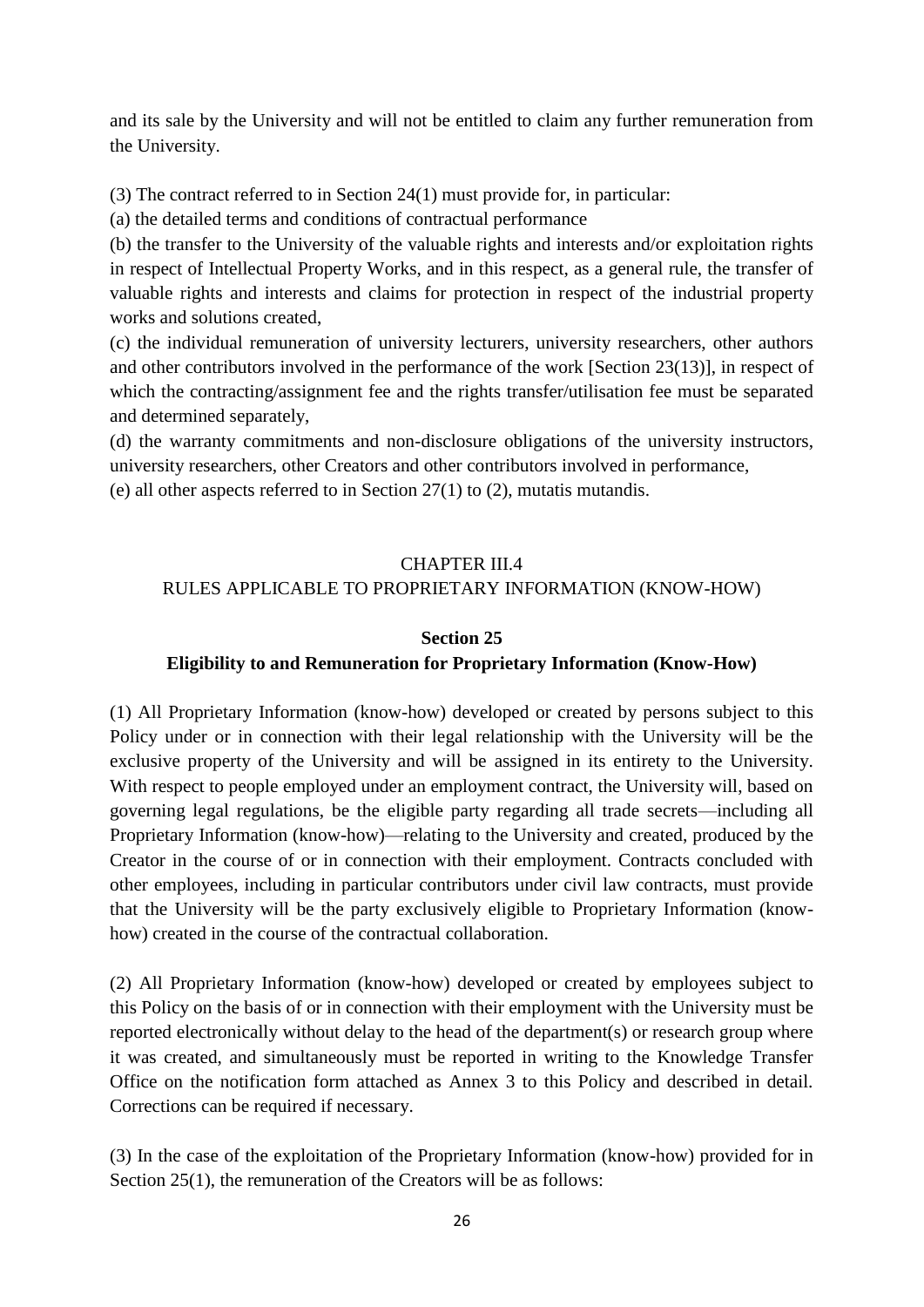and its sale by the University and will not be entitled to claim any further remuneration from the University.

(3) The contract referred to in Section 24(1) must provide for, in particular:

(a) the detailed terms and conditions of contractual performance

(b) the transfer to the University of the valuable rights and interests and/or exploitation rights in respect of Intellectual Property Works, and in this respect, as a general rule, the transfer of valuable rights and interests and claims for protection in respect of the industrial property works and solutions created,

(c) the individual remuneration of university lecturers, university researchers, other authors and other contributors involved in the performance of the work [Section 23(13)], in respect of which the contracting/assignment fee and the rights transfer/utilisation fee must be separated and determined separately,

(d) the warranty commitments and non-disclosure obligations of the university instructors, university researchers, other Creators and other contributors involved in performance,

(e) all other aspects referred to in Section 27(1) to (2), mutatis mutandis.

## CHAPTER III.4
## RULES APPLICABLE TO PROPRIETARY INFORMATION (KNOW-HOW)

### Section 25
### Eligibility to and Remuneration for Proprietary Information (Know-How)

(1) All Proprietary Information (know-how) developed or created by persons subject to this Policy under or in connection with their legal relationship with the University will be the exclusive property of the University and will be assigned in its entirety to the University. With respect to people employed under an employment contract, the University will, based on governing legal regulations, be the eligible party regarding all trade secrets—including all Proprietary Information (know-how)—relating to the University and created, produced by the Creator in the course of or in connection with their employment. Contracts concluded with other employees, including in particular contributors under civil law contracts, must provide that the University will be the party exclusively eligible to Proprietary Information (know-how) created in the course of the contractual collaboration.

(2) All Proprietary Information (know-how) developed or created by employees subject to this Policy on the basis of or in connection with their employment with the University must be reported electronically without delay to the head of the department(s) or research group where it was created, and simultaneously must be reported in writing to the Knowledge Transfer Office on the notification form attached as Annex 3 to this Policy and described in detail. Corrections can be required if necessary.

(3) In the case of the exploitation of the Proprietary Information (know-how) provided for in Section 25(1), the remuneration of the Creators will be as follows: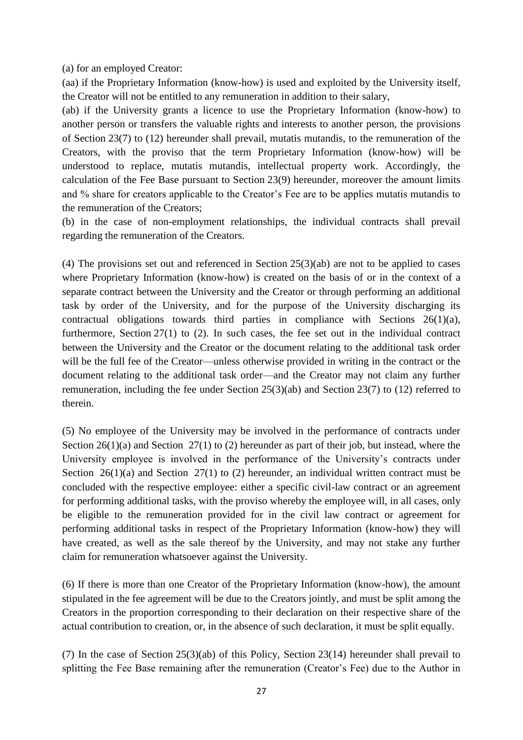(a) for an employed Creator:

(aa) if the Proprietary Information (know-how) is used and exploited by the University itself, the Creator will not be entitled to any remuneration in addition to their salary,

(ab) if the University grants a licence to use the Proprietary Information (know-how) to another person or transfers the valuable rights and interests to another person, the provisions of Section 23(7) to (12) hereunder shall prevail, mutatis mutandis, to the remuneration of the Creators, with the proviso that the term Proprietary Information (know-how) will be understood to replace, mutatis mutandis, intellectual property work. Accordingly, the calculation of the Fee Base pursuant to Section 23(9) hereunder, moreover the amount limits and % share for creators applicable to the Creator's Fee are to be applies mutatis mutandis to the remuneration of the Creators;

(b) in the case of non-employment relationships, the individual contracts shall prevail regarding the remuneration of the Creators.

(4) The provisions set out and referenced in Section 25(3)(ab) are not to be applied to cases where Proprietary Information (know-how) is created on the basis of or in the context of a separate contract between the University and the Creator or through performing an additional task by order of the University, and for the purpose of the University discharging its contractual obligations towards third parties in compliance with Sections 26(1)(a), furthermore, Section 27(1) to (2). In such cases, the fee set out in the individual contract between the University and the Creator or the document relating to the additional task order will be the full fee of the Creator—unless otherwise provided in writing in the contract or the document relating to the additional task order—and the Creator may not claim any further remuneration, including the fee under Section 25(3)(ab) and Section 23(7) to (12) referred to therein.

(5) No employee of the University may be involved in the performance of contracts under Section 26(1)(a) and Section 27(1) to (2) hereunder as part of their job, but instead, where the University employee is involved in the performance of the University's contracts under Section 26(1)(a) and Section 27(1) to (2) hereunder, an individual written contract must be concluded with the respective employee: either a specific civil-law contract or an agreement for performing additional tasks, with the proviso whereby the employee will, in all cases, only be eligible to the remuneration provided for in the civil law contract or agreement for performing additional tasks in respect of the Proprietary Information (know-how) they will have created, as well as the sale thereof by the University, and may not stake any further claim for remuneration whatsoever against the University.

(6) If there is more than one Creator of the Proprietary Information (know-how), the amount stipulated in the fee agreement will be due to the Creators jointly, and must be split among the Creators in the proportion corresponding to their declaration on their respective share of the actual contribution to creation, or, in the absence of such declaration, it must be split equally.

(7) In the case of Section 25(3)(ab) of this Policy, Section 23(14) hereunder shall prevail to splitting the Fee Base remaining after the remuneration (Creator's Fee) due to the Author in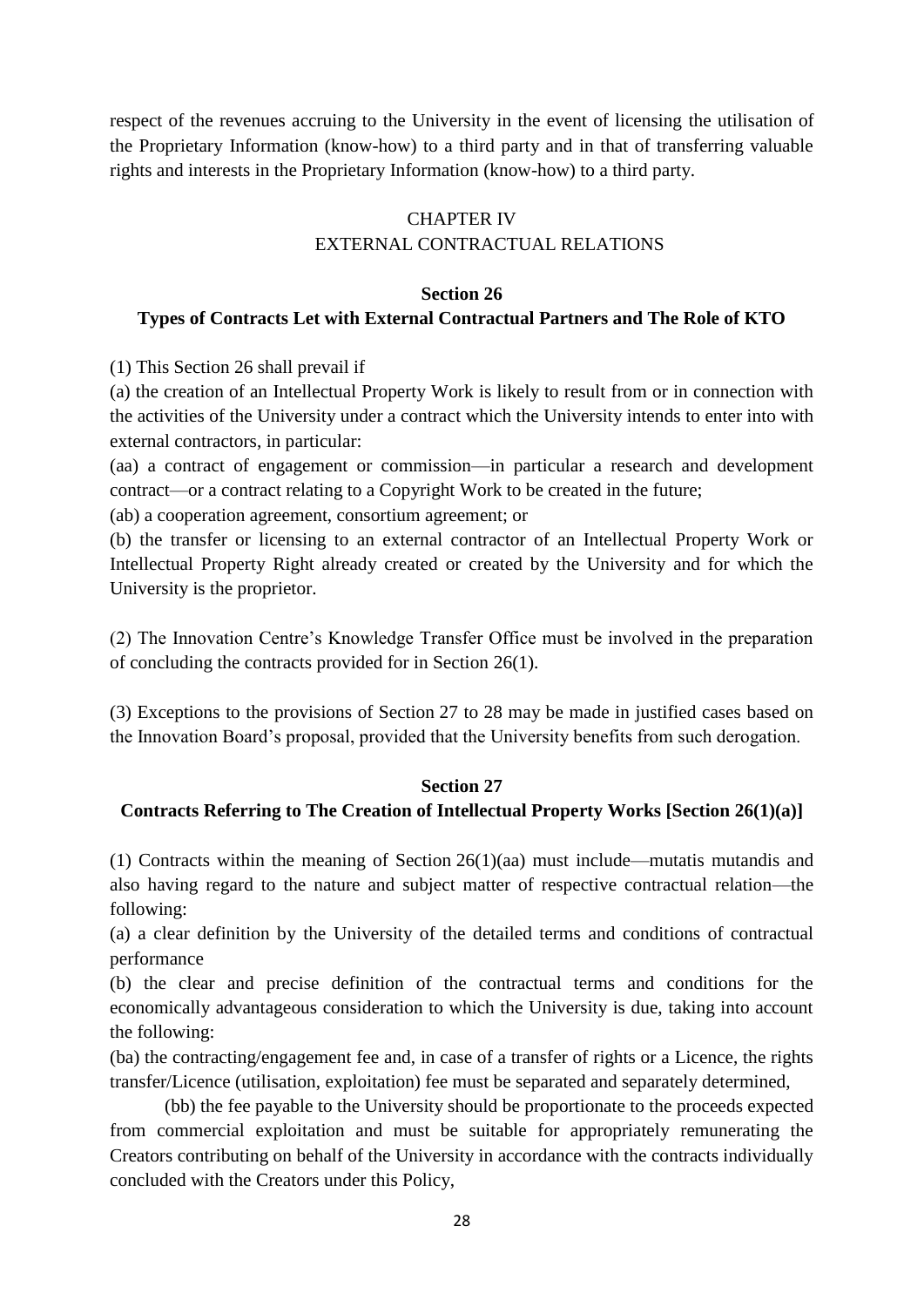respect of the revenues accruing to the University in the event of licensing the utilisation of the Proprietary Information (know-how) to a third party and in that of transferring valuable rights and interests in the Proprietary Information (know-how) to a third party.

## CHAPTER IV
## EXTERNAL CONTRACTUAL RELATIONS

### Section 26
### Types of Contracts Let with External Contractual Partners and The Role of KTO

(1) This Section 26 shall prevail if

(a) the creation of an Intellectual Property Work is likely to result from or in connection with the activities of the University under a contract which the University intends to enter into with external contractors, in particular:

(aa) a contract of engagement or commission—in particular a research and development contract—or a contract relating to a Copyright Work to be created in the future;

(ab) a cooperation agreement, consortium agreement; or

(b) the transfer or licensing to an external contractor of an Intellectual Property Work or Intellectual Property Right already created or created by the University and for which the University is the proprietor.

(2) The Innovation Centre's Knowledge Transfer Office must be involved in the preparation of concluding the contracts provided for in Section 26(1).

(3) Exceptions to the provisions of Section 27 to 28 may be made in justified cases based on the Innovation Board's proposal, provided that the University benefits from such derogation.

### Section 27
### Contracts Referring to The Creation of Intellectual Property Works [Section 26(1)(a)]

(1) Contracts within the meaning of Section 26(1)(aa) must include—mutatis mutandis and also having regard to the nature and subject matter of respective contractual relation—the following:

(a) a clear definition by the University of the detailed terms and conditions of contractual performance

(b) the clear and precise definition of the contractual terms and conditions for the economically advantageous consideration to which the University is due, taking into account the following:

(ba) the contracting/engagement fee and, in case of a transfer of rights or a Licence, the rights transfer/Licence (utilisation, exploitation) fee must be separated and separately determined,

(bb) the fee payable to the University should be proportionate to the proceeds expected from commercial exploitation and must be suitable for appropriately remunerating the Creators contributing on behalf of the University in accordance with the contracts individually concluded with the Creators under this Policy,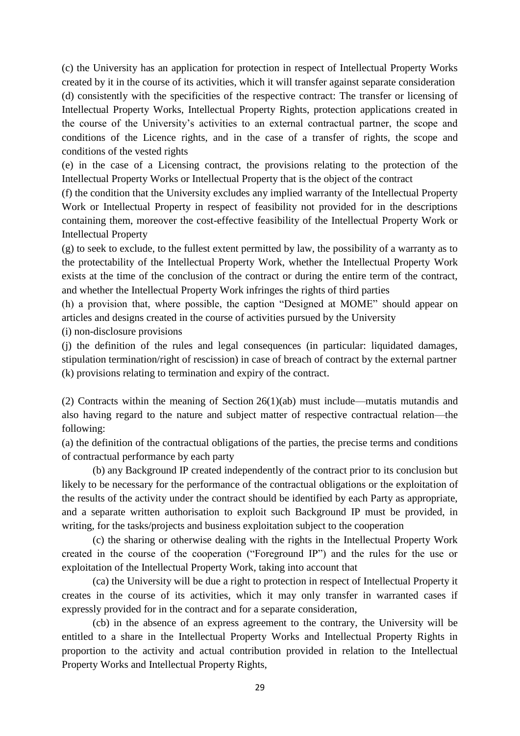(c) the University has an application for protection in respect of Intellectual Property Works created by it in the course of its activities, which it will transfer against separate consideration

(d) consistently with the specificities of the respective contract: The transfer or licensing of Intellectual Property Works, Intellectual Property Rights, protection applications created in the course of the University's activities to an external contractual partner, the scope and conditions of the Licence rights, and in the case of a transfer of rights, the scope and conditions of the vested rights

(e) in the case of a Licensing contract, the provisions relating to the protection of the Intellectual Property Works or Intellectual Property that is the object of the contract

(f) the condition that the University excludes any implied warranty of the Intellectual Property Work or Intellectual Property in respect of feasibility not provided for in the descriptions containing them, moreover the cost-effective feasibility of the Intellectual Property Work or Intellectual Property

(g) to seek to exclude, to the fullest extent permitted by law, the possibility of a warranty as to the protectability of the Intellectual Property Work, whether the Intellectual Property Work exists at the time of the conclusion of the contract or during the entire term of the contract, and whether the Intellectual Property Work infringes the rights of third parties

(h) a provision that, where possible, the caption "Designed at MOME" should appear on articles and designs created in the course of activities pursued by the University

(i) non-disclosure provisions

(j) the definition of the rules and legal consequences (in particular: liquidated damages, stipulation termination/right of rescission) in case of breach of contract by the external partner

(k) provisions relating to termination and expiry of the contract.

(2) Contracts within the meaning of Section 26(1)(ab) must include—mutatis mutandis and also having regard to the nature and subject matter of respective contractual relation—the following:

(a) the definition of the contractual obligations of the parties, the precise terms and conditions of contractual performance by each party

(b) any Background IP created independently of the contract prior to its conclusion but likely to be necessary for the performance of the contractual obligations or the exploitation of the results of the activity under the contract should be identified by each Party as appropriate, and a separate written authorisation to exploit such Background IP must be provided, in writing, for the tasks/projects and business exploitation subject to the cooperation

(c) the sharing or otherwise dealing with the rights in the Intellectual Property Work created in the course of the cooperation ("Foreground IP") and the rules for the use or exploitation of the Intellectual Property Work, taking into account that

(ca) the University will be due a right to protection in respect of Intellectual Property it creates in the course of its activities, which it may only transfer in warranted cases if expressly provided for in the contract and for a separate consideration,

(cb) in the absence of an express agreement to the contrary, the University will be entitled to a share in the Intellectual Property Works and Intellectual Property Rights in proportion to the activity and actual contribution provided in relation to the Intellectual Property Works and Intellectual Property Rights,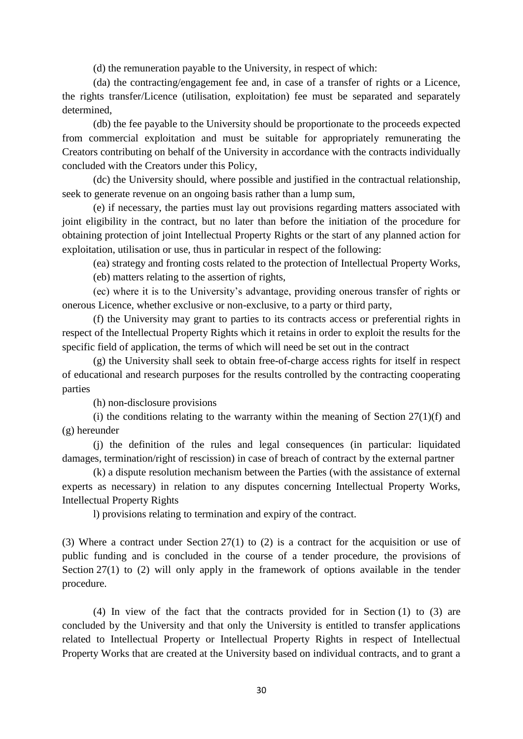(d) the remuneration payable to the University, in respect of which:

(da) the contracting/engagement fee and, in case of a transfer of rights or a Licence, the rights transfer/Licence (utilisation, exploitation) fee must be separated and separately determined,

(db) the fee payable to the University should be proportionate to the proceeds expected from commercial exploitation and must be suitable for appropriately remunerating the Creators contributing on behalf of the University in accordance with the contracts individually concluded with the Creators under this Policy,

(dc) the University should, where possible and justified in the contractual relationship, seek to generate revenue on an ongoing basis rather than a lump sum,

(e) if necessary, the parties must lay out provisions regarding matters associated with joint eligibility in the contract, but no later than before the initiation of the procedure for obtaining protection of joint Intellectual Property Rights or the start of any planned action for exploitation, utilisation or use, thus in particular in respect of the following:

(ea) strategy and fronting costs related to the protection of Intellectual Property Works,

(eb) matters relating to the assertion of rights,

(ec) where it is to the University's advantage, providing onerous transfer of rights or onerous Licence, whether exclusive or non-exclusive, to a party or third party,

(f) the University may grant to parties to its contracts access or preferential rights in respect of the Intellectual Property Rights which it retains in order to exploit the results for the specific field of application, the terms of which will need be set out in the contract

(g) the University shall seek to obtain free-of-charge access rights for itself in respect of educational and research purposes for the results controlled by the contracting cooperating parties

(h) non-disclosure provisions

(i) the conditions relating to the warranty within the meaning of Section 27(1)(f) and (g) hereunder

(j) the definition of the rules and legal consequences (in particular: liquidated damages, termination/right of rescission) in case of breach of contract by the external partner

(k) a dispute resolution mechanism between the Parties (with the assistance of external experts as necessary) in relation to any disputes concerning Intellectual Property Works, Intellectual Property Rights

l) provisions relating to termination and expiry of the contract.

(3) Where a contract under Section 27(1) to (2) is a contract for the acquisition or use of public funding and is concluded in the course of a tender procedure, the provisions of Section 27(1) to (2) will only apply in the framework of options available in the tender procedure.

(4) In view of the fact that the contracts provided for in Section (1) to (3) are concluded by the University and that only the University is entitled to transfer applications related to Intellectual Property or Intellectual Property Rights in respect of Intellectual Property Works that are created at the University based on individual contracts, and to grant a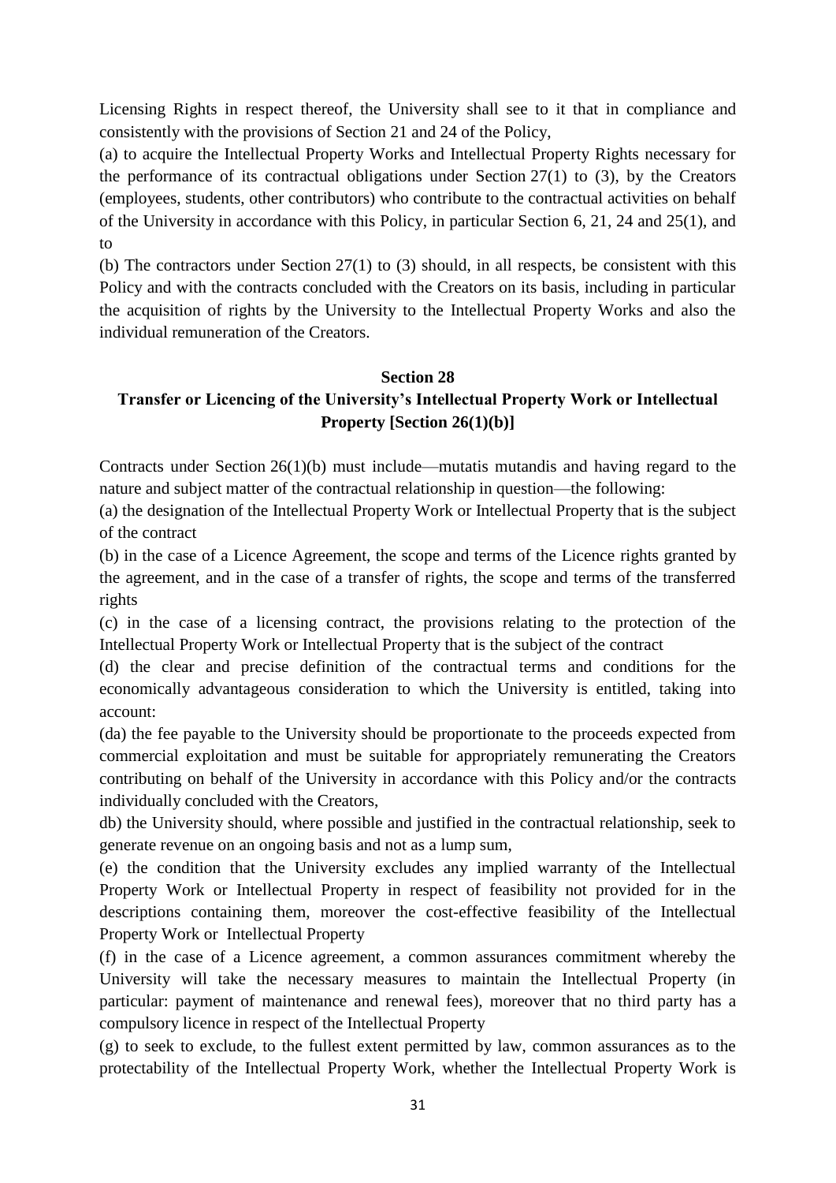Licensing Rights in respect thereof, the University shall see to it that in compliance and consistently with the provisions of Section 21 and 24 of the Policy,

(a) to acquire the Intellectual Property Works and Intellectual Property Rights necessary for the performance of its contractual obligations under Section 27(1) to (3), by the Creators (employees, students, other contributors) who contribute to the contractual activities on behalf of the University in accordance with this Policy, in particular Section 6, 21, 24 and 25(1), and to

(b) The contractors under Section 27(1) to (3) should, in all respects, be consistent with this Policy and with the contracts concluded with the Creators on its basis, including in particular the acquisition of rights by the University to the Intellectual Property Works and also the individual remuneration of the Creators.

## Section 28

## Transfer or Licencing of the University's Intellectual Property Work or Intellectual Property [Section 26(1)(b)]

Contracts under Section 26(1)(b) must include—mutatis mutandis and having regard to the nature and subject matter of the contractual relationship in question—the following:

(a) the designation of the Intellectual Property Work or Intellectual Property that is the subject of the contract

(b) in the case of a Licence Agreement, the scope and terms of the Licence rights granted by the agreement, and in the case of a transfer of rights, the scope and terms of the transferred rights

(c) in the case of a licensing contract, the provisions relating to the protection of the Intellectual Property Work or Intellectual Property that is the subject of the contract

(d) the clear and precise definition of the contractual terms and conditions for the economically advantageous consideration to which the University is entitled, taking into account:

(da) the fee payable to the University should be proportionate to the proceeds expected from commercial exploitation and must be suitable for appropriately remunerating the Creators contributing on behalf of the University in accordance with this Policy and/or the contracts individually concluded with the Creators,

db) the University should, where possible and justified in the contractual relationship, seek to generate revenue on an ongoing basis and not as a lump sum,

(e) the condition that the University excludes any implied warranty of the Intellectual Property Work or Intellectual Property in respect of feasibility not provided for in the descriptions containing them, moreover the cost-effective feasibility of the Intellectual Property Work or Intellectual Property

(f) in the case of a Licence agreement, a common assurances commitment whereby the University will take the necessary measures to maintain the Intellectual Property (in particular: payment of maintenance and renewal fees), moreover that no third party has a compulsory licence in respect of the Intellectual Property

(g) to seek to exclude, to the fullest extent permitted by law, common assurances as to the protectability of the Intellectual Property Work, whether the Intellectual Property Work is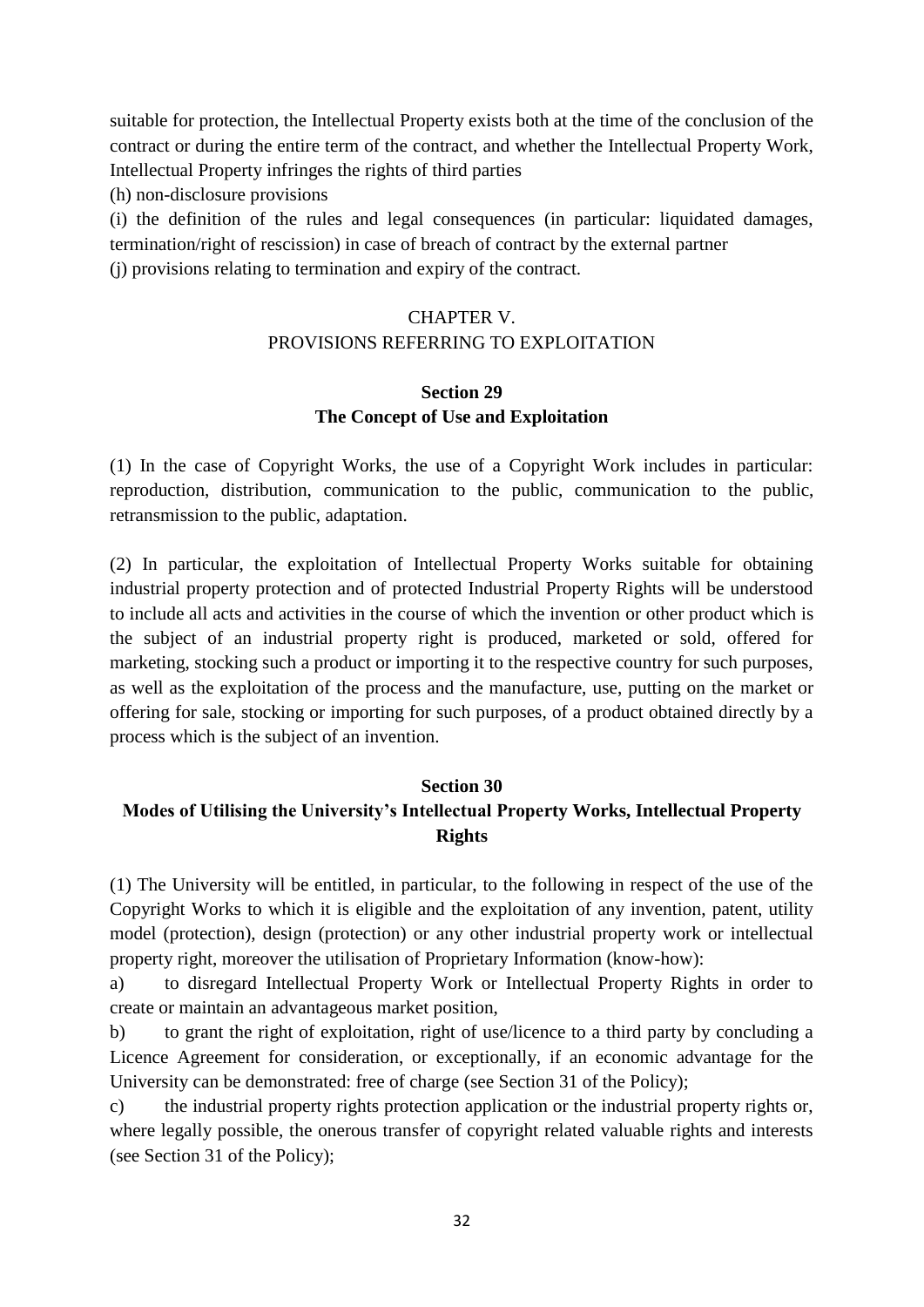suitable for protection, the Intellectual Property exists both at the time of the conclusion of the contract or during the entire term of the contract, and whether the Intellectual Property Work, Intellectual Property infringes the rights of third parties

(h) non-disclosure provisions

(i) the definition of the rules and legal consequences (in particular: liquidated damages, termination/right of rescission) in case of breach of contract by the external partner

(j) provisions relating to termination and expiry of the contract.

## CHAPTER V.
## PROVISIONS REFERRING TO EXPLOITATION

### Section 29
### The Concept of Use and Exploitation

(1) In the case of Copyright Works, the use of a Copyright Work includes in particular: reproduction, distribution, communication to the public, communication to the public, retransmission to the public, adaptation.

(2) In particular, the exploitation of Intellectual Property Works suitable for obtaining industrial property protection and of protected Industrial Property Rights will be understood to include all acts and activities in the course of which the invention or other product which is the subject of an industrial property right is produced, marketed or sold, offered for marketing, stocking such a product or importing it to the respective country for such purposes, as well as the exploitation of the process and the manufacture, use, putting on the market or offering for sale, stocking or importing for such purposes, of a product obtained directly by a process which is the subject of an invention.

### Section 30
### Modes of Utilising the University's Intellectual Property Works, Intellectual Property Rights

(1) The University will be entitled, in particular, to the following in respect of the use of the Copyright Works to which it is eligible and the exploitation of any invention, patent, utility model (protection), design (protection) or any other industrial property work or intellectual property right, moreover the utilisation of Proprietary Information (know-how):

a) to disregard Intellectual Property Work or Intellectual Property Rights in order to create or maintain an advantageous market position,

b) to grant the right of exploitation, right of use/licence to a third party by concluding a Licence Agreement for consideration, or exceptionally, if an economic advantage for the University can be demonstrated: free of charge (see Section 31 of the Policy);

c) the industrial property rights protection application or the industrial property rights or, where legally possible, the onerous transfer of copyright related valuable rights and interests (see Section 31 of the Policy);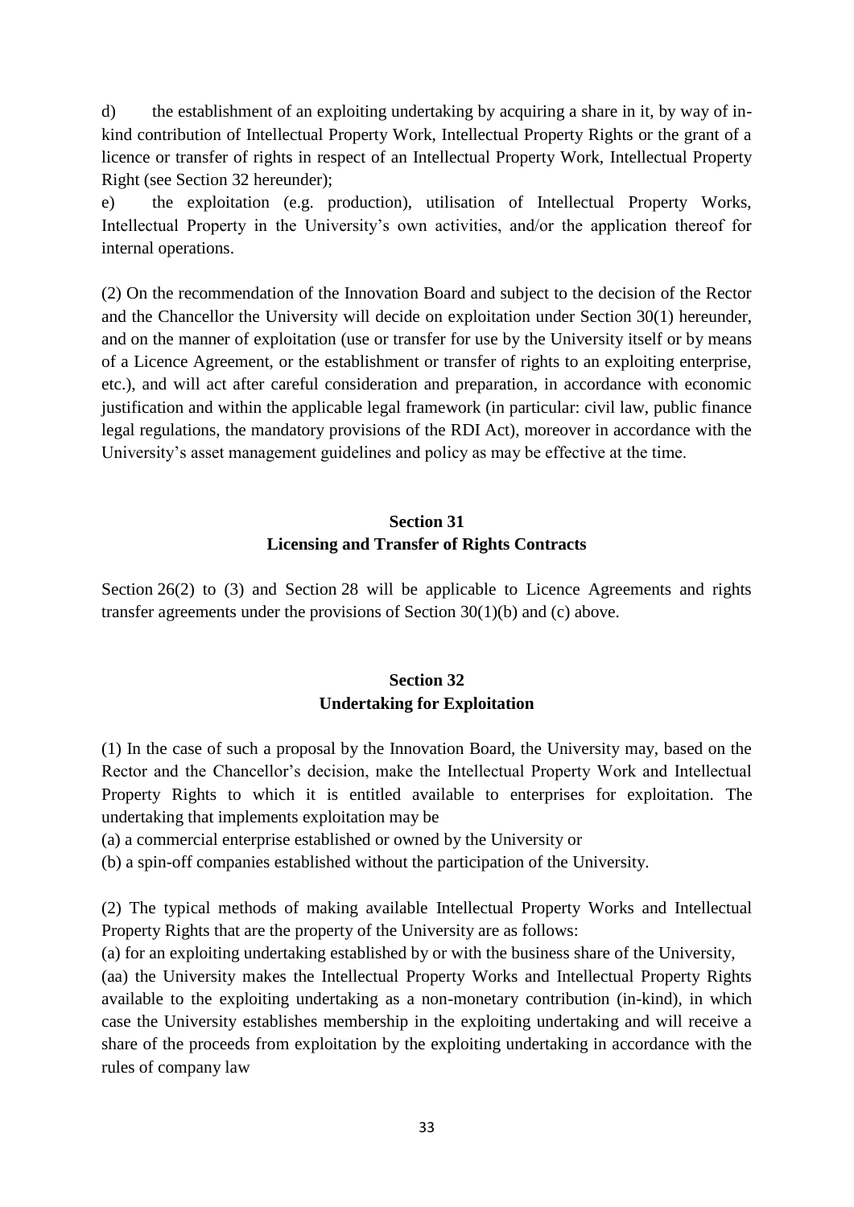d) the establishment of an exploiting undertaking by acquiring a share in it, by way of in-kind contribution of Intellectual Property Work, Intellectual Property Rights or the grant of a licence or transfer of rights in respect of an Intellectual Property Work, Intellectual Property Right (see Section 32 hereunder);

e) the exploitation (e.g. production), utilisation of Intellectual Property Works, Intellectual Property in the University's own activities, and/or the application thereof for internal operations.

(2) On the recommendation of the Innovation Board and subject to the decision of the Rector and the Chancellor the University will decide on exploitation under Section 30(1) hereunder, and on the manner of exploitation (use or transfer for use by the University itself or by means of a Licence Agreement, or the establishment or transfer of rights to an exploiting enterprise, etc.), and will act after careful consideration and preparation, in accordance with economic justification and within the applicable legal framework (in particular: civil law, public finance legal regulations, the mandatory provisions of the RDI Act), moreover in accordance with the University's asset management guidelines and policy as may be effective at the time.

## Section 31
## Licensing and Transfer of Rights Contracts

Section 26(2) to (3) and Section 28 will be applicable to Licence Agreements and rights transfer agreements under the provisions of Section 30(1)(b) and (c) above.

## Section 32
## Undertaking for Exploitation

(1) In the case of such a proposal by the Innovation Board, the University may, based on the Rector and the Chancellor's decision, make the Intellectual Property Work and Intellectual Property Rights to which it is entitled available to enterprises for exploitation. The undertaking that implements exploitation may be

(a) a commercial enterprise established or owned by the University or

(b) a spin-off companies established without the participation of the University.

(2) The typical methods of making available Intellectual Property Works and Intellectual Property Rights that are the property of the University are as follows:

(a) for an exploiting undertaking established by or with the business share of the University,

(aa) the University makes the Intellectual Property Works and Intellectual Property Rights available to the exploiting undertaking as a non-monetary contribution (in-kind), in which case the University establishes membership in the exploiting undertaking and will receive a share of the proceeds from exploitation by the exploiting undertaking in accordance with the rules of company law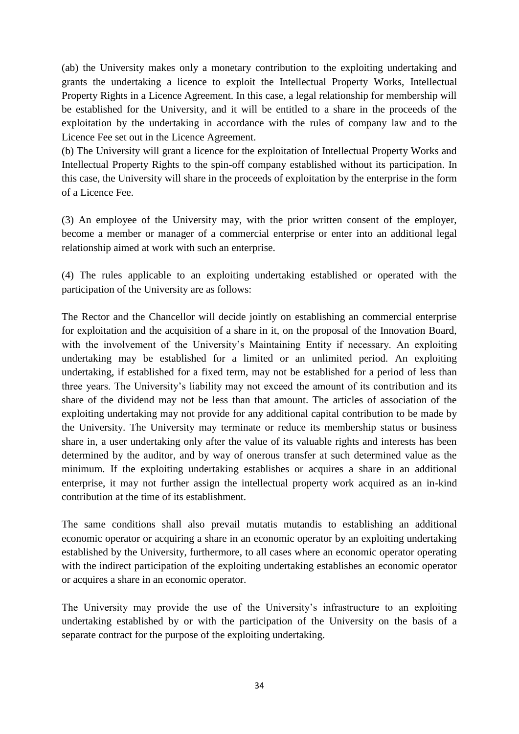(ab) the University makes only a monetary contribution to the exploiting undertaking and grants the undertaking a licence to exploit the Intellectual Property Works, Intellectual Property Rights in a Licence Agreement. In this case, a legal relationship for membership will be established for the University, and it will be entitled to a share in the proceeds of the exploitation by the undertaking in accordance with the rules of company law and to the Licence Fee set out in the Licence Agreement.

(b) The University will grant a licence for the exploitation of Intellectual Property Works and Intellectual Property Rights to the spin-off company established without its participation. In this case, the University will share in the proceeds of exploitation by the enterprise in the form of a Licence Fee.

(3) An employee of the University may, with the prior written consent of the employer, become a member or manager of a commercial enterprise or enter into an additional legal relationship aimed at work with such an enterprise.

(4) The rules applicable to an exploiting undertaking established or operated with the participation of the University are as follows:

The Rector and the Chancellor will decide jointly on establishing an commercial enterprise for exploitation and the acquisition of a share in it, on the proposal of the Innovation Board, with the involvement of the University's Maintaining Entity if necessary. An exploiting undertaking may be established for a limited or an unlimited period. An exploiting undertaking, if established for a fixed term, may not be established for a period of less than three years. The University's liability may not exceed the amount of its contribution and its share of the dividend may not be less than that amount. The articles of association of the exploiting undertaking may not provide for any additional capital contribution to be made by the University. The University may terminate or reduce its membership status or business share in, a user undertaking only after the value of its valuable rights and interests has been determined by the auditor, and by way of onerous transfer at such determined value as the minimum. If the exploiting undertaking establishes or acquires a share in an additional enterprise, it may not further assign the intellectual property work acquired as an in-kind contribution at the time of its establishment.

The same conditions shall also prevail mutatis mutandis to establishing an additional economic operator or acquiring a share in an economic operator by an exploiting undertaking established by the University, furthermore, to all cases where an economic operator operating with the indirect participation of the exploiting undertaking establishes an economic operator or acquires a share in an economic operator.

The University may provide the use of the University's infrastructure to an exploiting undertaking established by or with the participation of the University on the basis of a separate contract for the purpose of the exploiting undertaking.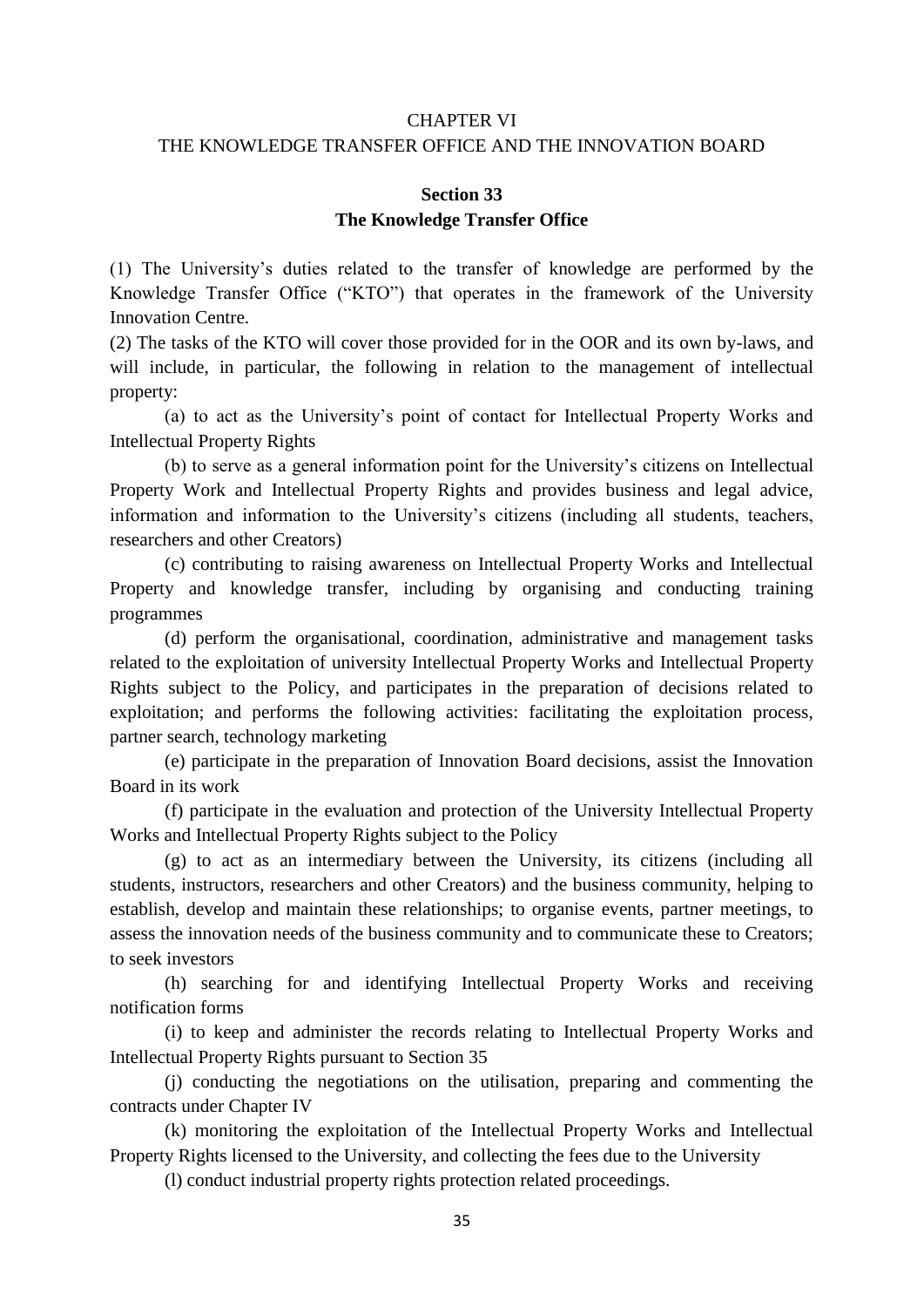# CHAPTER VI
# THE KNOWLEDGE TRANSFER OFFICE AND THE INNOVATION BOARD

## Section 33
## The Knowledge Transfer Office

(1) The University's duties related to the transfer of knowledge are performed by the Knowledge Transfer Office ("KTO") that operates in the framework of the University Innovation Centre.

(2) The tasks of the KTO will cover those provided for in the OOR and its own by-laws, and will include, in particular, the following in relation to the management of intellectual property:

(a) to act as the University's point of contact for Intellectual Property Works and Intellectual Property Rights

(b) to serve as a general information point for the University's citizens on Intellectual Property Work and Intellectual Property Rights and provides business and legal advice, information and information to the University's citizens (including all students, teachers, researchers and other Creators)

(c) contributing to raising awareness on Intellectual Property Works and Intellectual Property and knowledge transfer, including by organising and conducting training programmes

(d) perform the organisational, coordination, administrative and management tasks related to the exploitation of university Intellectual Property Works and Intellectual Property Rights subject to the Policy, and participates in the preparation of decisions related to exploitation; and performs the following activities: facilitating the exploitation process, partner search, technology marketing

(e) participate in the preparation of Innovation Board decisions, assist the Innovation Board in its work

(f) participate in the evaluation and protection of the University Intellectual Property Works and Intellectual Property Rights subject to the Policy

(g) to act as an intermediary between the University, its citizens (including all students, instructors, researchers and other Creators) and the business community, helping to establish, develop and maintain these relationships; to organise events, partner meetings, to assess the innovation needs of the business community and to communicate these to Creators; to seek investors

(h) searching for and identifying Intellectual Property Works and receiving notification forms

(i) to keep and administer the records relating to Intellectual Property Works and Intellectual Property Rights pursuant to Section 35

(j) conducting the negotiations on the utilisation, preparing and commenting the contracts under Chapter IV

(k) monitoring the exploitation of the Intellectual Property Works and Intellectual Property Rights licensed to the University, and collecting the fees due to the University

(l) conduct industrial property rights protection related proceedings.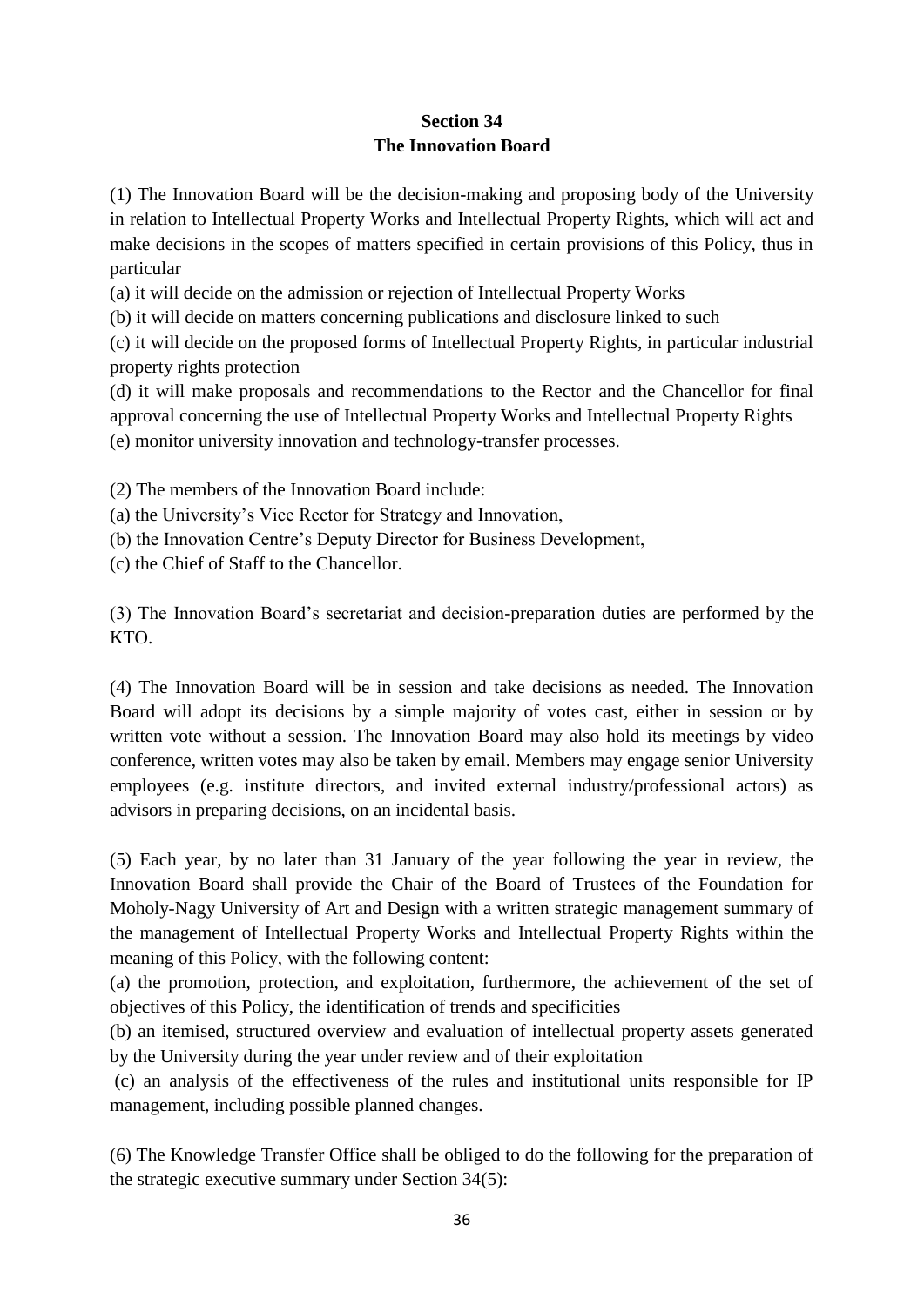## Section 34
## The Innovation Board

(1) The Innovation Board will be the decision-making and proposing body of the University in relation to Intellectual Property Works and Intellectual Property Rights, which will act and make decisions in the scopes of matters specified in certain provisions of this Policy, thus in particular

(a) it will decide on the admission or rejection of Intellectual Property Works

(b) it will decide on matters concerning publications and disclosure linked to such

(c) it will decide on the proposed forms of Intellectual Property Rights, in particular industrial property rights protection

(d) it will make proposals and recommendations to the Rector and the Chancellor for final approval concerning the use of Intellectual Property Works and Intellectual Property Rights

(e) monitor university innovation and technology-transfer processes.

(2) The members of the Innovation Board include:

(a) the University's Vice Rector for Strategy and Innovation,

(b) the Innovation Centre's Deputy Director for Business Development,

(c) the Chief of Staff to the Chancellor.

(3) The Innovation Board's secretariat and decision-preparation duties are performed by the KTO.

(4) The Innovation Board will be in session and take decisions as needed. The Innovation Board will adopt its decisions by a simple majority of votes cast, either in session or by written vote without a session. The Innovation Board may also hold its meetings by video conference, written votes may also be taken by email. Members may engage senior University employees (e.g. institute directors, and invited external industry/professional actors) as advisors in preparing decisions, on an incidental basis.

(5) Each year, by no later than 31 January of the year following the year in review, the Innovation Board shall provide the Chair of the Board of Trustees of the Foundation for Moholy-Nagy University of Art and Design with a written strategic management summary of the management of Intellectual Property Works and Intellectual Property Rights within the meaning of this Policy, with the following content:

(a) the promotion, protection, and exploitation, furthermore, the achievement of the set of objectives of this Policy, the identification of trends and specificities

(b) an itemised, structured overview and evaluation of intellectual property assets generated by the University during the year under review and of their exploitation

(c) an analysis of the effectiveness of the rules and institutional units responsible for IP management, including possible planned changes.

(6) The Knowledge Transfer Office shall be obliged to do the following for the preparation of the strategic executive summary under Section 34(5):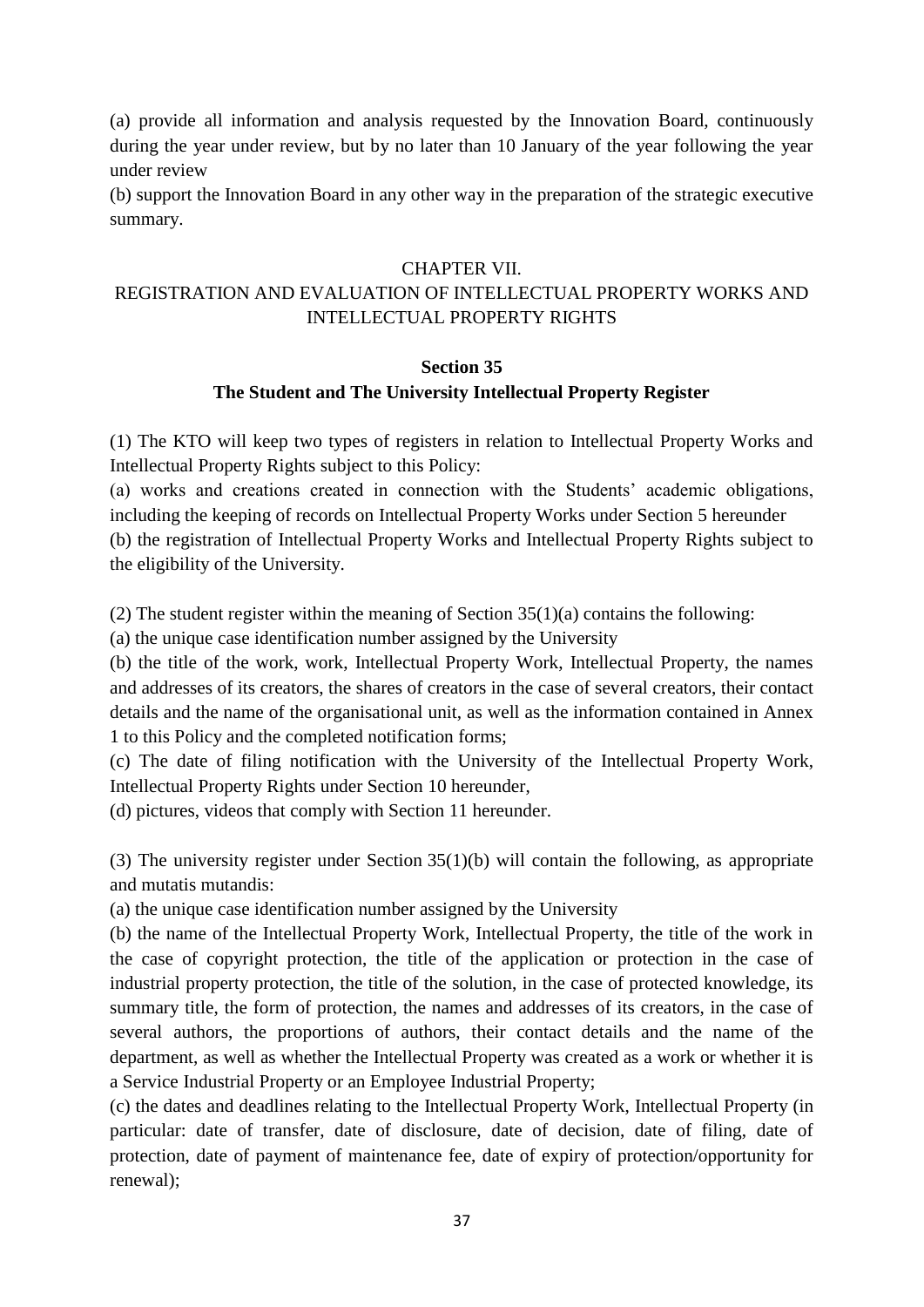(a) provide all information and analysis requested by the Innovation Board, continuously during the year under review, but by no later than 10 January of the year following the year under review

(b) support the Innovation Board in any other way in the preparation of the strategic executive summary.

CHAPTER VII.

REGISTRATION AND EVALUATION OF INTELLECTUAL PROPERTY WORKS AND INTELLECTUAL PROPERTY RIGHTS

**Section 35**

**The Student and The University Intellectual Property Register**

(1) The KTO will keep two types of registers in relation to Intellectual Property Works and Intellectual Property Rights subject to this Policy:

(a) works and creations created in connection with the Students' academic obligations, including the keeping of records on Intellectual Property Works under Section 5 hereunder

(b) the registration of Intellectual Property Works and Intellectual Property Rights subject to the eligibility of the University.

(2) The student register within the meaning of Section 35(1)(a) contains the following:

(a) the unique case identification number assigned by the University

(b) the title of the work, work, Intellectual Property Work, Intellectual Property, the names and addresses of its creators, the shares of creators in the case of several creators, their contact details and the name of the organisational unit, as well as the information contained in Annex 1 to this Policy and the completed notification forms;

(c) The date of filing notification with the University of the Intellectual Property Work, Intellectual Property Rights under Section 10 hereunder,

(d) pictures, videos that comply with Section 11 hereunder.

(3) The university register under Section 35(1)(b) will contain the following, as appropriate and mutatis mutandis:

(a) the unique case identification number assigned by the University

(b) the name of the Intellectual Property Work, Intellectual Property, the title of the work in the case of copyright protection, the title of the application or protection in the case of industrial property protection, the title of the solution, in the case of protected knowledge, its summary title, the form of protection, the names and addresses of its creators, in the case of several authors, the proportions of authors, their contact details and the name of the department, as well as whether the Intellectual Property was created as a work or whether it is a Service Industrial Property or an Employee Industrial Property;

(c) the dates and deadlines relating to the Intellectual Property Work, Intellectual Property (in particular: date of transfer, date of disclosure, date of decision, date of filing, date of protection, date of payment of maintenance fee, date of expiry of protection/opportunity for renewal);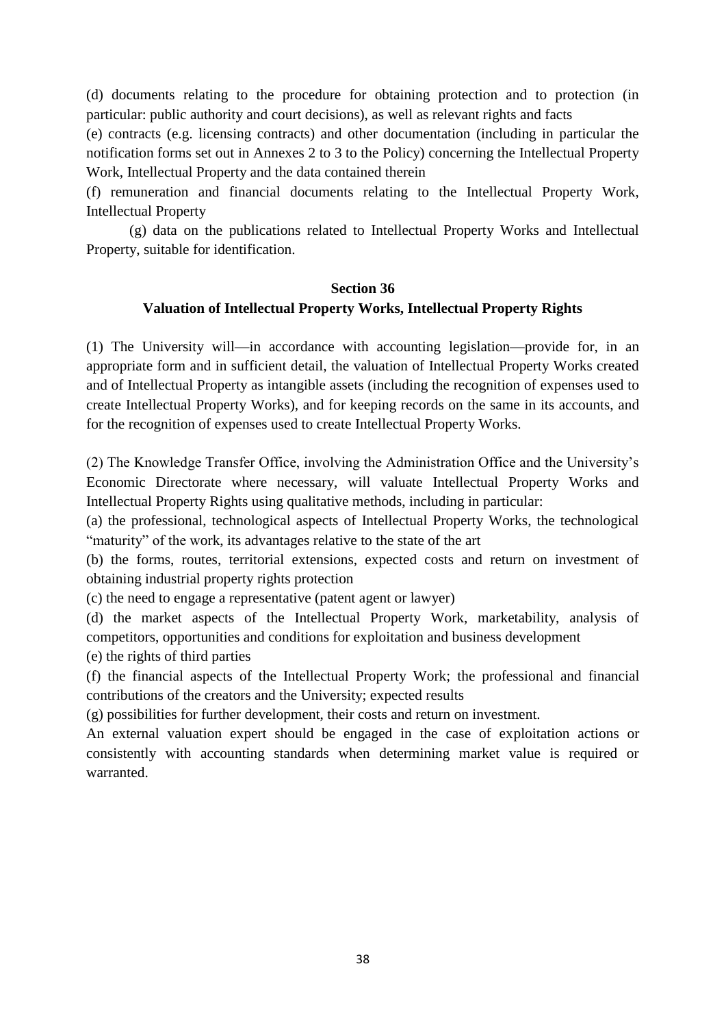(d) documents relating to the procedure for obtaining protection and to protection (in particular: public authority and court decisions), as well as relevant rights and facts

(e) contracts (e.g. licensing contracts) and other documentation (including in particular the notification forms set out in Annexes 2 to 3 to the Policy) concerning the Intellectual Property Work, Intellectual Property and the data contained therein

(f) remuneration and financial documents relating to the Intellectual Property Work, Intellectual Property

(g) data on the publications related to Intellectual Property Works and Intellectual Property, suitable for identification.

## Section 36
## Valuation of Intellectual Property Works, Intellectual Property Rights

(1) The University will—in accordance with accounting legislation—provide for, in an appropriate form and in sufficient detail, the valuation of Intellectual Property Works created and of Intellectual Property as intangible assets (including the recognition of expenses used to create Intellectual Property Works), and for keeping records on the same in its accounts, and for the recognition of expenses used to create Intellectual Property Works.

(2) The Knowledge Transfer Office, involving the Administration Office and the University's Economic Directorate where necessary, will valuate Intellectual Property Works and Intellectual Property Rights using qualitative methods, including in particular:

(a) the professional, technological aspects of Intellectual Property Works, the technological "maturity" of the work, its advantages relative to the state of the art

(b) the forms, routes, territorial extensions, expected costs and return on investment of obtaining industrial property rights protection

(c) the need to engage a representative (patent agent or lawyer)

(d) the market aspects of the Intellectual Property Work, marketability, analysis of competitors, opportunities and conditions for exploitation and business development

(e) the rights of third parties

(f) the financial aspects of the Intellectual Property Work; the professional and financial contributions of the creators and the University; expected results

(g) possibilities for further development, their costs and return on investment.

An external valuation expert should be engaged in the case of exploitation actions or consistently with accounting standards when determining market value is required or warranted.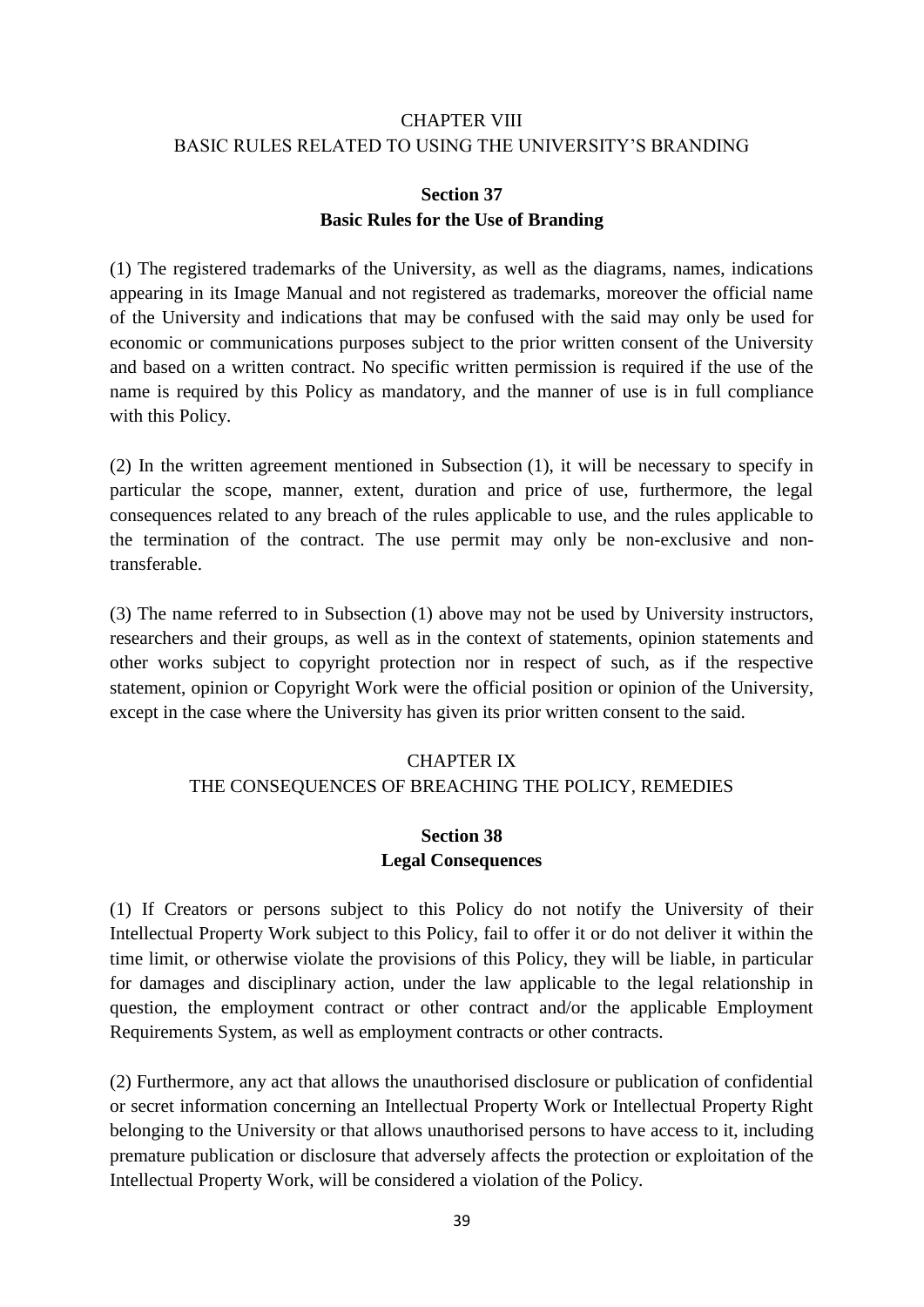## CHAPTER VIII
## BASIC RULES RELATED TO USING THE UNIVERSITY'S BRANDING

### Section 37
### Basic Rules for the Use of Branding

(1) The registered trademarks of the University, as well as the diagrams, names, indications appearing in its Image Manual and not registered as trademarks, moreover the official name of the University and indications that may be confused with the said may only be used for economic or communications purposes subject to the prior written consent of the University and based on a written contract. No specific written permission is required if the use of the name is required by this Policy as mandatory, and the manner of use is in full compliance with this Policy.

(2) In the written agreement mentioned in Subsection (1), it will be necessary to specify in particular the scope, manner, extent, duration and price of use, furthermore, the legal consequences related to any breach of the rules applicable to use, and the rules applicable to the termination of the contract. The use permit may only be non-exclusive and non-transferable.

(3) The name referred to in Subsection (1) above may not be used by University instructors, researchers and their groups, as well as in the context of statements, opinion statements and other works subject to copyright protection nor in respect of such, as if the respective statement, opinion or Copyright Work were the official position or opinion of the University, except in the case where the University has given its prior written consent to the said.

## CHAPTER IX
## THE CONSEQUENCES OF BREACHING THE POLICY, REMEDIES

### Section 38
### Legal Consequences

(1) If Creators or persons subject to this Policy do not notify the University of their Intellectual Property Work subject to this Policy, fail to offer it or do not deliver it within the time limit, or otherwise violate the provisions of this Policy, they will be liable, in particular for damages and disciplinary action, under the law applicable to the legal relationship in question, the employment contract or other contract and/or the applicable Employment Requirements System, as well as employment contracts or other contracts.

(2) Furthermore, any act that allows the unauthorised disclosure or publication of confidential or secret information concerning an Intellectual Property Work or Intellectual Property Right belonging to the University or that allows unauthorised persons to have access to it, including premature publication or disclosure that adversely affects the protection or exploitation of the Intellectual Property Work, will be considered a violation of the Policy.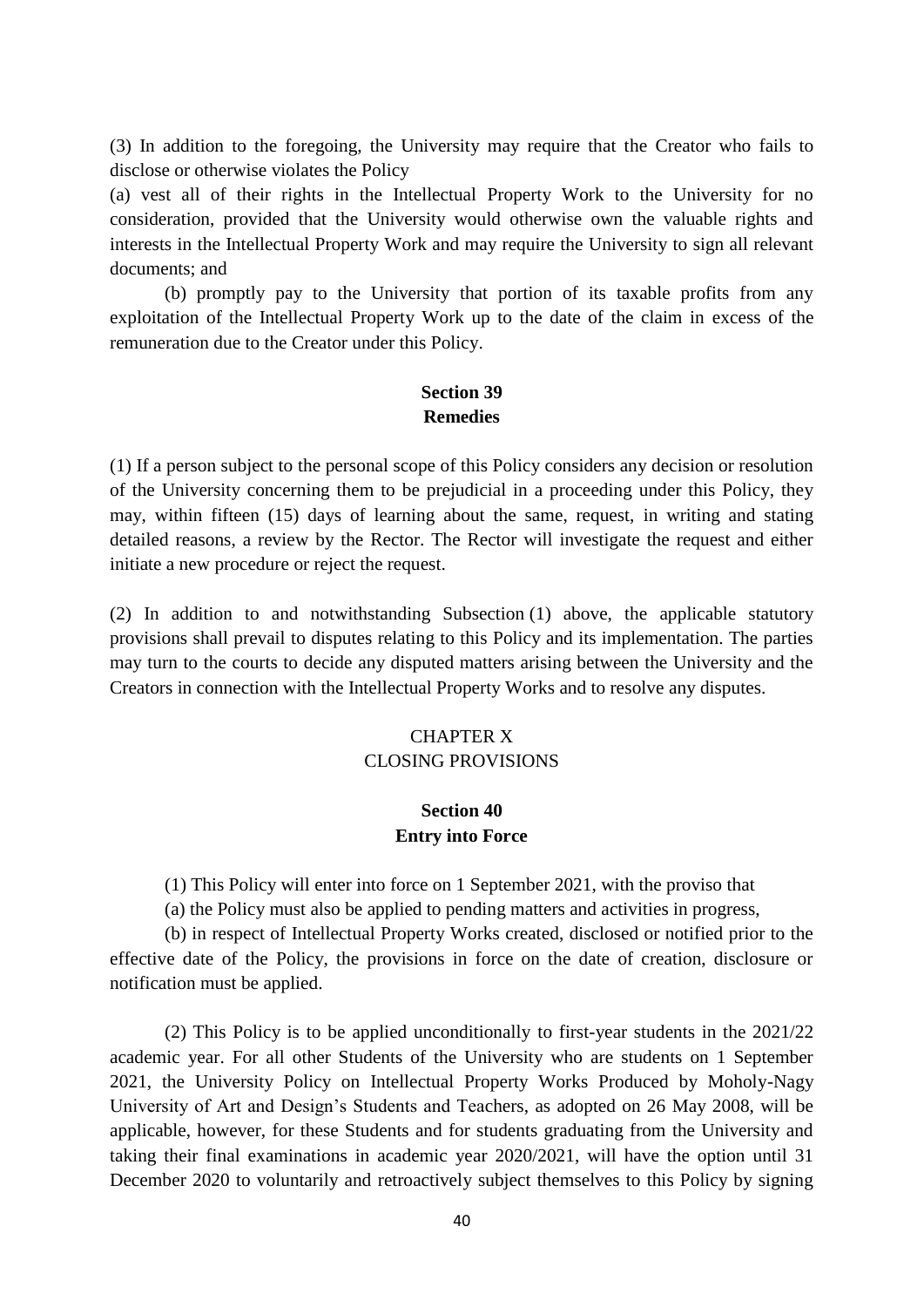(3) In addition to the foregoing, the University may require that the Creator who fails to disclose or otherwise violates the Policy

(a) vest all of their rights in the Intellectual Property Work to the University for no consideration, provided that the University would otherwise own the valuable rights and interests in the Intellectual Property Work and may require the University to sign all relevant documents; and

(b) promptly pay to the University that portion of its taxable profits from any exploitation of the Intellectual Property Work up to the date of the claim in excess of the remuneration due to the Creator under this Policy.

### Section 39
### Remedies

(1) If a person subject to the personal scope of this Policy considers any decision or resolution of the University concerning them to be prejudicial in a proceeding under this Policy, they may, within fifteen (15) days of learning about the same, request, in writing and stating detailed reasons, a review by the Rector. The Rector will investigate the request and either initiate a new procedure or reject the request.

(2) In addition to and notwithstanding Subsection (1) above, the applicable statutory provisions shall prevail to disputes relating to this Policy and its implementation. The parties may turn to the courts to decide any disputed matters arising between the University and the Creators in connection with the Intellectual Property Works and to resolve any disputes.

## CHAPTER X
## CLOSING PROVISIONS

### Section 40
### Entry into Force

(1) This Policy will enter into force on 1 September 2021, with the proviso that

(a) the Policy must also be applied to pending matters and activities in progress,

(b) in respect of Intellectual Property Works created, disclosed or notified prior to the effective date of the Policy, the provisions in force on the date of creation, disclosure or notification must be applied.

(2) This Policy is to be applied unconditionally to first-year students in the 2021/22 academic year. For all other Students of the University who are students on 1 September 2021, the University Policy on Intellectual Property Works Produced by Moholy-Nagy University of Art and Design's Students and Teachers, as adopted on 26 May 2008, will be applicable, however, for these Students and for students graduating from the University and taking their final examinations in academic year 2020/2021, will have the option until 31 December 2020 to voluntarily and retroactively subject themselves to this Policy by signing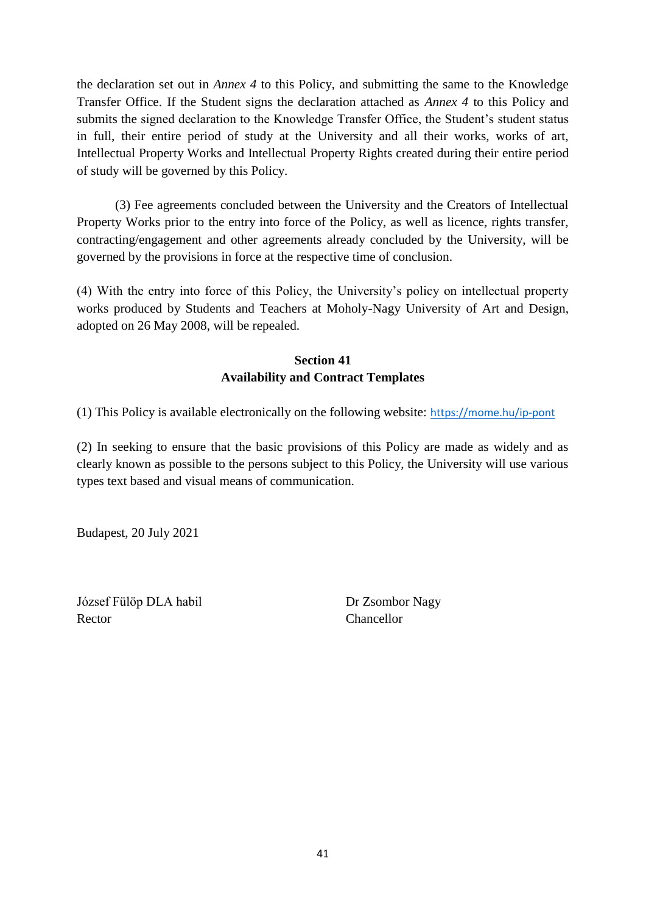the declaration set out in *Annex 4* to this Policy, and submitting the same to the Knowledge Transfer Office. If the Student signs the declaration attached as *Annex 4* to this Policy and submits the signed declaration to the Knowledge Transfer Office, the Student's student status in full, their entire period of study at the University and all their works, works of art, Intellectual Property Works and Intellectual Property Rights created during their entire period of study will be governed by this Policy.

(3) Fee agreements concluded between the University and the Creators of Intellectual Property Works prior to the entry into force of the Policy, as well as licence, rights transfer, contracting/engagement and other agreements already concluded by the University, will be governed by the provisions in force at the respective time of conclusion.

(4) With the entry into force of this Policy, the University's policy on intellectual property works produced by Students and Teachers at Moholy-Nagy University of Art and Design, adopted on 26 May 2008, will be repealed.

## Section 41
## Availability and Contract Templates

(1) This Policy is available electronically on the following website: https://mome.hu/ip-pont

(2) In seeking to ensure that the basic provisions of this Policy are made as widely and as clearly known as possible to the persons subject to this Policy, the University will use various types text based and visual means of communication.

Budapest, 20 July 2021

József Fülöp DLA habil
Rector

Dr Zsombor Nagy
Chancellor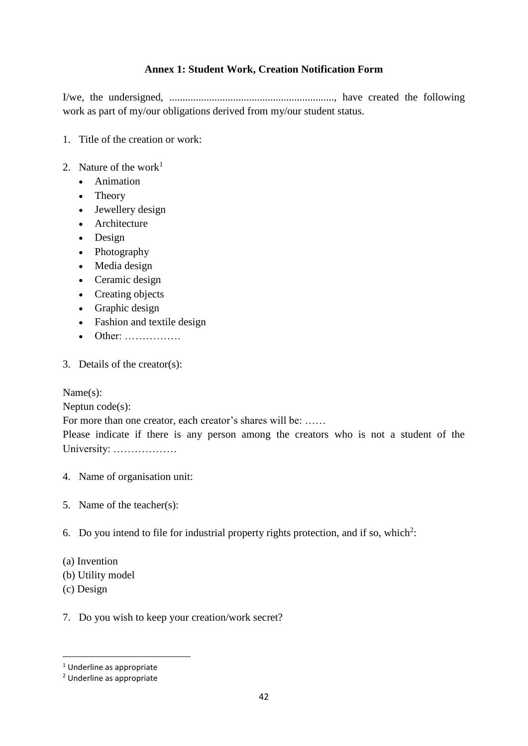### Annex 1: Student Work, Creation Notification Form

I/we, the undersigned, ..............................................................., have created the following work as part of my/our obligations derived from my/our student status.

1. Title of the creation or work:

2. Nature of the work[1]
   - Animation
   - Theory
   - Jewellery design
   - Architecture
   - Design
   - Photography
   - Media design
   - Ceramic design
   - Creating objects
   - Graphic design
   - Fashion and textile design
   - Other: …………….

3. Details of the creator(s):

Name(s):
Neptun code(s):
For more than one creator, each creator's shares will be: ……
Please indicate if there is any person among the creators who is not a student of the University: ………………

4. Name of organisation unit:

5. Name of the teacher(s):

6. Do you intend to file for industrial property rights protection, and if so, which[2]:

(a) Invention
(b) Utility model
(c) Design

7. Do you wish to keep your creation/work secret?

---

[1] Underline as appropriate
[2] Underline as appropriate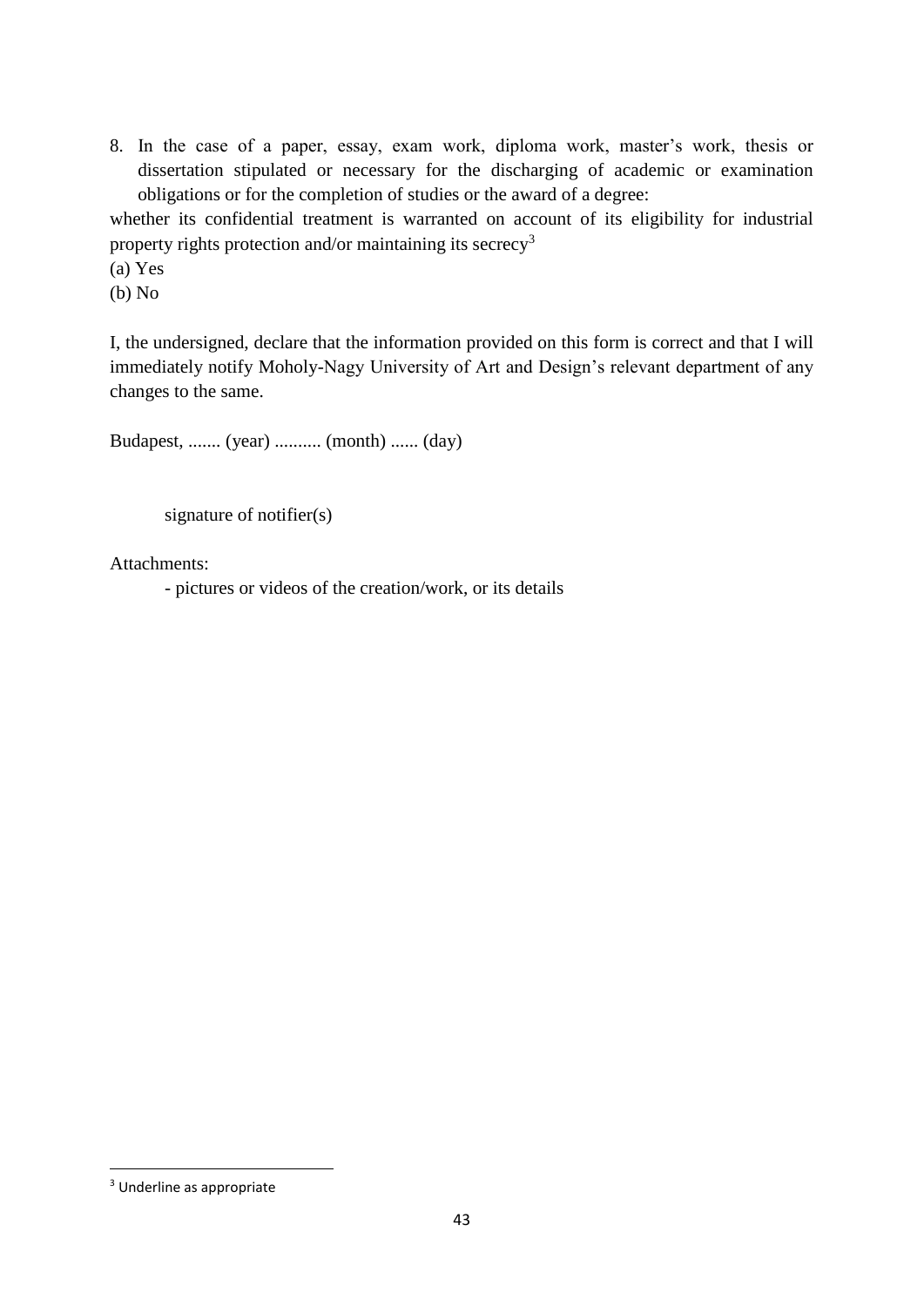8. In the case of a paper, essay, exam work, diploma work, master's work, thesis or dissertation stipulated or necessary for the discharging of academic or examination obligations or for the completion of studies or the award of a degree:

whether its confidential treatment is warranted on account of its eligibility for industrial property rights protection and/or maintaining its secrecy[3]

(a) Yes

(b) No

I, the undersigned, declare that the information provided on this form is correct and that I will immediately notify Moholy-Nagy University of Art and Design's relevant department of any changes to the same.

Budapest, ....... (year) .......... (month) ...... (day)

signature of notifier(s)

Attachments:

- pictures or videos of the creation/work, or its details

---

[3] Underline as appropriate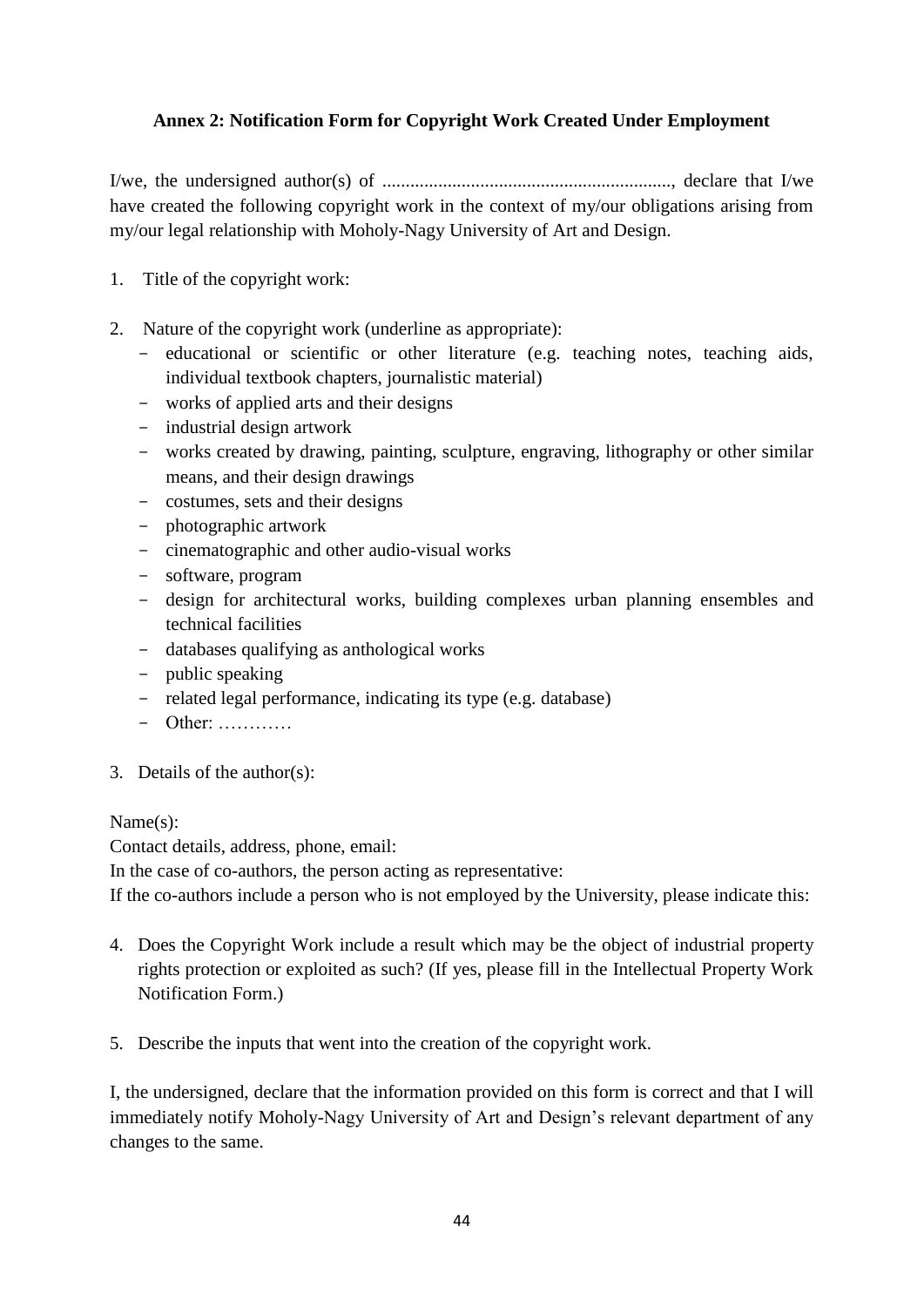**Annex 2: Notification Form for Copyright Work Created Under Employment**

I/we, the undersigned author(s) of ..............................................................., declare that I/we have created the following copyright work in the context of my/our obligations arising from my/our legal relationship with Moholy-Nagy University of Art and Design.

1. Title of the copyright work:

2. Nature of the copyright work (underline as appropriate):
   - educational or scientific or other literature (e.g. teaching notes, teaching aids, individual textbook chapters, journalistic material)
   - works of applied arts and their designs
   - industrial design artwork
   - works created by drawing, painting, sculpture, engraving, lithography or other similar means, and their design drawings
   - costumes, sets and their designs
   - photographic artwork
   - cinematographic and other audio-visual works
   - software, program
   - design for architectural works, building complexes urban planning ensembles and technical facilities
   - databases qualifying as anthological works
   - public speaking
   - related legal performance, indicating its type (e.g. database)
   - Other: …………

3. Details of the author(s):

Name(s):
Contact details, address, phone, email:
In the case of co-authors, the person acting as representative:
If the co-authors include a person who is not employed by the University, please indicate this:

4. Does the Copyright Work include a result which may be the object of industrial property rights protection or exploited as such? (If yes, please fill in the Intellectual Property Work Notification Form.)

5. Describe the inputs that went into the creation of the copyright work.

I, the undersigned, declare that the information provided on this form is correct and that I will immediately notify Moholy-Nagy University of Art and Design's relevant department of any changes to the same.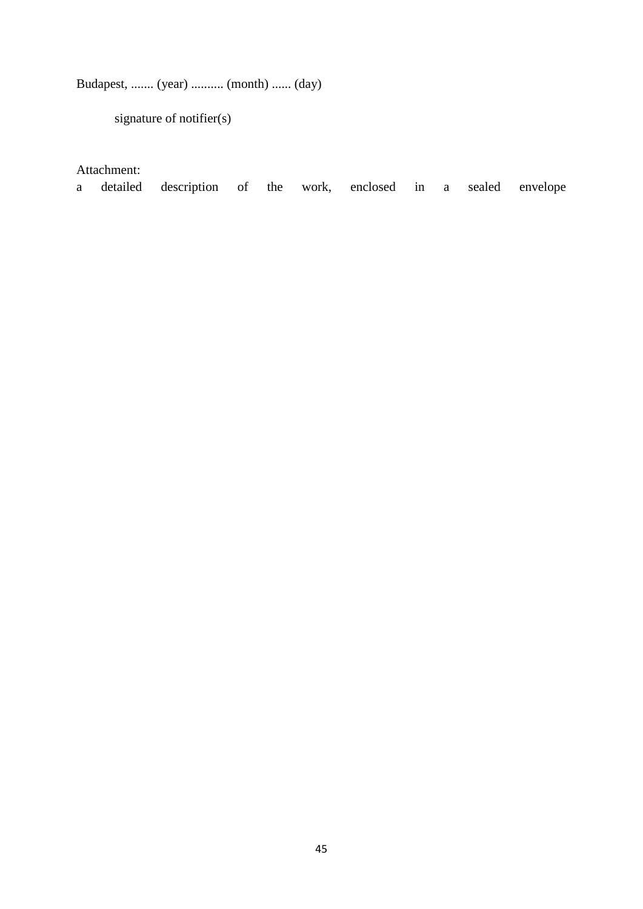Budapest, ....... (year) .......... (month) ...... (day)

signature of notifier(s)

Attachment:

a detailed description of the work, enclosed in a sealed envelope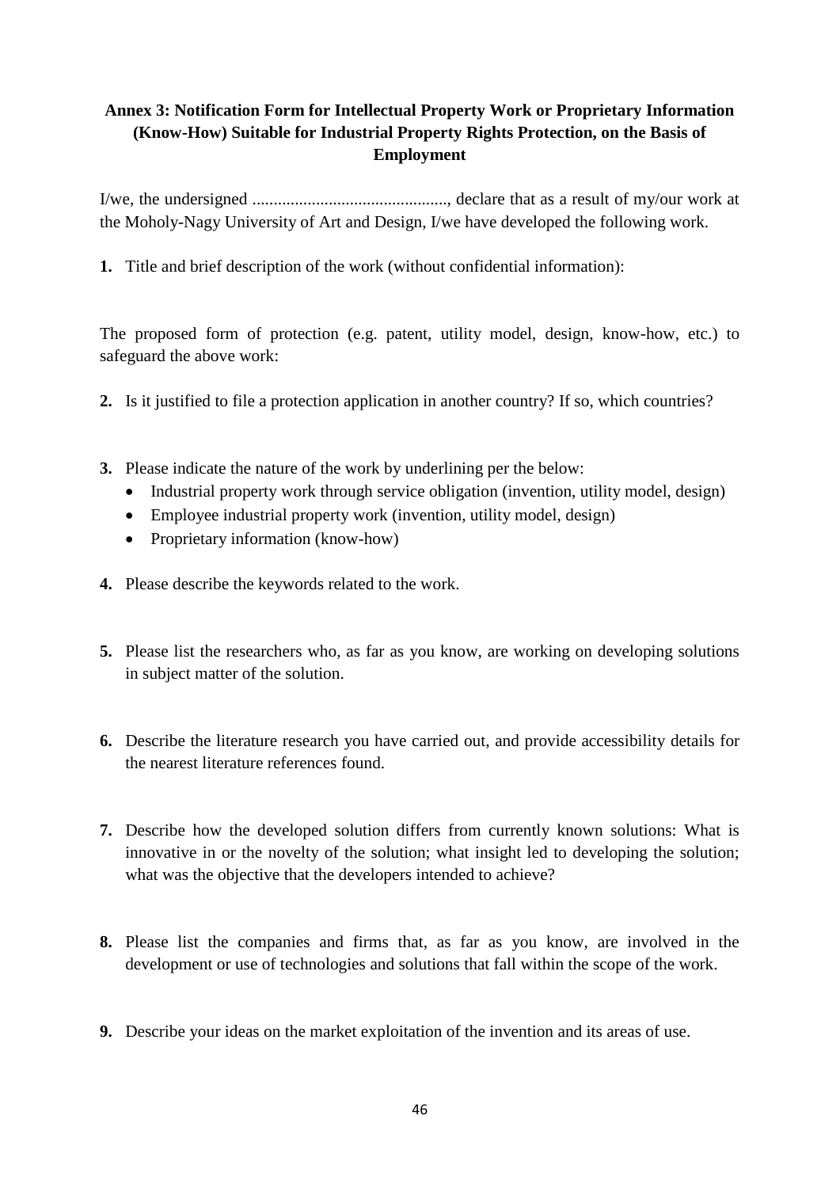**Annex 3: Notification Form for Intellectual Property Work or Proprietary Information (Know-How) Suitable for Industrial Property Rights Protection, on the Basis of Employment**

I/we, the undersigned .............................................., declare that as a result of my/our work at the Moholy-Nagy University of Art and Design, I/we have developed the following work.

**1.** Title and brief description of the work (without confidential information):

The proposed form of protection (e.g. patent, utility model, design, know-how, etc.) to safeguard the above work:

**2.** Is it justified to file a protection application in another country? If so, which countries?

**3.** Please indicate the nature of the work by underlining per the below:

- Industrial property work through service obligation (invention, utility model, design)
- Employee industrial property work (invention, utility model, design)
- Proprietary information (know-how)

**4.** Please describe the keywords related to the work.

**5.** Please list the researchers who, as far as you know, are working on developing solutions in subject matter of the solution.

**6.** Describe the literature research you have carried out, and provide accessibility details for the nearest literature references found.

**7.** Describe how the developed solution differs from currently known solutions: What is innovative in or the novelty of the solution; what insight led to developing the solution; what was the objective that the developers intended to achieve?

**8.** Please list the companies and firms that, as far as you know, are involved in the development or use of technologies and solutions that fall within the scope of the work.

**9.** Describe your ideas on the market exploitation of the invention and its areas of use.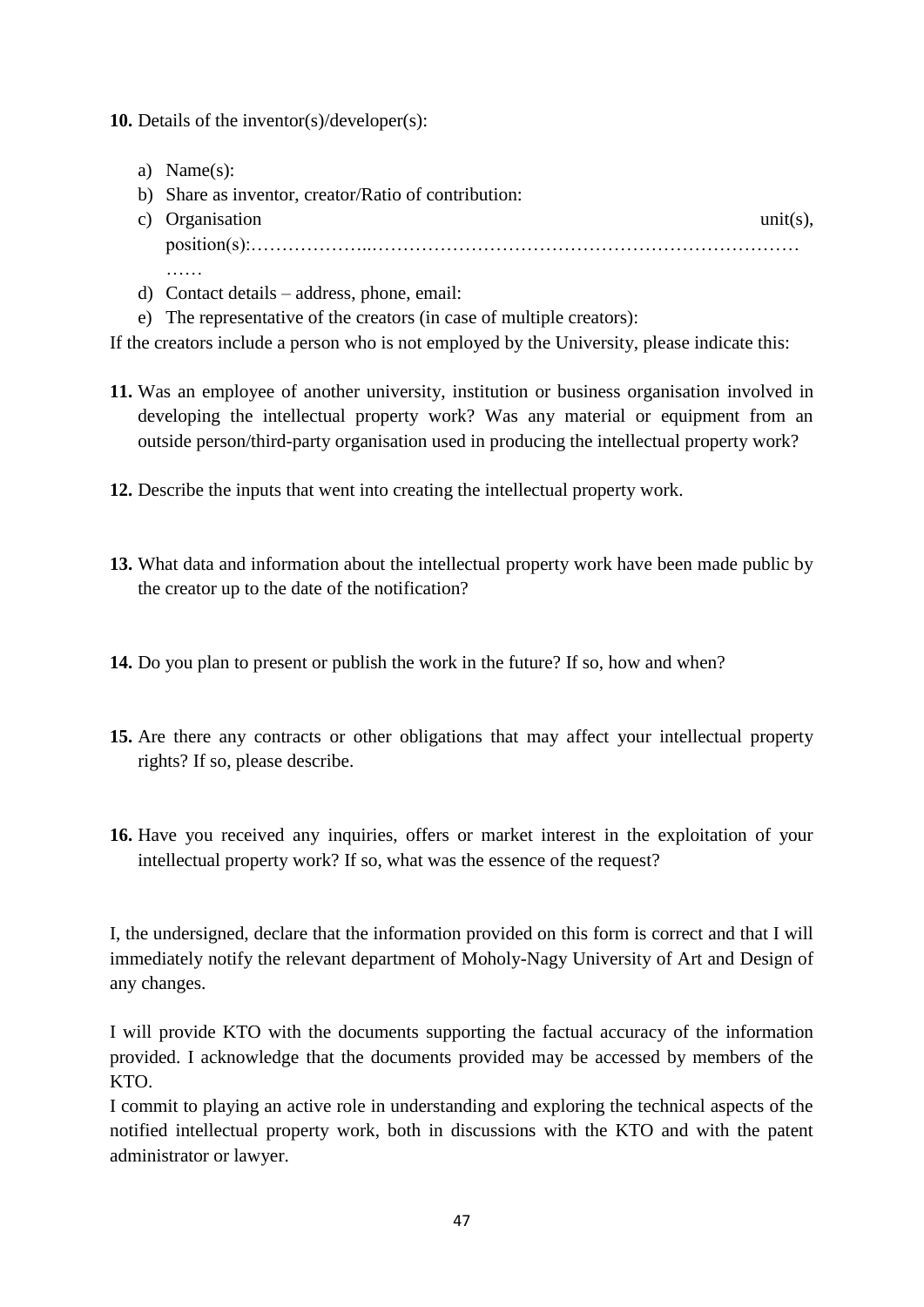**10.** Details of the inventor(s)/developer(s):

a) Name(s):
b) Share as inventor, creator/Ratio of contribution:
c) Organisation unit(s), position(s):………………..………………………………………………………………
d) Contact details – address, phone, email:
e) The representative of the creators (in case of multiple creators):

If the creators include a person who is not employed by the University, please indicate this:

**11.** Was an employee of another university, institution or business organisation involved in developing the intellectual property work? Was any material or equipment from an outside person/third-party organisation used in producing the intellectual property work?

**12.** Describe the inputs that went into creating the intellectual property work.

**13.** What data and information about the intellectual property work have been made public by the creator up to the date of the notification?

**14.** Do you plan to present or publish the work in the future? If so, how and when?

**15.** Are there any contracts or other obligations that may affect your intellectual property rights? If so, please describe.

**16.** Have you received any inquiries, offers or market interest in the exploitation of your intellectual property work? If so, what was the essence of the request?

I, the undersigned, declare that the information provided on this form is correct and that I will immediately notify the relevant department of Moholy-Nagy University of Art and Design of any changes.

I will provide KTO with the documents supporting the factual accuracy of the information provided. I acknowledge that the documents provided may be accessed by members of the KTO.

I commit to playing an active role in understanding and exploring the technical aspects of the notified intellectual property work, both in discussions with the KTO and with the patent administrator or lawyer.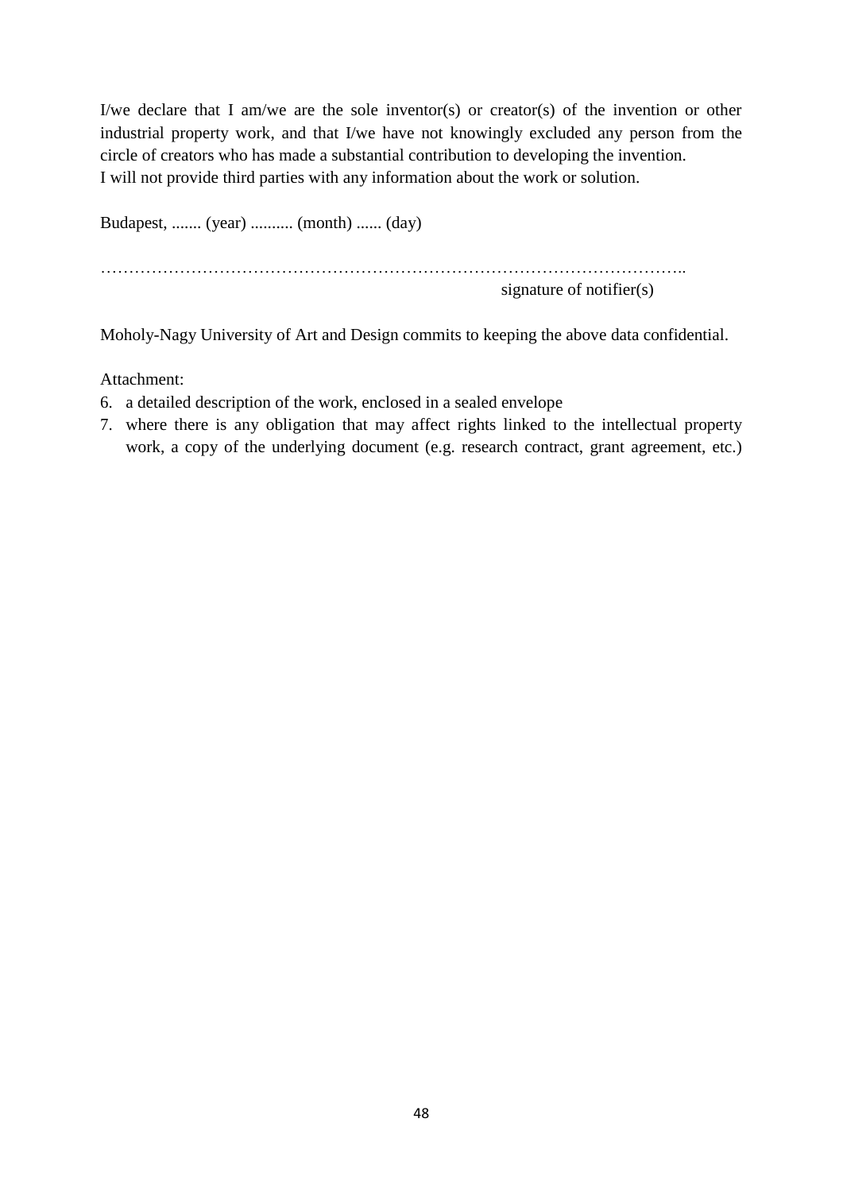I/we declare that I am/we are the sole inventor(s) or creator(s) of the invention or other industrial property work, and that I/we have not knowingly excluded any person from the circle of creators who has made a substantial contribution to developing the invention.
I will not provide third parties with any information about the work or solution.

Budapest, ....... (year) .......... (month) ...... (day)

…………………………………………………………………………………………..
signature of notifier(s)

Moholy-Nagy University of Art and Design commits to keeping the above data confidential.

Attachment:

6. a detailed description of the work, enclosed in a sealed envelope
7. where there is any obligation that may affect rights linked to the intellectual property work, a copy of the underlying document (e.g. research contract, grant agreement, etc.)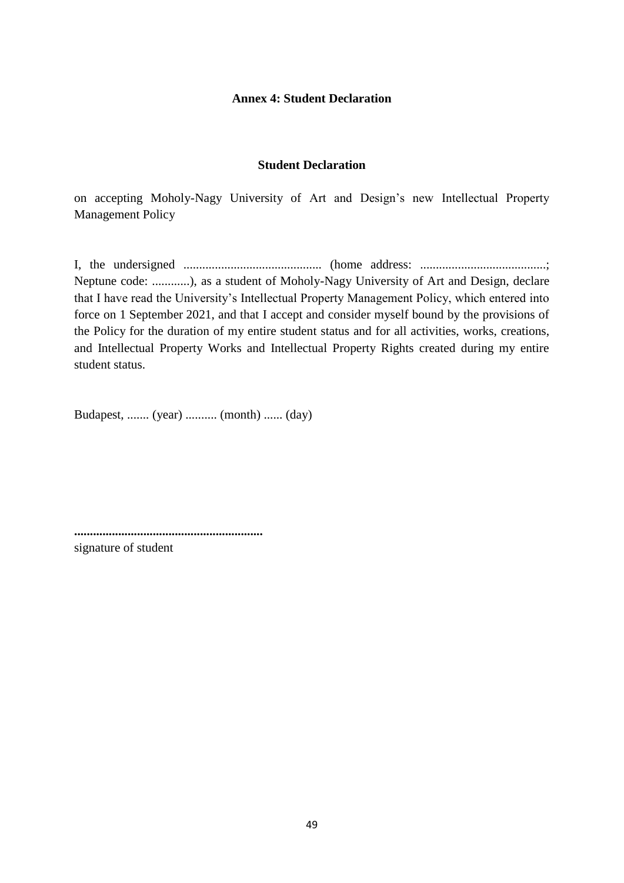**Annex 4: Student Declaration**

**Student Declaration**

on accepting Moholy-Nagy University of Art and Design's new Intellectual Property Management Policy

I, the undersigned ........................................... (home address: ........................................; Neptune code: ............), as a student of Moholy-Nagy University of Art and Design, declare that I have read the University's Intellectual Property Management Policy, which entered into force on 1 September 2021, and that I accept and consider myself bound by the provisions of the Policy for the duration of my entire student status and for all activities, works, creations, and Intellectual Property Works and Intellectual Property Rights created during my entire student status.

Budapest, ....... (year) .......... (month) ...... (day)

**.............................................................**
signature of student